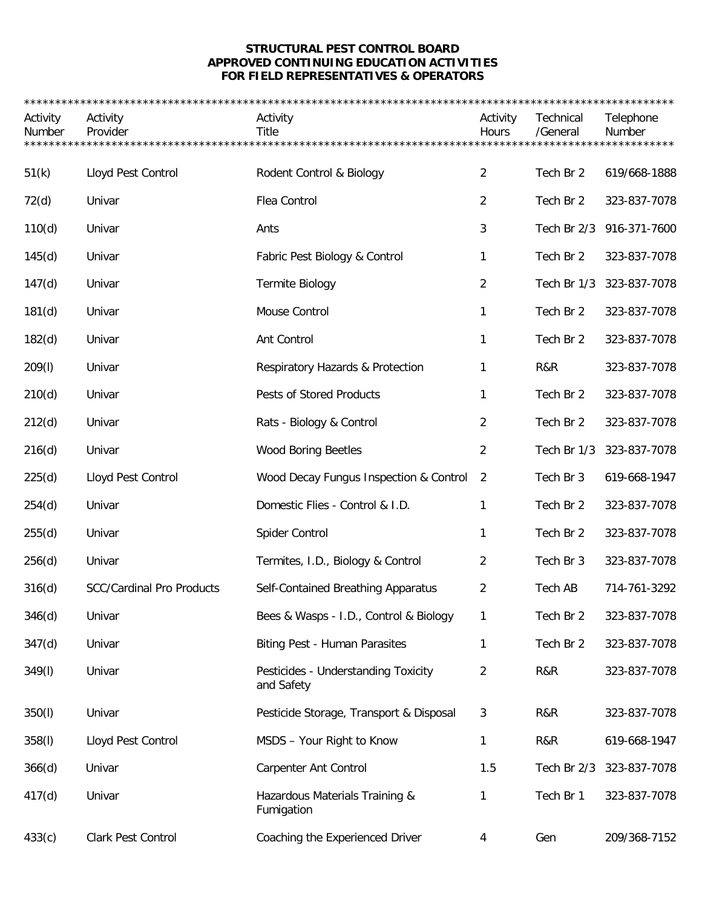**STRUCTURAL PEST CONTROL BOARD**
**APPROVED CONTINUING EDUCATION ACTIVITIES**
**FOR FIELD REPRESENTATIVES & OPERATORS**

| Activity Number | Activity Provider | Activity Title | Activity Hours | Technical /General | Telephone Number |
|---|---|---|---|---|---|
| 51(k) | Lloyd Pest Control | Rodent Control & Biology | 2 | Tech Br 2 | 619/668-1888 |
| 72(d) | Univar | Flea Control | 2 | Tech Br 2 | 323-837-7078 |
| 110(d) | Univar | Ants | 3 | Tech Br 2/3 | 916-371-7600 |
| 145(d) | Univar | Fabric Pest Biology & Control | 1 | Tech Br 2 | 323-837-7078 |
| 147(d) | Univar | Termite Biology | 2 | Tech Br 1/3 | 323-837-7078 |
| 181(d) | Univar | Mouse Control | 1 | Tech Br 2 | 323-837-7078 |
| 182(d) | Univar | Ant Control | 1 | Tech Br 2 | 323-837-7078 |
| 209(l) | Univar | Respiratory Hazards & Protection | 1 | R&R | 323-837-7078 |
| 210(d) | Univar | Pests of Stored Products | 1 | Tech Br 2 | 323-837-7078 |
| 212(d) | Univar | Rats - Biology & Control | 2 | Tech Br 2 | 323-837-7078 |
| 216(d) | Univar | Wood Boring Beetles | 2 | Tech Br 1/3 | 323-837-7078 |
| 225(d) | Lloyd Pest Control | Wood Decay Fungus Inspection & Control | 2 | Tech Br 3 | 619-668-1947 |
| 254(d) | Univar | Domestic Flies - Control & I.D. | 1 | Tech Br 2 | 323-837-7078 |
| 255(d) | Univar | Spider Control | 1 | Tech Br 2 | 323-837-7078 |
| 256(d) | Univar | Termites, I.D., Biology & Control | 2 | Tech Br 3 | 323-837-7078 |
| 316(d) | SCC/Cardinal Pro Products | Self-Contained Breathing Apparatus | 2 | Tech AB | 714-761-3292 |
| 346(d) | Univar | Bees & Wasps - I.D., Control & Biology | 1 | Tech Br 2 | 323-837-7078 |
| 347(d) | Univar | Biting Pest - Human Parasites | 1 | Tech Br 2 | 323-837-7078 |
| 349(l) | Univar | Pesticides - Understanding Toxicity and Safety | 2 | R&R | 323-837-7078 |
| 350(l) | Univar | Pesticide Storage, Transport & Disposal | 3 | R&R | 323-837-7078 |
| 358(l) | Lloyd Pest Control | MSDS – Your Right to Know | 1 | R&R | 619-668-1947 |
| 366(d) | Univar | Carpenter Ant Control | 1.5 | Tech Br 2/3 | 323-837-7078 |
| 417(d) | Univar | Hazardous Materials Training & Fumigation | 1 | Tech Br 1 | 323-837-7078 |
| 433(c) | Clark Pest Control | Coaching the Experienced Driver | 4 | Gen | 209/368-7152 |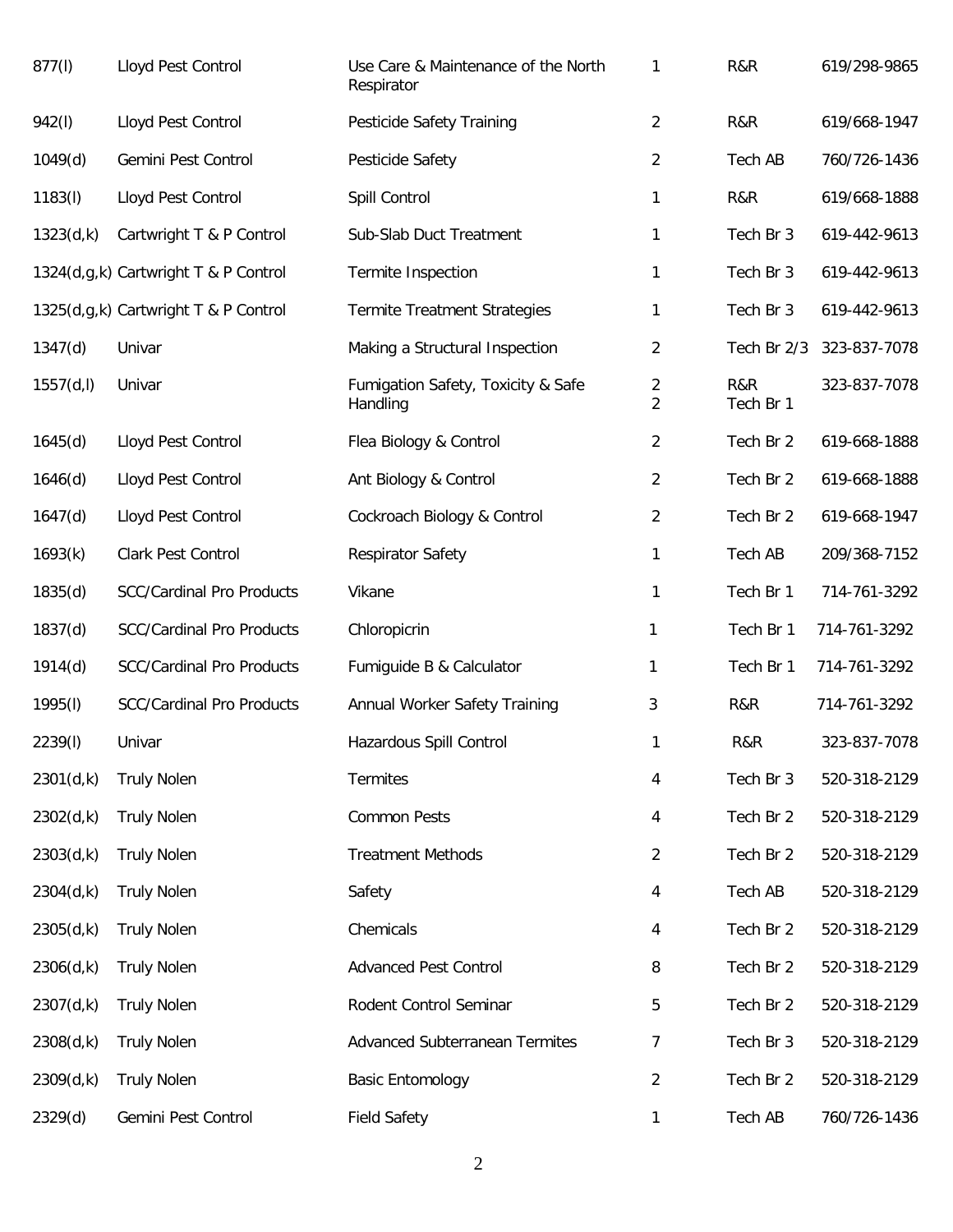| | | | | | |
|---|---|---|---|---|---|
| 877(l) | Lloyd Pest Control | Use Care & Maintenance of the North Respirator | 1 | R&R | 619/298-9865 |
| 942(l) | Lloyd Pest Control | Pesticide Safety Training | 2 | R&R | 619/668-1947 |
| 1049(d) | Gemini Pest Control | Pesticide Safety | 2 | Tech AB | 760/726-1436 |
| 1183(l) | Lloyd Pest Control | Spill Control | 1 | R&R | 619/668-1888 |
| 1323(d,k) | Cartwright T & P Control | Sub-Slab Duct Treatment | 1 | Tech Br 3 | 619-442-9613 |
| 1324(d,g,k) | Cartwright T & P Control | Termite Inspection | 1 | Tech Br 3 | 619-442-9613 |
| 1325(d,g,k) | Cartwright T & P Control | Termite Treatment Strategies | 1 | Tech Br 3 | 619-442-9613 |
| 1347(d) | Univar | Making a Structural Inspection | 2 | Tech Br 2/3 | 323-837-7078 |
| 1557(d,l) | Univar | Fumigation Safety, Toxicity & Safe Handling | 2<br>2 | R&R<br>Tech Br 1 | 323-837-7078 |
| 1645(d) | Lloyd Pest Control | Flea Biology & Control | 2 | Tech Br 2 | 619-668-1888 |
| 1646(d) | Lloyd Pest Control | Ant Biology & Control | 2 | Tech Br 2 | 619-668-1888 |
| 1647(d) | Lloyd Pest Control | Cockroach Biology & Control | 2 | Tech Br 2 | 619-668-1947 |
| 1693(k) | Clark Pest Control | Respirator Safety | 1 | Tech AB | 209/368-7152 |
| 1835(d) | SCC/Cardinal Pro Products | Vikane | 1 | Tech Br 1 | 714-761-3292 |
| 1837(d) | SCC/Cardinal Pro Products | Chloropicrin | 1 | Tech Br 1 | 714-761-3292 |
| 1914(d) | SCC/Cardinal Pro Products | Fumiguide B & Calculator | 1 | Tech Br 1 | 714-761-3292 |
| 1995(l) | SCC/Cardinal Pro Products | Annual Worker Safety Training | 3 | R&R | 714-761-3292 |
| 2239(l) | Univar | Hazardous Spill Control | 1 | R&R | 323-837-7078 |
| 2301(d,k) | Truly Nolen | Termites | 4 | Tech Br 3 | 520-318-2129 |
| 2302(d,k) | Truly Nolen | Common Pests | 4 | Tech Br 2 | 520-318-2129 |
| 2303(d,k) | Truly Nolen | Treatment Methods | 2 | Tech Br 2 | 520-318-2129 |
| 2304(d,k) | Truly Nolen | Safety | 4 | Tech AB | 520-318-2129 |
| 2305(d,k) | Truly Nolen | Chemicals | 4 | Tech Br 2 | 520-318-2129 |
| 2306(d,k) | Truly Nolen | Advanced Pest Control | 8 | Tech Br 2 | 520-318-2129 |
| 2307(d,k) | Truly Nolen | Rodent Control Seminar | 5 | Tech Br 2 | 520-318-2129 |
| 2308(d,k) | Truly Nolen | Advanced Subterranean Termites | 7 | Tech Br 3 | 520-318-2129 |
| 2309(d,k) | Truly Nolen | Basic Entomology | 2 | Tech Br 2 | 520-318-2129 |
| 2329(d) | Gemini Pest Control | Field Safety | 1 | Tech AB | 760/726-1436 |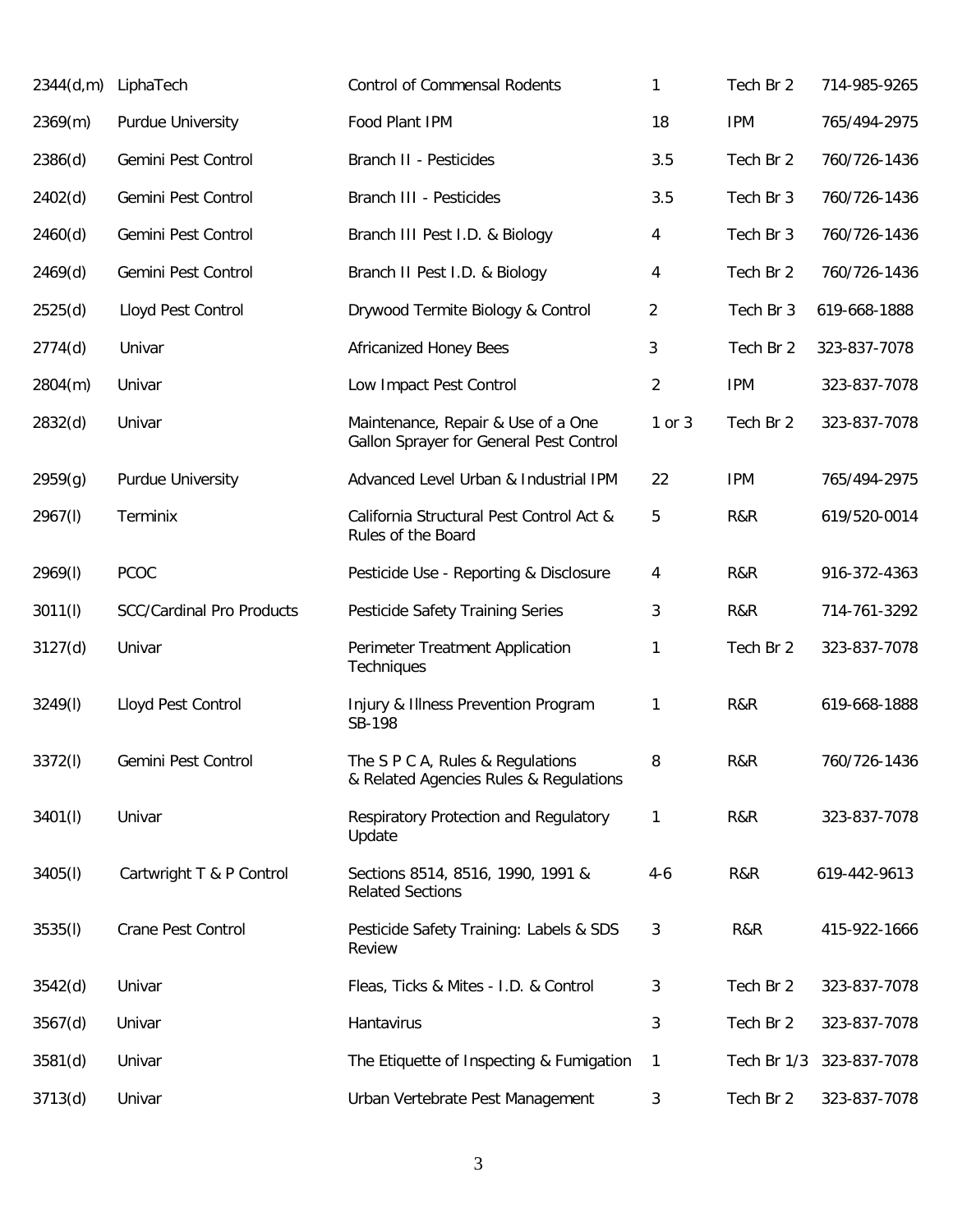| | | | | | |
|---|---|---|---|---|---|
| 2344(d,m) | LiphaTech | Control of Commensal Rodents | 1 | Tech Br 2 | 714-985-9265 |
| 2369(m) | Purdue University | Food Plant IPM | 18 | IPM | 765/494-2975 |
| 2386(d) | Gemini Pest Control | Branch II - Pesticides | 3.5 | Tech Br 2 | 760/726-1436 |
| 2402(d) | Gemini Pest Control | Branch III - Pesticides | 3.5 | Tech Br 3 | 760/726-1436 |
| 2460(d) | Gemini Pest Control | Branch III Pest I.D. & Biology | 4 | Tech Br 3 | 760/726-1436 |
| 2469(d) | Gemini Pest Control | Branch II Pest I.D. & Biology | 4 | Tech Br 2 | 760/726-1436 |
| 2525(d) | Lloyd Pest Control | Drywood Termite Biology & Control | 2 | Tech Br 3 | 619-668-1888 |
| 2774(d) | Univar | Africanized Honey Bees | 3 | Tech Br 2 | 323-837-7078 |
| 2804(m) | Univar | Low Impact Pest Control | 2 | IPM | 323-837-7078 |
| 2832(d) | Univar | Maintenance, Repair & Use of a One Gallon Sprayer for General Pest Control | 1 or 3 | Tech Br 2 | 323-837-7078 |
| 2959(g) | Purdue University | Advanced Level Urban & Industrial IPM | 22 | IPM | 765/494-2975 |
| 2967(l) | Terminix | California Structural Pest Control Act & Rules of the Board | 5 | R&R | 619/520-0014 |
| 2969(l) | PCOC | Pesticide Use - Reporting & Disclosure | 4 | R&R | 916-372-4363 |
| 3011(l) | SCC/Cardinal Pro Products | Pesticide Safety Training Series | 3 | R&R | 714-761-3292 |
| 3127(d) | Univar | Perimeter Treatment Application Techniques | 1 | Tech Br 2 | 323-837-7078 |
| 3249(l) | Lloyd Pest Control | Injury & Illness Prevention Program SB-198 | 1 | R&R | 619-668-1888 |
| 3372(l) | Gemini Pest Control | The S P C A, Rules & Regulations & Related Agencies Rules & Regulations | 8 | R&R | 760/726-1436 |
| 3401(l) | Univar | Respiratory Protection and Regulatory Update | 1 | R&R | 323-837-7078 |
| 3405(l) | Cartwright T & P Control | Sections 8514, 8516, 1990, 1991 & Related Sections | 4-6 | R&R | 619-442-9613 |
| 3535(l) | Crane Pest Control | Pesticide Safety Training: Labels & SDS Review | 3 | R&R | 415-922-1666 |
| 3542(d) | Univar | Fleas, Ticks & Mites - I.D. & Control | 3 | Tech Br 2 | 323-837-7078 |
| 3567(d) | Univar | Hantavirus | 3 | Tech Br 2 | 323-837-7078 |
| 3581(d) | Univar | The Etiquette of Inspecting & Fumigation | 1 | Tech Br 1/3 | 323-837-7078 |
| 3713(d) | Univar | Urban Vertebrate Pest Management | 3 | Tech Br 2 | 323-837-7078 |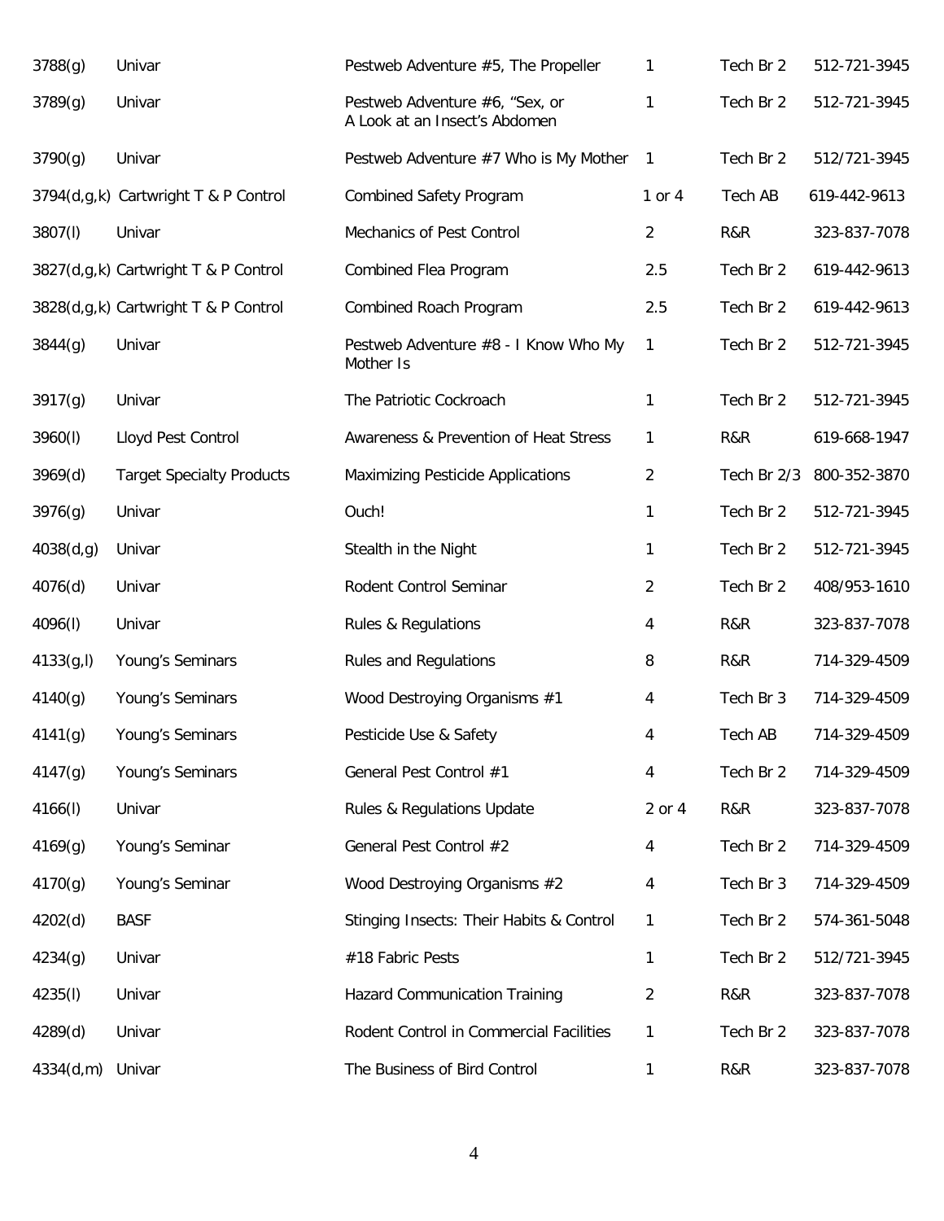| | | | | | |
|---|---|---|---|---|---|
| 3788(g) | Univar | Pestweb Adventure #5, The Propeller | 1 | Tech Br 2 | 512-721-3945 |
| 3789(g) | Univar | Pestweb Adventure #6, "Sex, or A Look at an Insect's Abdomen | 1 | Tech Br 2 | 512-721-3945 |
| 3790(g) | Univar | Pestweb Adventure #7 Who is My Mother | 1 | Tech Br 2 | 512/721-3945 |
| 3794(d,g,k) | Cartwright T & P Control | Combined Safety Program | 1 or 4 | Tech AB | 619-442-9613 |
| 3807(l) | Univar | Mechanics of Pest Control | 2 | R&R | 323-837-7078 |
| 3827(d,g,k) | Cartwright T & P Control | Combined Flea Program | 2.5 | Tech Br 2 | 619-442-9613 |
| 3828(d,g,k) | Cartwright T & P Control | Combined Roach Program | 2.5 | Tech Br 2 | 619-442-9613 |
| 3844(g) | Univar | Pestweb Adventure #8 - I Know Who My Mother Is | 1 | Tech Br 2 | 512-721-3945 |
| 3917(g) | Univar | The Patriotic Cockroach | 1 | Tech Br 2 | 512-721-3945 |
| 3960(l) | Lloyd Pest Control | Awareness & Prevention of Heat Stress | 1 | R&R | 619-668-1947 |
| 3969(d) | Target Specialty Products | Maximizing Pesticide Applications | 2 | Tech Br 2/3 | 800-352-3870 |
| 3976(g) | Univar | Ouch! | 1 | Tech Br 2 | 512-721-3945 |
| 4038(d,g) | Univar | Stealth in the Night | 1 | Tech Br 2 | 512-721-3945 |
| 4076(d) | Univar | Rodent Control Seminar | 2 | Tech Br 2 | 408/953-1610 |
| 4096(l) | Univar | Rules & Regulations | 4 | R&R | 323-837-7078 |
| 4133(g,l) | Young's Seminars | Rules and Regulations | 8 | R&R | 714-329-4509 |
| 4140(g) | Young's Seminars | Wood Destroying Organisms #1 | 4 | Tech Br 3 | 714-329-4509 |
| 4141(g) | Young's Seminars | Pesticide Use & Safety | 4 | Tech AB | 714-329-4509 |
| 4147(g) | Young's Seminars | General Pest Control #1 | 4 | Tech Br 2 | 714-329-4509 |
| 4166(l) | Univar | Rules & Regulations Update | 2 or 4 | R&R | 323-837-7078 |
| 4169(g) | Young's Seminar | General Pest Control #2 | 4 | Tech Br 2 | 714-329-4509 |
| 4170(g) | Young's Seminar | Wood Destroying Organisms #2 | 4 | Tech Br 3 | 714-329-4509 |
| 4202(d) | BASF | Stinging Insects: Their Habits & Control | 1 | Tech Br 2 | 574-361-5048 |
| 4234(g) | Univar | #18 Fabric Pests | 1 | Tech Br 2 | 512/721-3945 |
| 4235(l) | Univar | Hazard Communication Training | 2 | R&R | 323-837-7078 |
| 4289(d) | Univar | Rodent Control in Commercial Facilities | 1 | Tech Br 2 | 323-837-7078 |
| 4334(d,m) | Univar | The Business of Bird Control | 1 | R&R | 323-837-7078 |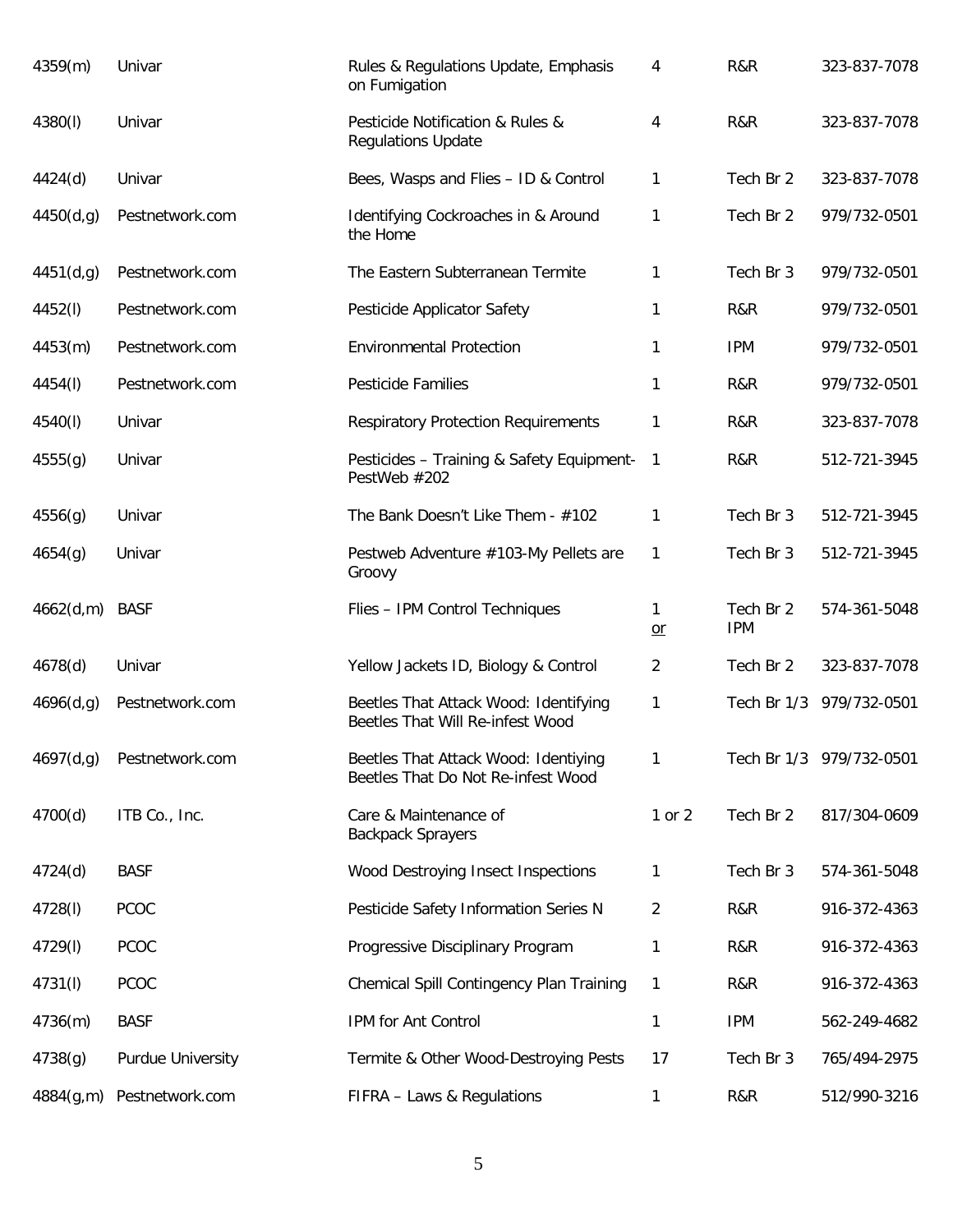| | | | | | |
|---|---|---|---|---|---|
| 4359(m) | Univar | Rules & Regulations Update, Emphasis on Fumigation | 4 | R&R | 323-837-7078 |
| 4380(l) | Univar | Pesticide Notification & Rules & Regulations Update | 4 | R&R | 323-837-7078 |
| 4424(d) | Univar | Bees, Wasps and Flies – ID & Control | 1 | Tech Br 2 | 323-837-7078 |
| 4450(d,g) | Pestnetwork.com | Identifying Cockroaches in & Around the Home | 1 | Tech Br 2 | 979/732-0501 |
| 4451(d,g) | Pestnetwork.com | The Eastern Subterranean Termite | 1 | Tech Br 3 | 979/732-0501 |
| 4452(l) | Pestnetwork.com | Pesticide Applicator Safety | 1 | R&R | 979/732-0501 |
| 4453(m) | Pestnetwork.com | Environmental Protection | 1 | IPM | 979/732-0501 |
| 4454(l) | Pestnetwork.com | Pesticide Families | 1 | R&R | 979/732-0501 |
| 4540(l) | Univar | Respiratory Protection Requirements | 1 | R&R | 323-837-7078 |
| 4555(g) | Univar | Pesticides – Training & Safety Equipment-PestWeb #202 | 1 | R&R | 512-721-3945 |
| 4556(g) | Univar | The Bank Doesn't Like Them - #102 | 1 | Tech Br 3 | 512-721-3945 |
| 4654(g) | Univar | Pestweb Adventure #103-My Pellets are Groovy | 1 | Tech Br 3 | 512-721-3945 |
| 4662(d,m) | BASF | Flies – IPM Control Techniques | 1 or | Tech Br 2 IPM | 574-361-5048 |
| 4678(d) | Univar | Yellow Jackets ID, Biology & Control | 2 | Tech Br 2 | 323-837-7078 |
| 4696(d,g) | Pestnetwork.com | Beetles That Attack Wood: Identifying Beetles That Will Re-infest Wood | 1 | Tech Br 1/3 | 979/732-0501 |
| 4697(d,g) | Pestnetwork.com | Beetles That Attack Wood: Identiying Beetles That Do Not Re-infest Wood | 1 | Tech Br 1/3 | 979/732-0501 |
| 4700(d) | ITB Co., Inc. | Care & Maintenance of Backpack Sprayers | 1 or 2 | Tech Br 2 | 817/304-0609 |
| 4724(d) | BASF | Wood Destroying Insect Inspections | 1 | Tech Br 3 | 574-361-5048 |
| 4728(l) | PCOC | Pesticide Safety Information Series N | 2 | R&R | 916-372-4363 |
| 4729(l) | PCOC | Progressive Disciplinary Program | 1 | R&R | 916-372-4363 |
| 4731(l) | PCOC | Chemical Spill Contingency Plan Training | 1 | R&R | 916-372-4363 |
| 4736(m) | BASF | IPM for Ant Control | 1 | IPM | 562-249-4682 |
| 4738(g) | Purdue University | Termite & Other Wood-Destroying Pests | 17 | Tech Br 3 | 765/494-2975 |
| 4884(g,m) | Pestnetwork.com | FIFRA – Laws & Regulations | 1 | R&R | 512/990-3216 |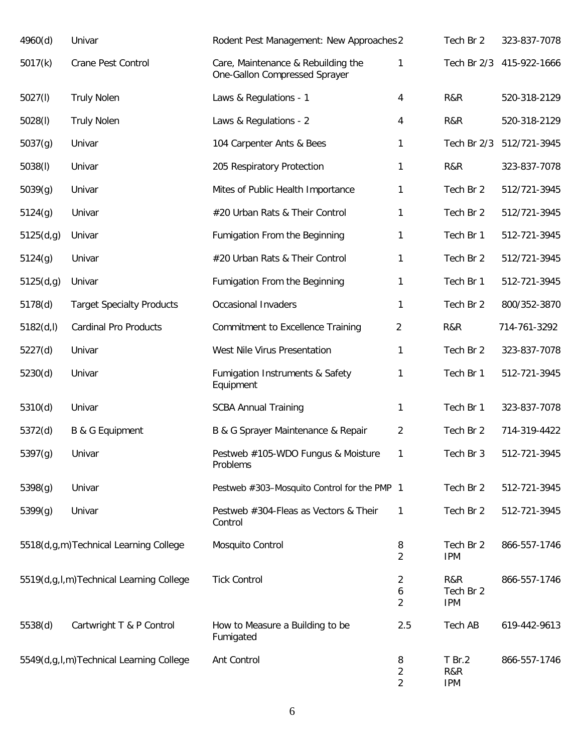| | | | | | |
|---|---|---|---|---|---|
| 4960(d) | Univar | Rodent Pest Management: New Approaches | 2 | Tech Br 2 | 323-837-7078 |
| 5017(k) | Crane Pest Control | Care, Maintenance & Rebuilding the One-Gallon Compressed Sprayer | 1 | Tech Br 2/3 | 415-922-1666 |
| 5027(l) | Truly Nolen | Laws & Regulations - 1 | 4 | R&R | 520-318-2129 |
| 5028(l) | Truly Nolen | Laws & Regulations - 2 | 4 | R&R | 520-318-2129 |
| 5037(g) | Univar | 104 Carpenter Ants & Bees | 1 | Tech Br 2/3 | 512/721-3945 |
| 5038(l) | Univar | 205 Respiratory Protection | 1 | R&R | 323-837-7078 |
| 5039(g) | Univar | Mites of Public Health Importance | 1 | Tech Br 2 | 512/721-3945 |
| 5124(g) | Univar | #20 Urban Rats & Their Control | 1 | Tech Br 2 | 512/721-3945 |
| 5125(d,g) | Univar | Fumigation From the Beginning | 1 | Tech Br 1 | 512-721-3945 |
| 5124(g) | Univar | #20 Urban Rats & Their Control | 1 | Tech Br 2 | 512/721-3945 |
| 5125(d,g) | Univar | Fumigation From the Beginning | 1 | Tech Br 1 | 512-721-3945 |
| 5178(d) | Target Specialty Products | Occasional Invaders | 1 | Tech Br 2 | 800/352-3870 |
| 5182(d,l) | Cardinal Pro Products | Commitment to Excellence Training | 2 | R&R | 714-761-3292 |
| 5227(d) | Univar | West Nile Virus Presentation | 1 | Tech Br 2 | 323-837-7078 |
| 5230(d) | Univar | Fumigation Instruments & Safety Equipment | 1 | Tech Br 1 | 512-721-3945 |
| 5310(d) | Univar | SCBA Annual Training | 1 | Tech Br 1 | 323-837-7078 |
| 5372(d) | B & G Equipment | B & G Sprayer Maintenance & Repair | 2 | Tech Br 2 | 714-319-4422 |
| 5397(g) | Univar | Pestweb #105-WDO Fungus & Moisture Problems | 1 | Tech Br 3 | 512-721-3945 |
| 5398(g) | Univar | Pestweb #303–Mosquito Control for the PMP | 1 | Tech Br 2 | 512-721-3945 |
| 5399(g) | Univar | Pestweb #304-Fleas as Vectors & Their Control | 1 | Tech Br 2 | 512-721-3945 |
| 5518(d,g,m) | Technical Learning College | Mosquito Control | 8<br>2 | Tech Br 2<br>IPM | 866-557-1746 |
| 5519(d,g,l,m) | Technical Learning College | Tick Control | 2<br>6<br>2 | R&R<br>Tech Br 2<br>IPM | 866-557-1746 |
| 5538(d) | Cartwright T & P Control | How to Measure a Building to be Fumigated | 2.5 | Tech AB | 619-442-9613 |
| 5549(d,g,l,m) | Technical Learning College | Ant Control | 8<br>2<br>2 | T Br.2<br>R&R<br>IPM | 866-557-1746 |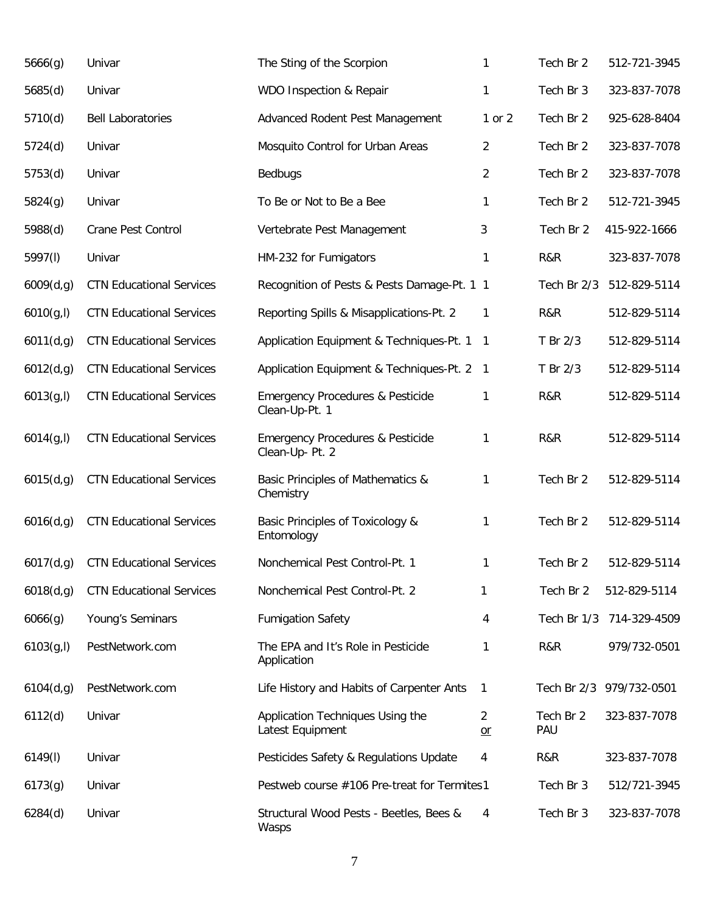| | | | | | |
|---|---|---|---|---|---|
| 5666(g) | Univar | The Sting of the Scorpion | 1 | Tech Br 2 | 512-721-3945 |
| 5685(d) | Univar | WDO Inspection & Repair | 1 | Tech Br 3 | 323-837-7078 |
| 5710(d) | Bell Laboratories | Advanced Rodent Pest Management | 1 or 2 | Tech Br 2 | 925-628-8404 |
| 5724(d) | Univar | Mosquito Control for Urban Areas | 2 | Tech Br 2 | 323-837-7078 |
| 5753(d) | Univar | Bedbugs | 2 | Tech Br 2 | 323-837-7078 |
| 5824(g) | Univar | To Be or Not to Be a Bee | 1 | Tech Br 2 | 512-721-3945 |
| 5988(d) | Crane Pest Control | Vertebrate Pest Management | 3 | Tech Br 2 | 415-922-1666 |
| 5997(l) | Univar | HM-232 for Fumigators | 1 | R&R | 323-837-7078 |
| 6009(d,g) | CTN Educational Services | Recognition of Pests & Pests Damage-Pt. 1 | 1 | Tech Br 2/3 | 512-829-5114 |
| 6010(g,l) | CTN Educational Services | Reporting Spills & Misapplications-Pt. 2 | 1 | R&R | 512-829-5114 |
| 6011(d,g) | CTN Educational Services | Application Equipment & Techniques-Pt. 1 | 1 | T Br 2/3 | 512-829-5114 |
| 6012(d,g) | CTN Educational Services | Application Equipment & Techniques-Pt. 2 | 1 | T Br 2/3 | 512-829-5114 |
| 6013(g,l) | CTN Educational Services | Emergency Procedures & Pesticide Clean-Up-Pt. 1 | 1 | R&R | 512-829-5114 |
| 6014(g,l) | CTN Educational Services | Emergency Procedures & Pesticide Clean-Up- Pt. 2 | 1 | R&R | 512-829-5114 |
| 6015(d,g) | CTN Educational Services | Basic Principles of Mathematics & Chemistry | 1 | Tech Br 2 | 512-829-5114 |
| 6016(d,g) | CTN Educational Services | Basic Principles of Toxicology & Entomology | 1 | Tech Br 2 | 512-829-5114 |
| 6017(d,g) | CTN Educational Services | Nonchemical Pest Control-Pt. 1 | 1 | Tech Br 2 | 512-829-5114 |
| 6018(d,g) | CTN Educational Services | Nonchemical Pest Control-Pt. 2 | 1 | Tech Br 2 | 512-829-5114 |
| 6066(g) | Young's Seminars | Fumigation Safety | 4 | Tech Br 1/3 | 714-329-4509 |
| 6103(g,l) | PestNetwork.com | The EPA and It's Role in Pesticide Application | 1 | R&R | 979/732-0501 |
| 6104(d,g) | PestNetwork.com | Life History and Habits of Carpenter Ants | 1 | Tech Br 2/3 | 979/732-0501 |
| 6112(d) | Univar | Application Techniques Using the Latest Equipment | 2 or | Tech Br 2 PAU | 323-837-7078 |
| 6149(l) | Univar | Pesticides Safety & Regulations Update | 4 | R&R | 323-837-7078 |
| 6173(g) | Univar | Pestweb course #106 Pre-treat for Termites | 1 | Tech Br 3 | 512/721-3945 |
| 6284(d) | Univar | Structural Wood Pests - Beetles, Bees & Wasps | 4 | Tech Br 3 | 323-837-7078 |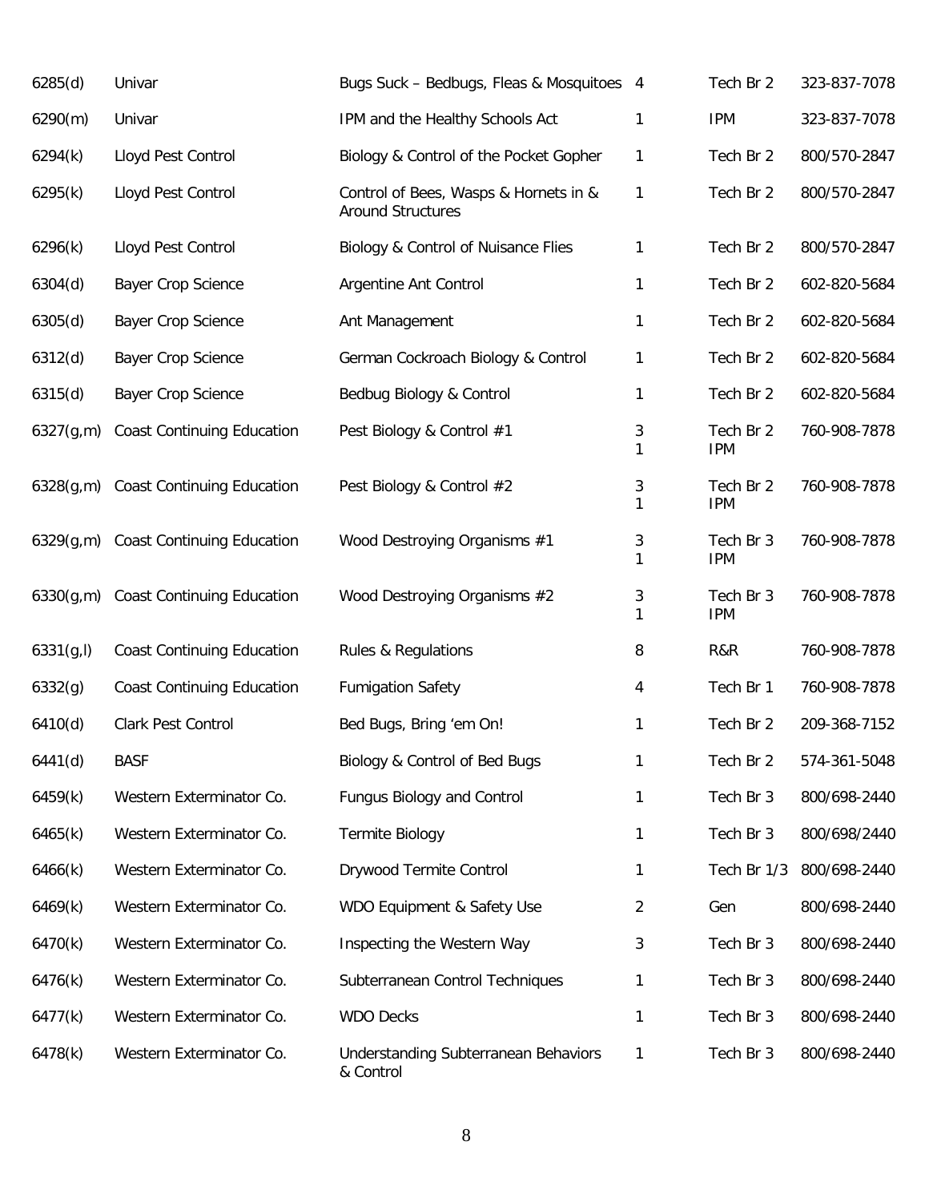| | | | | | |
|---|---|---|---|---|---|
| 6285(d) | Univar | Bugs Suck – Bedbugs, Fleas & Mosquitoes | 4 | Tech Br 2 | 323-837-7078 |
| 6290(m) | Univar | IPM and the Healthy Schools Act | 1 | IPM | 323-837-7078 |
| 6294(k) | Lloyd Pest Control | Biology & Control of the Pocket Gopher | 1 | Tech Br 2 | 800/570-2847 |
| 6295(k) | Lloyd Pest Control | Control of Bees, Wasps & Hornets in & Around Structures | 1 | Tech Br 2 | 800/570-2847 |
| 6296(k) | Lloyd Pest Control | Biology & Control of Nuisance Flies | 1 | Tech Br 2 | 800/570-2847 |
| 6304(d) | Bayer Crop Science | Argentine Ant Control | 1 | Tech Br 2 | 602-820-5684 |
| 6305(d) | Bayer Crop Science | Ant Management | 1 | Tech Br 2 | 602-820-5684 |
| 6312(d) | Bayer Crop Science | German Cockroach Biology & Control | 1 | Tech Br 2 | 602-820-5684 |
| 6315(d) | Bayer Crop Science | Bedbug Biology & Control | 1 | Tech Br 2 | 602-820-5684 |
| 6327(g,m) | Coast Continuing Education | Pest Biology & Control #1 | 3<br>1 | Tech Br 2<br>IPM | 760-908-7878 |
| 6328(g,m) | Coast Continuing Education | Pest Biology & Control #2 | 3<br>1 | Tech Br 2<br>IPM | 760-908-7878 |
| 6329(g,m) | Coast Continuing Education | Wood Destroying Organisms #1 | 3<br>1 | Tech Br 3<br>IPM | 760-908-7878 |
| 6330(g,m) | Coast Continuing Education | Wood Destroying Organisms #2 | 3<br>1 | Tech Br 3<br>IPM | 760-908-7878 |
| 6331(g,l) | Coast Continuing Education | Rules & Regulations | 8 | R&R | 760-908-7878 |
| 6332(g) | Coast Continuing Education | Fumigation Safety | 4 | Tech Br 1 | 760-908-7878 |
| 6410(d) | Clark Pest Control | Bed Bugs, Bring 'em On! | 1 | Tech Br 2 | 209-368-7152 |
| 6441(d) | BASF | Biology & Control of Bed Bugs | 1 | Tech Br 2 | 574-361-5048 |
| 6459(k) | Western Exterminator Co. | Fungus Biology and Control | 1 | Tech Br 3 | 800/698-2440 |
| 6465(k) | Western Exterminator Co. | Termite Biology | 1 | Tech Br 3 | 800/698/2440 |
| 6466(k) | Western Exterminator Co. | Drywood Termite Control | 1 | Tech Br 1/3 | 800/698-2440 |
| 6469(k) | Western Exterminator Co. | WDO Equipment & Safety Use | 2 | Gen | 800/698-2440 |
| 6470(k) | Western Exterminator Co. | Inspecting the Western Way | 3 | Tech Br 3 | 800/698-2440 |
| 6476(k) | Western Exterminator Co. | Subterranean Control Techniques | 1 | Tech Br 3 | 800/698-2440 |
| 6477(k) | Western Exterminator Co. | WDO Decks | 1 | Tech Br 3 | 800/698-2440 |
| 6478(k) | Western Exterminator Co. | Understanding Subterranean Behaviors & Control | 1 | Tech Br 3 | 800/698-2440 |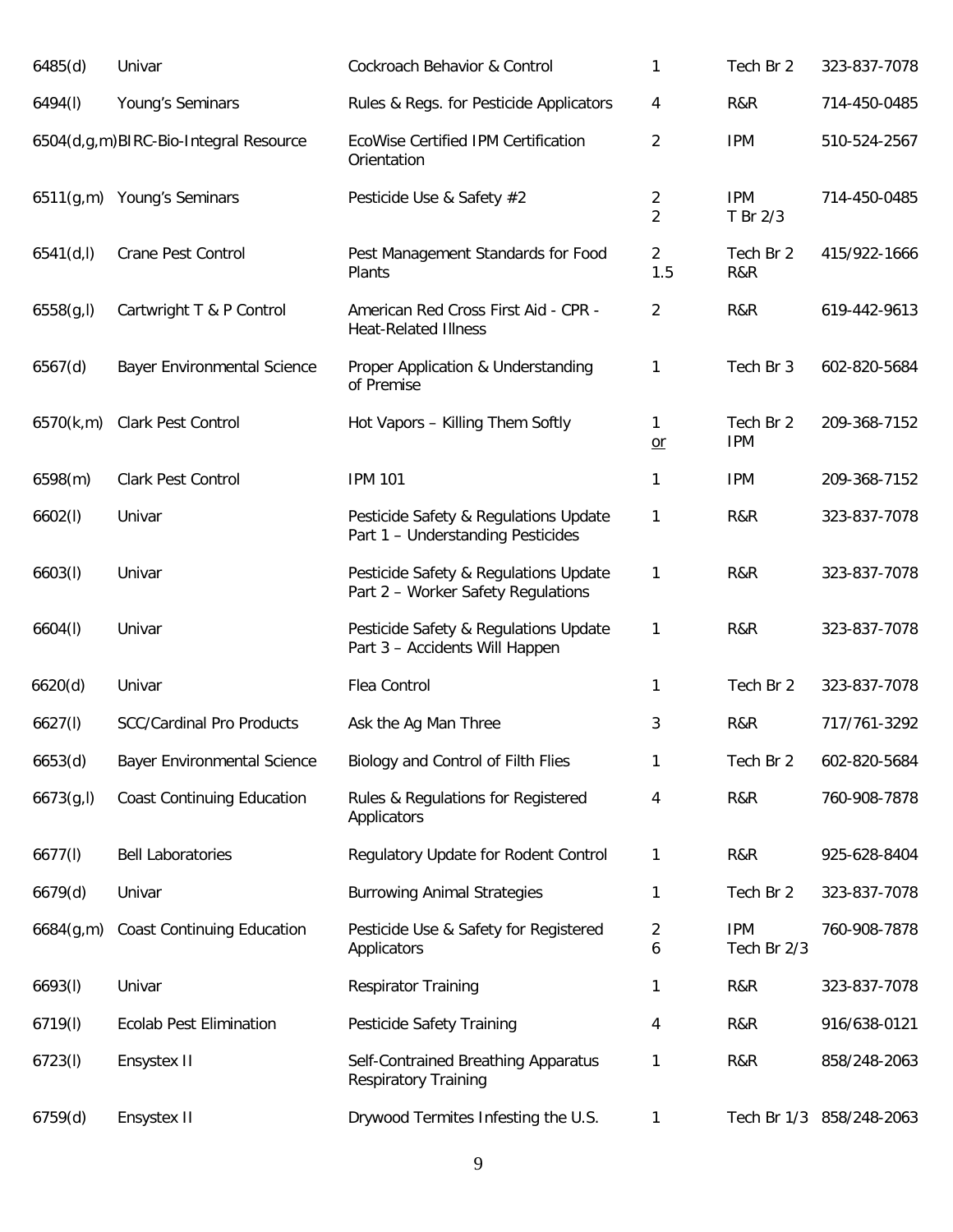| | | | | | |
|---|---|---|---|---|---|
| 6485(d) | Univar | Cockroach Behavior & Control | 1 | Tech Br 2 | 323-837-7078 |
| 6494(l) | Young's Seminars | Rules & Regs. for Pesticide Applicators | 4 | R&R | 714-450-0485 |
| 6504(d,g,m) | BIRC-Bio-Integral Resource | EcoWise Certified IPM Certification Orientation | 2 | IPM | 510-524-2567 |
| 6511(g,m) | Young's Seminars | Pesticide Use & Safety #2 | 2<br>2 | IPM<br>T Br 2/3 | 714-450-0485 |
| 6541(d,l) | Crane Pest Control | Pest Management Standards for Food Plants | 2<br>1.5 | Tech Br 2<br>R&R | 415/922-1666 |
| 6558(g,l) | Cartwright T & P Control | American Red Cross First Aid - CPR - Heat-Related Illness | 2 | R&R | 619-442-9613 |
| 6567(d) | Bayer Environmental Science | Proper Application & Understanding of Premise | 1 | Tech Br 3 | 602-820-5684 |
| 6570(k,m) | Clark Pest Control | Hot Vapors – Killing Them Softly | 1<br>or | Tech Br 2<br>IPM | 209-368-7152 |
| 6598(m) | Clark Pest Control | IPM 101 | 1 | IPM | 209-368-7152 |
| 6602(l) | Univar | Pesticide Safety & Regulations Update Part 1 – Understanding Pesticides | 1 | R&R | 323-837-7078 |
| 6603(l) | Univar | Pesticide Safety & Regulations Update Part 2 – Worker Safety Regulations | 1 | R&R | 323-837-7078 |
| 6604(l) | Univar | Pesticide Safety & Regulations Update Part 3 – Accidents Will Happen | 1 | R&R | 323-837-7078 |
| 6620(d) | Univar | Flea Control | 1 | Tech Br 2 | 323-837-7078 |
| 6627(l) | SCC/Cardinal Pro Products | Ask the Ag Man Three | 3 | R&R | 717/761-3292 |
| 6653(d) | Bayer Environmental Science | Biology and Control of Filth Flies | 1 | Tech Br 2 | 602-820-5684 |
| 6673(g,l) | Coast Continuing Education | Rules & Regulations for Registered Applicators | 4 | R&R | 760-908-7878 |
| 6677(l) | Bell Laboratories | Regulatory Update for Rodent Control | 1 | R&R | 925-628-8404 |
| 6679(d) | Univar | Burrowing Animal Strategies | 1 | Tech Br 2 | 323-837-7078 |
| 6684(g,m) | Coast Continuing Education | Pesticide Use & Safety for Registered Applicators | 2<br>6 | IPM<br>Tech Br 2/3 | 760-908-7878 |
| 6693(l) | Univar | Respirator Training | 1 | R&R | 323-837-7078 |
| 6719(l) | Ecolab Pest Elimination | Pesticide Safety Training | 4 | R&R | 916/638-0121 |
| 6723(l) | Ensystex II | Self-Contrained Breathing Apparatus Respiratory Training | 1 | R&R | 858/248-2063 |
| 6759(d) | Ensystex II | Drywood Termites Infesting the U.S. | 1 | Tech Br 1/3 | 858/248-2063 |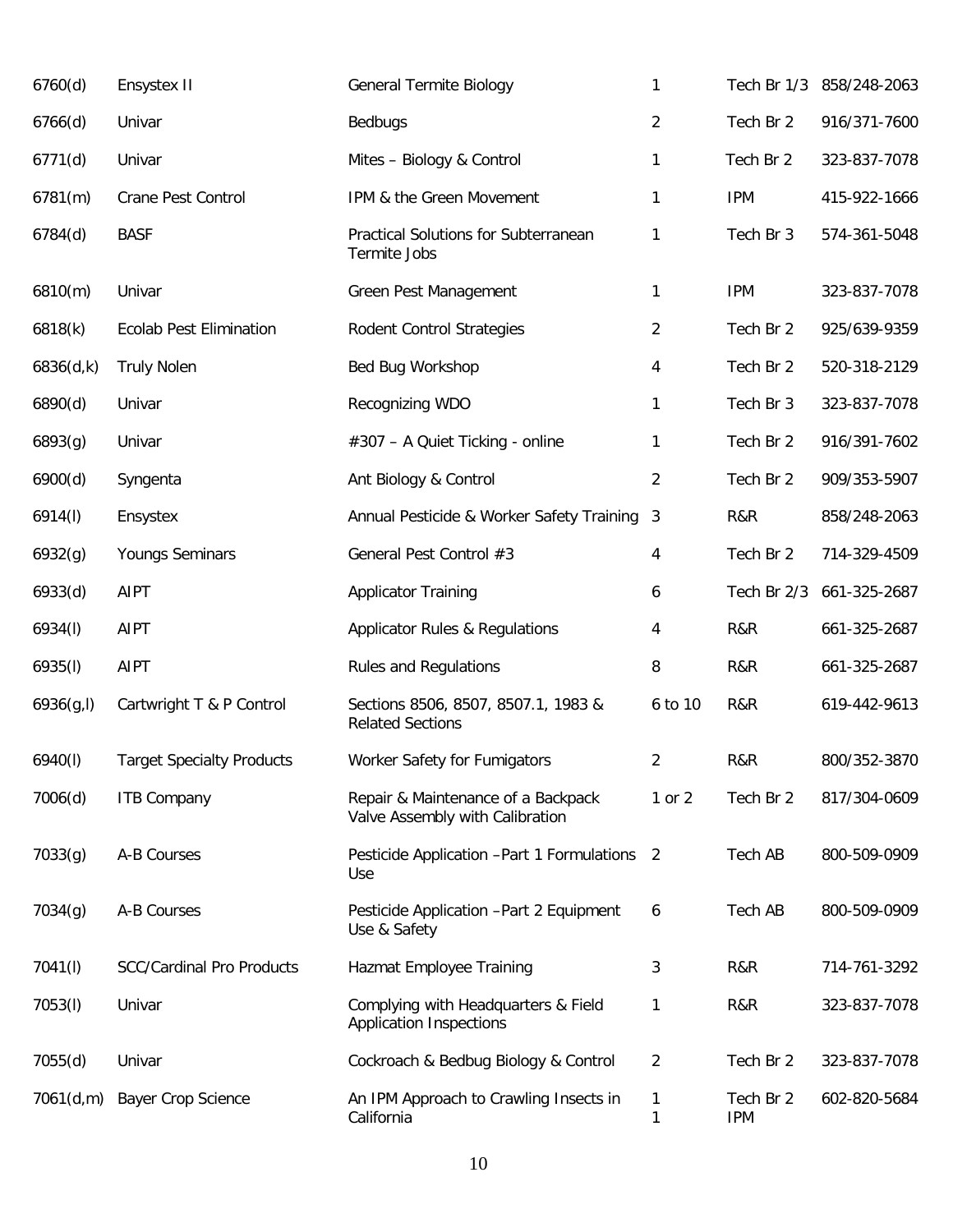| | | | | | |
|---|---|---|---|---|---|
| 6760(d) | Ensystex II | General Termite Biology | 1 | Tech Br 1/3 | 858/248-2063 |
| 6766(d) | Univar | Bedbugs | 2 | Tech Br 2 | 916/371-7600 |
| 6771(d) | Univar | Mites – Biology & Control | 1 | Tech Br 2 | 323-837-7078 |
| 6781(m) | Crane Pest Control | IPM & the Green Movement | 1 | IPM | 415-922-1666 |
| 6784(d) | BASF | Practical Solutions for Subterranean Termite Jobs | 1 | Tech Br 3 | 574-361-5048 |
| 6810(m) | Univar | Green Pest Management | 1 | IPM | 323-837-7078 |
| 6818(k) | Ecolab Pest Elimination | Rodent Control Strategies | 2 | Tech Br 2 | 925/639-9359 |
| 6836(d,k) | Truly Nolen | Bed Bug Workshop | 4 | Tech Br 2 | 520-318-2129 |
| 6890(d) | Univar | Recognizing WDO | 1 | Tech Br 3 | 323-837-7078 |
| 6893(g) | Univar | #307 – A Quiet Ticking - online | 1 | Tech Br 2 | 916/391-7602 |
| 6900(d) | Syngenta | Ant Biology & Control | 2 | Tech Br 2 | 909/353-5907 |
| 6914(l) | Ensystex | Annual Pesticide & Worker Safety Training | 3 | R&R | 858/248-2063 |
| 6932(g) | Youngs Seminars | General Pest Control #3 | 4 | Tech Br 2 | 714-329-4509 |
| 6933(d) | AIPT | Applicator Training | 6 | Tech Br 2/3 | 661-325-2687 |
| 6934(l) | AIPT | Applicator Rules & Regulations | 4 | R&R | 661-325-2687 |
| 6935(l) | AIPT | Rules and Regulations | 8 | R&R | 661-325-2687 |
| 6936(g,l) | Cartwright T & P Control | Sections 8506, 8507, 8507.1, 1983 & Related Sections | 6 to 10 | R&R | 619-442-9613 |
| 6940(l) | Target Specialty Products | Worker Safety for Fumigators | 2 | R&R | 800/352-3870 |
| 7006(d) | ITB Company | Repair & Maintenance of a Backpack Valve Assembly with Calibration | 1 or 2 | Tech Br 2 | 817/304-0609 |
| 7033(g) | A-B Courses | Pesticide Application –Part 1 Formulations Use | 2 | Tech AB | 800-509-0909 |
| 7034(g) | A-B Courses | Pesticide Application –Part 2 Equipment Use & Safety | 6 | Tech AB | 800-509-0909 |
| 7041(l) | SCC/Cardinal Pro Products | Hazmat Employee Training | 3 | R&R | 714-761-3292 |
| 7053(l) | Univar | Complying with Headquarters & Field Application Inspections | 1 | R&R | 323-837-7078 |
| 7055(d) | Univar | Cockroach & Bedbug Biology & Control | 2 | Tech Br 2 | 323-837-7078 |
| 7061(d,m) | Bayer Crop Science | An IPM Approach to Crawling Insects in California | 1<br>1 | Tech Br 2<br>IPM | 602-820-5684 |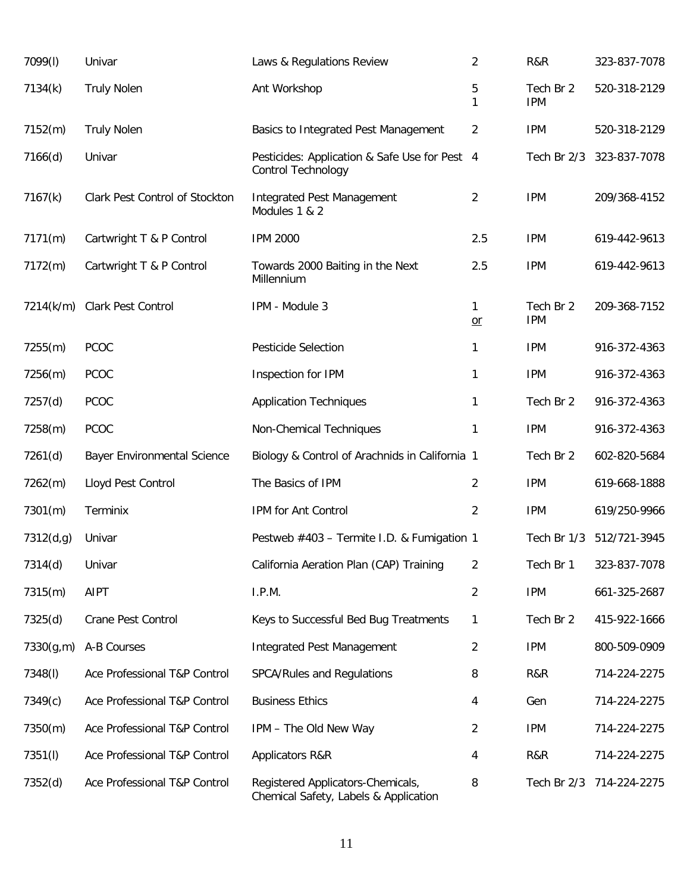| | | | | | |
|---|---|---|---|---|---|
| 7099(l) | Univar | Laws & Regulations Review | 2 | R&R | 323-837-7078 |
| 7134(k) | Truly Nolen | Ant Workshop | 5<br>1 | Tech Br 2<br>IPM | 520-318-2129 |
| 7152(m) | Truly Nolen | Basics to Integrated Pest Management | 2 | IPM | 520-318-2129 |
| 7166(d) | Univar | Pesticides: Application & Safe Use for Pest Control Technology | 4 | Tech Br 2/3 | 323-837-7078 |
| 7167(k) | Clark Pest Control of Stockton | Integrated Pest Management Modules 1 & 2 | 2 | IPM | 209/368-4152 |
| 7171(m) | Cartwright T & P Control | IPM 2000 | 2.5 | IPM | 619-442-9613 |
| 7172(m) | Cartwright T & P Control | Towards 2000 Baiting in the Next Millennium | 2.5 | IPM | 619-442-9613 |
| 7214(k/m) | Clark Pest Control | IPM - Module 3 | 1<br>or | Tech Br 2<br>IPM | 209-368-7152 |
| 7255(m) | PCOC | Pesticide Selection | 1 | IPM | 916-372-4363 |
| 7256(m) | PCOC | Inspection for IPM | 1 | IPM | 916-372-4363 |
| 7257(d) | PCOC | Application Techniques | 1 | Tech Br 2 | 916-372-4363 |
| 7258(m) | PCOC | Non-Chemical Techniques | 1 | IPM | 916-372-4363 |
| 7261(d) | Bayer Environmental Science | Biology & Control of Arachnids in California | 1 | Tech Br 2 | 602-820-5684 |
| 7262(m) | Lloyd Pest Control | The Basics of IPM | 2 | IPM | 619-668-1888 |
| 7301(m) | Terminix | IPM for Ant Control | 2 | IPM | 619/250-9966 |
| 7312(d,g) | Univar | Pestweb #403 – Termite I.D. & Fumigation | 1 | Tech Br 1/3 | 512/721-3945 |
| 7314(d) | Univar | California Aeration Plan (CAP) Training | 2 | Tech Br 1 | 323-837-7078 |
| 7315(m) | AIPT | I.P.M. | 2 | IPM | 661-325-2687 |
| 7325(d) | Crane Pest Control | Keys to Successful Bed Bug Treatments | 1 | Tech Br 2 | 415-922-1666 |
| 7330(g,m) | A-B Courses | Integrated Pest Management | 2 | IPM | 800-509-0909 |
| 7348(l) | Ace Professional T&P Control | SPCA/Rules and Regulations | 8 | R&R | 714-224-2275 |
| 7349(c) | Ace Professional T&P Control | Business Ethics | 4 | Gen | 714-224-2275 |
| 7350(m) | Ace Professional T&P Control | IPM – The Old New Way | 2 | IPM | 714-224-2275 |
| 7351(l) | Ace Professional T&P Control | Applicators R&R | 4 | R&R | 714-224-2275 |
| 7352(d) | Ace Professional T&P Control | Registered Applicators-Chemicals, Chemical Safety, Labels & Application | 8 | Tech Br 2/3 | 714-224-2275 |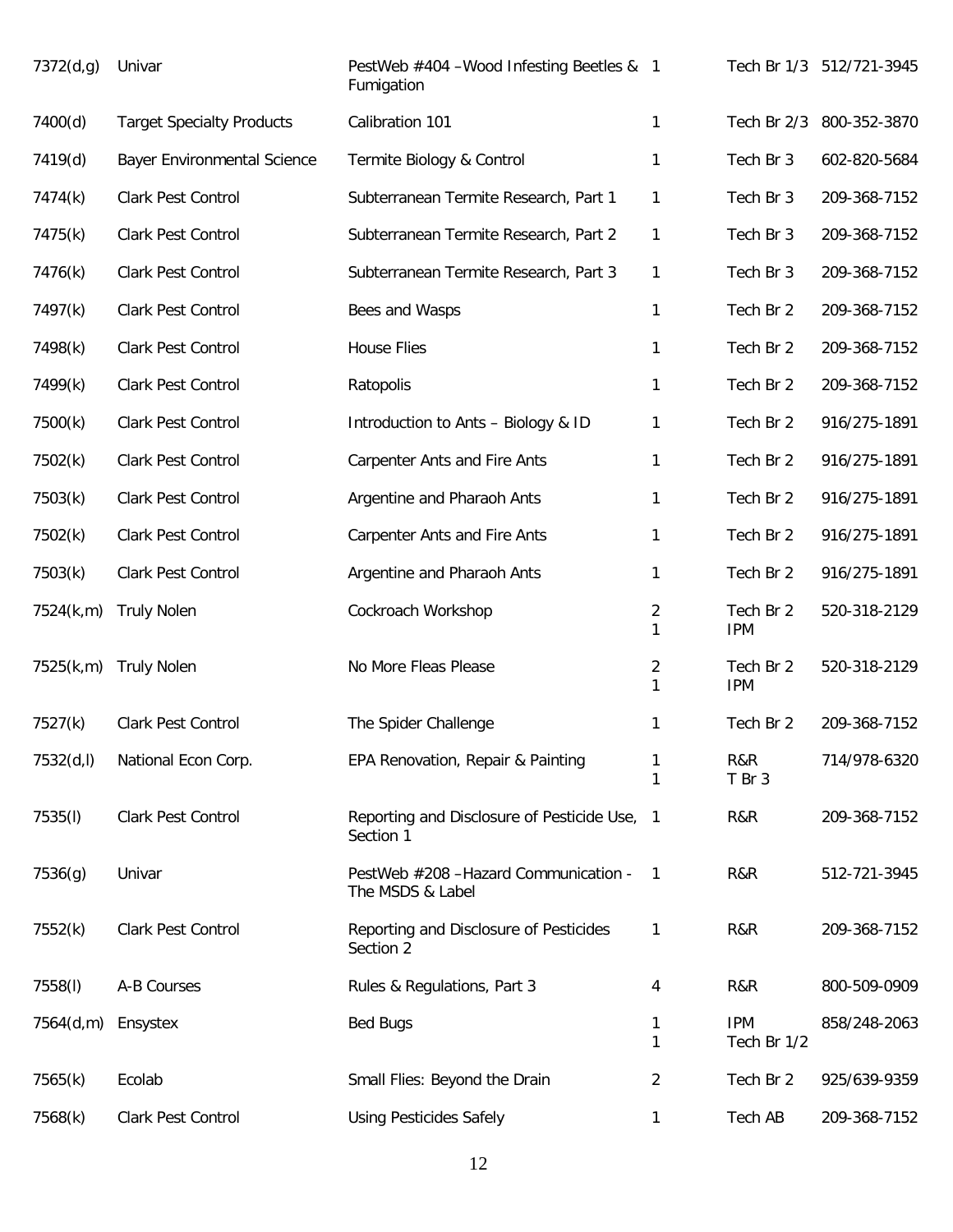| | | | | | |
|---|---|---|---|---|---|
| 7372(d,g) | Univar | PestWeb #404 –Wood Infesting Beetles & Fumigation | 1 | Tech Br 1/3 | 512/721-3945 |
| 7400(d) | Target Specialty Products | Calibration 101 | 1 | Tech Br 2/3 | 800-352-3870 |
| 7419(d) | Bayer Environmental Science | Termite Biology & Control | 1 | Tech Br 3 | 602-820-5684 |
| 7474(k) | Clark Pest Control | Subterranean Termite Research, Part 1 | 1 | Tech Br 3 | 209-368-7152 |
| 7475(k) | Clark Pest Control | Subterranean Termite Research, Part 2 | 1 | Tech Br 3 | 209-368-7152 |
| 7476(k) | Clark Pest Control | Subterranean Termite Research, Part 3 | 1 | Tech Br 3 | 209-368-7152 |
| 7497(k) | Clark Pest Control | Bees and Wasps | 1 | Tech Br 2 | 209-368-7152 |
| 7498(k) | Clark Pest Control | House Flies | 1 | Tech Br 2 | 209-368-7152 |
| 7499(k) | Clark Pest Control | Ratopolis | 1 | Tech Br 2 | 209-368-7152 |
| 7500(k) | Clark Pest Control | Introduction to Ants – Biology & ID | 1 | Tech Br 2 | 916/275-1891 |
| 7502(k) | Clark Pest Control | Carpenter Ants and Fire Ants | 1 | Tech Br 2 | 916/275-1891 |
| 7503(k) | Clark Pest Control | Argentine and Pharaoh Ants | 1 | Tech Br 2 | 916/275-1891 |
| 7502(k) | Clark Pest Control | Carpenter Ants and Fire Ants | 1 | Tech Br 2 | 916/275-1891 |
| 7503(k) | Clark Pest Control | Argentine and Pharaoh Ants | 1 | Tech Br 2 | 916/275-1891 |
| 7524(k,m) | Truly Nolen | Cockroach Workshop | 2<br>1 | Tech Br 2<br>IPM | 520-318-2129 |
| 7525(k,m) | Truly Nolen | No More Fleas Please | 2<br>1 | Tech Br 2<br>IPM | 520-318-2129 |
| 7527(k) | Clark Pest Control | The Spider Challenge | 1 | Tech Br 2 | 209-368-7152 |
| 7532(d,l) | National Econ Corp. | EPA Renovation, Repair & Painting | 1<br>1 | R&R<br>T Br 3 | 714/978-6320 |
| 7535(l) | Clark Pest Control | Reporting and Disclosure of Pesticide Use, Section 1 | 1 | R&R | 209-368-7152 |
| 7536(g) | Univar | PestWeb #208 –Hazard Communication - The MSDS & Label | 1 | R&R | 512-721-3945 |
| 7552(k) | Clark Pest Control | Reporting and Disclosure of Pesticides Section 2 | 1 | R&R | 209-368-7152 |
| 7558(l) | A-B Courses | Rules & Regulations, Part 3 | 4 | R&R | 800-509-0909 |
| 7564(d,m) | Ensystex | Bed Bugs | 1<br>1 | IPM<br>Tech Br 1/2 | 858/248-2063 |
| 7565(k) | Ecolab | Small Flies: Beyond the Drain | 2 | Tech Br 2 | 925/639-9359 |
| 7568(k) | Clark Pest Control | Using Pesticides Safely | 1 | Tech AB | 209-368-7152 |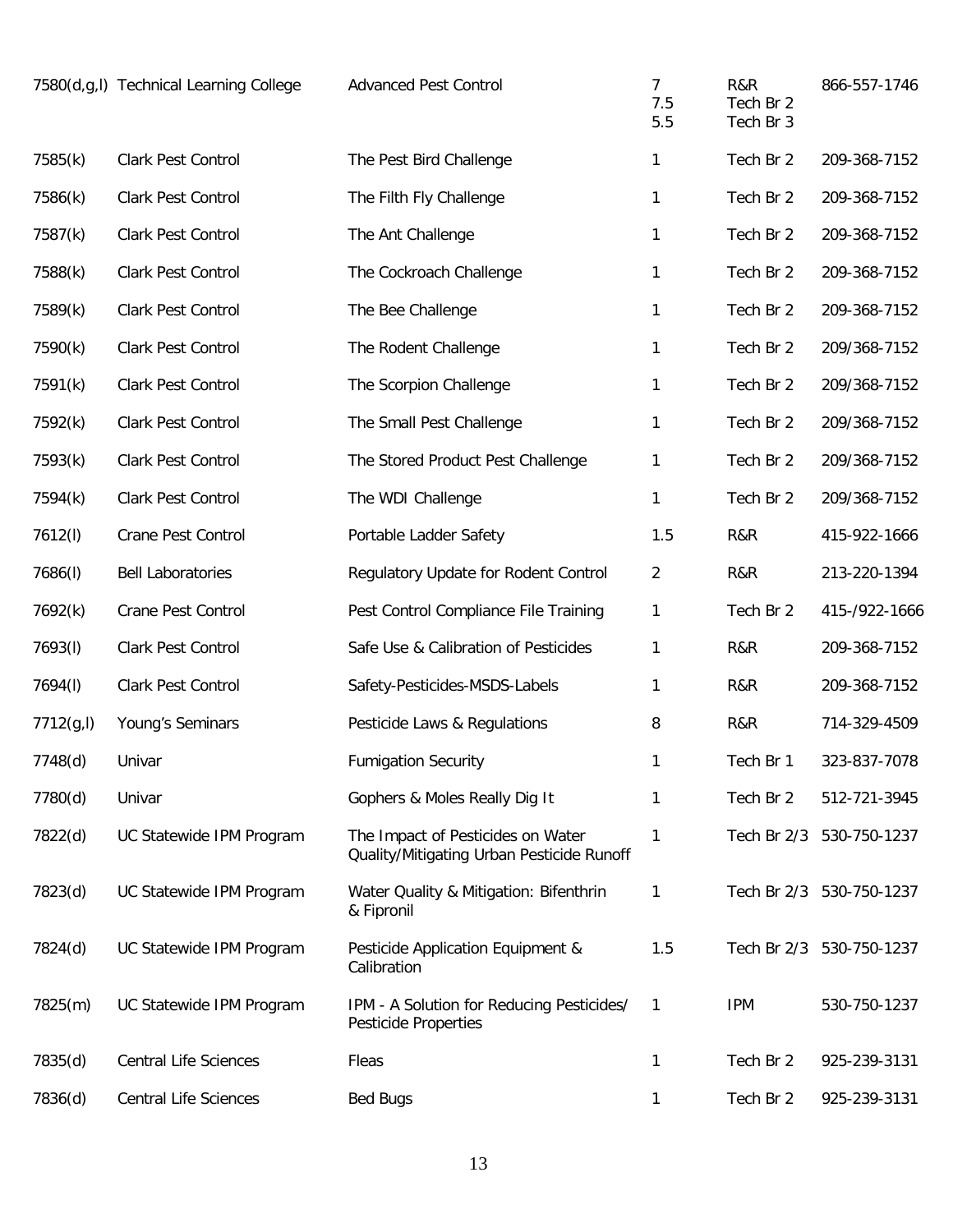| | | | | | |
|---|---|---|---|---|---|
| 7580(d,g,l) | Technical Learning College | Advanced Pest Control | 7<br>7.5<br>5.5 | R&R<br>Tech Br 2<br>Tech Br 3 | 866-557-1746 |
| 7585(k) | Clark Pest Control | The Pest Bird Challenge | 1 | Tech Br 2 | 209-368-7152 |
| 7586(k) | Clark Pest Control | The Filth Fly Challenge | 1 | Tech Br 2 | 209-368-7152 |
| 7587(k) | Clark Pest Control | The Ant Challenge | 1 | Tech Br 2 | 209-368-7152 |
| 7588(k) | Clark Pest Control | The Cockroach Challenge | 1 | Tech Br 2 | 209-368-7152 |
| 7589(k) | Clark Pest Control | The Bee Challenge | 1 | Tech Br 2 | 209-368-7152 |
| 7590(k) | Clark Pest Control | The Rodent Challenge | 1 | Tech Br 2 | 209/368-7152 |
| 7591(k) | Clark Pest Control | The Scorpion Challenge | 1 | Tech Br 2 | 209/368-7152 |
| 7592(k) | Clark Pest Control | The Small Pest Challenge | 1 | Tech Br 2 | 209/368-7152 |
| 7593(k) | Clark Pest Control | The Stored Product Pest Challenge | 1 | Tech Br 2 | 209/368-7152 |
| 7594(k) | Clark Pest Control | The WDI Challenge | 1 | Tech Br 2 | 209/368-7152 |
| 7612(l) | Crane Pest Control | Portable Ladder Safety | 1.5 | R&R | 415-922-1666 |
| 7686(l) | Bell Laboratories | Regulatory Update for Rodent Control | 2 | R&R | 213-220-1394 |
| 7692(k) | Crane Pest Control | Pest Control Compliance File Training | 1 | Tech Br 2 | 415-/922-1666 |
| 7693(l) | Clark Pest Control | Safe Use & Calibration of Pesticides | 1 | R&R | 209-368-7152 |
| 7694(l) | Clark Pest Control | Safety-Pesticides-MSDS-Labels | 1 | R&R | 209-368-7152 |
| 7712(g,l) | Young's Seminars | Pesticide Laws & Regulations | 8 | R&R | 714-329-4509 |
| 7748(d) | Univar | Fumigation Security | 1 | Tech Br 1 | 323-837-7078 |
| 7780(d) | Univar | Gophers & Moles Really Dig It | 1 | Tech Br 2 | 512-721-3945 |
| 7822(d) | UC Statewide IPM Program | The Impact of Pesticides on Water Quality/Mitigating Urban Pesticide Runoff | 1 | Tech Br 2/3 | 530-750-1237 |
| 7823(d) | UC Statewide IPM Program | Water Quality & Mitigation: Bifenthrin & Fipronil | 1 | Tech Br 2/3 | 530-750-1237 |
| 7824(d) | UC Statewide IPM Program | Pesticide Application Equipment & Calibration | 1.5 | Tech Br 2/3 | 530-750-1237 |
| 7825(m) | UC Statewide IPM Program | IPM - A Solution for Reducing Pesticides/ Pesticide Properties | 1 | IPM | 530-750-1237 |
| 7835(d) | Central Life Sciences | Fleas | 1 | Tech Br 2 | 925-239-3131 |
| 7836(d) | Central Life Sciences | Bed Bugs | 1 | Tech Br 2 | 925-239-3131 |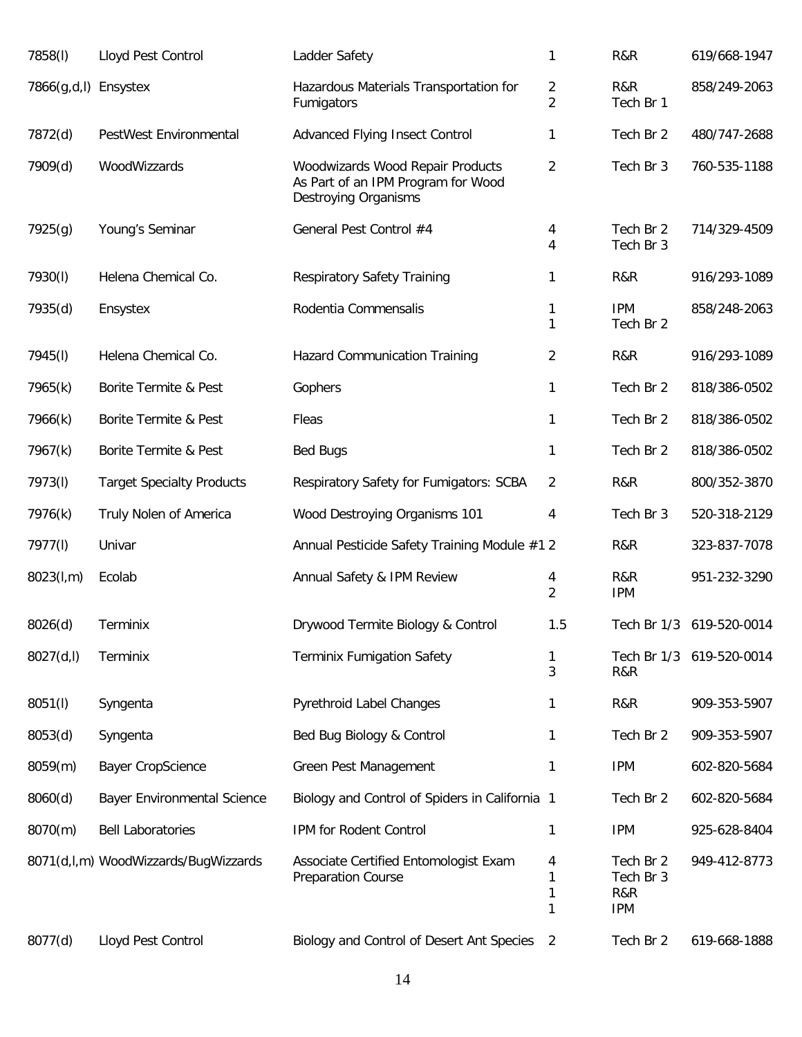| | | | | | |
|---|---|---|---|---|---|
| 7858(l) | Lloyd Pest Control | Ladder Safety | 1 | R&R | 619/668-1947 |
| 7866(g,d,l) | Ensystex | Hazardous Materials Transportation for Fumigators | 2<br>2 | R&R<br>Tech Br 1 | 858/249-2063 |
| 7872(d) | PestWest Environmental | Advanced Flying Insect Control | 1 | Tech Br 2 | 480/747-2688 |
| 7909(d) | WoodWizzards | Woodwizards Wood Repair Products As Part of an IPM Program for Wood Destroying Organisms | 2 | Tech Br 3 | 760-535-1188 |
| 7925(g) | Young's Seminar | General Pest Control #4 | 4<br>4 | Tech Br 2<br>Tech Br 3 | 714/329-4509 |
| 7930(l) | Helena Chemical Co. | Respiratory Safety Training | 1 | R&R | 916/293-1089 |
| 7935(d) | Ensystex | Rodentia Commensalis | 1<br>1 | IPM<br>Tech Br 2 | 858/248-2063 |
| 7945(l) | Helena Chemical Co. | Hazard Communication Training | 2 | R&R | 916/293-1089 |
| 7965(k) | Borite Termite & Pest | Gophers | 1 | Tech Br 2 | 818/386-0502 |
| 7966(k) | Borite Termite & Pest | Fleas | 1 | Tech Br 2 | 818/386-0502 |
| 7967(k) | Borite Termite & Pest | Bed Bugs | 1 | Tech Br 2 | 818/386-0502 |
| 7973(l) | Target Specialty Products | Respiratory Safety for Fumigators: SCBA | 2 | R&R | 800/352-3870 |
| 7976(k) | Truly Nolen of America | Wood Destroying Organisms 101 | 4 | Tech Br 3 | 520-318-2129 |
| 7977(l) | Univar | Annual Pesticide Safety Training Module #1 | 2 | R&R | 323-837-7078 |
| 8023(l,m) | Ecolab | Annual Safety & IPM Review | 4<br>2 | R&R<br>IPM | 951-232-3290 |
| 8026(d) | Terminix | Drywood Termite Biology & Control | 1.5 | Tech Br 1/3 | 619-520-0014 |
| 8027(d,l) | Terminix | Terminix Fumigation Safety | 1<br>3 | Tech Br 1/3<br>R&R | 619-520-0014 |
| 8051(l) | Syngenta | Pyrethroid Label Changes | 1 | R&R | 909-353-5907 |
| 8053(d) | Syngenta | Bed Bug Biology & Control | 1 | Tech Br 2 | 909-353-5907 |
| 8059(m) | Bayer CropScience | Green Pest Management | 1 | IPM | 602-820-5684 |
| 8060(d) | Bayer Environmental Science | Biology and Control of Spiders in California | 1 | Tech Br 2 | 602-820-5684 |
| 8070(m) | Bell Laboratories | IPM for Rodent Control | 1 | IPM | 925-628-8404 |
| 8071(d,l,m) | WoodWizzards/BugWizzards | Associate Certified Entomologist Exam Preparation Course | 4<br>1<br>1<br>1 | Tech Br 2<br>Tech Br 3<br>R&R<br>IPM | 949-412-8773 |
| 8077(d) | Lloyd Pest Control | Biology and Control of Desert Ant Species | 2 | Tech Br 2 | 619-668-1888 |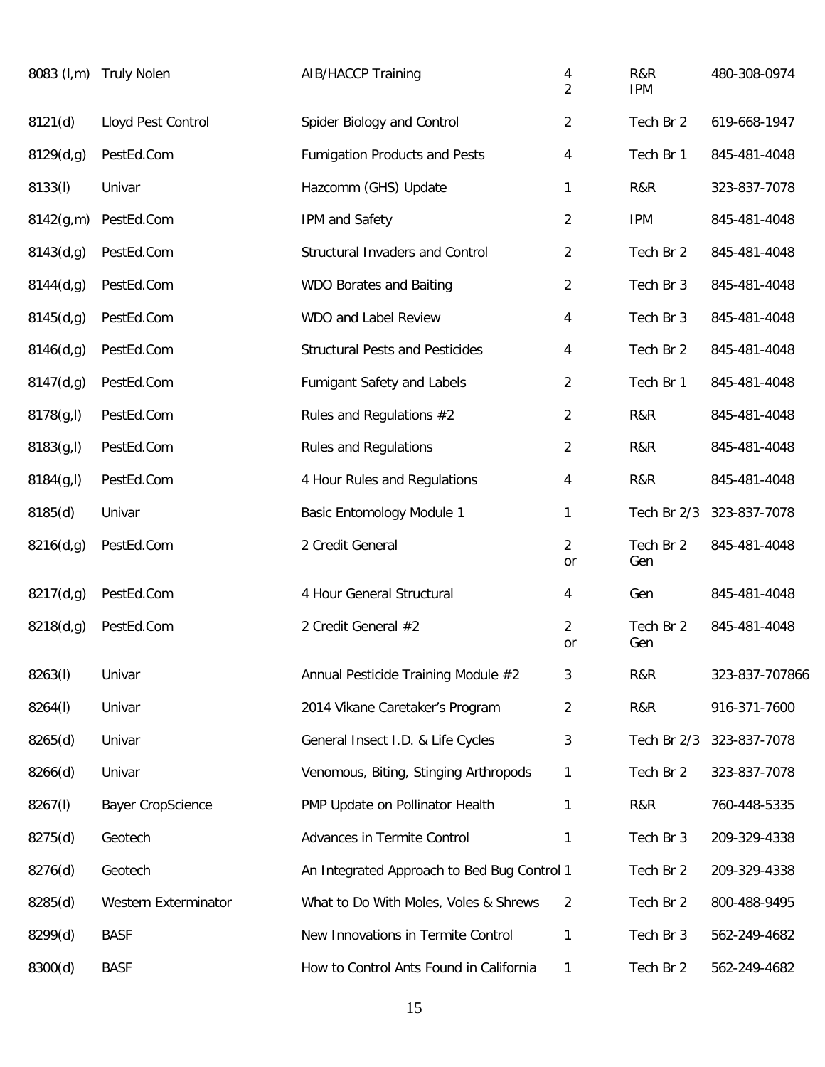| | | | | | |
|---|---|---|---|---|---|
| 8083 (l,m) | Truly Nolen | AIB/HACCP Training | 4<br>2 | R&R<br>IPM | 480-308-0974 |
| 8121(d) | Lloyd Pest Control | Spider Biology and Control | 2 | Tech Br 2 | 619-668-1947 |
| 8129(d,g) | PestEd.Com | Fumigation Products and Pests | 4 | Tech Br 1 | 845-481-4048 |
| 8133(l) | Univar | Hazcomm (GHS) Update | 1 | R&R | 323-837-7078 |
| 8142(g,m) | PestEd.Com | IPM and Safety | 2 | IPM | 845-481-4048 |
| 8143(d,g) | PestEd.Com | Structural Invaders and Control | 2 | Tech Br 2 | 845-481-4048 |
| 8144(d,g) | PestEd.Com | WDO Borates and Baiting | 2 | Tech Br 3 | 845-481-4048 |
| 8145(d,g) | PestEd.Com | WDO and Label Review | 4 | Tech Br 3 | 845-481-4048 |
| 8146(d,g) | PestEd.Com | Structural Pests and Pesticides | 4 | Tech Br 2 | 845-481-4048 |
| 8147(d,g) | PestEd.Com | Fumigant Safety and Labels | 2 | Tech Br 1 | 845-481-4048 |
| 8178(g,l) | PestEd.Com | Rules and Regulations #2 | 2 | R&R | 845-481-4048 |
| 8183(g,l) | PestEd.Com | Rules and Regulations | 2 | R&R | 845-481-4048 |
| 8184(g,l) | PestEd.Com | 4 Hour Rules and Regulations | 4 | R&R | 845-481-4048 |
| 8185(d) | Univar | Basic Entomology Module 1 | 1 | Tech Br 2/3 | 323-837-7078 |
| 8216(d,g) | PestEd.Com | 2 Credit General | 2<br>or | Tech Br 2<br>Gen | 845-481-4048 |
| 8217(d,g) | PestEd.Com | 4 Hour General Structural | 4 | Gen | 845-481-4048 |
| 8218(d,g) | PestEd.Com | 2 Credit General #2 | 2<br>or | Tech Br 2<br>Gen | 845-481-4048 |
| 8263(l) | Univar | Annual Pesticide Training Module #2 | 3 | R&R | 323-837-707866 |
| 8264(l) | Univar | 2014 Vikane Caretaker's Program | 2 | R&R | 916-371-7600 |
| 8265(d) | Univar | General Insect I.D. & Life Cycles | 3 | Tech Br 2/3 | 323-837-7078 |
| 8266(d) | Univar | Venomous, Biting, Stinging Arthropods | 1 | Tech Br 2 | 323-837-7078 |
| 8267(l) | Bayer CropScience | PMP Update on Pollinator Health | 1 | R&R | 760-448-5335 |
| 8275(d) | Geotech | Advances in Termite Control | 1 | Tech Br 3 | 209-329-4338 |
| 8276(d) | Geotech | An Integrated Approach to Bed Bug Control | 1 | Tech Br 2 | 209-329-4338 |
| 8285(d) | Western Exterminator | What to Do With Moles, Voles & Shrews | 2 | Tech Br 2 | 800-488-9495 |
| 8299(d) | BASF | New Innovations in Termite Control | 1 | Tech Br 3 | 562-249-4682 |
| 8300(d) | BASF | How to Control Ants Found in California | 1 | Tech Br 2 | 562-249-4682 |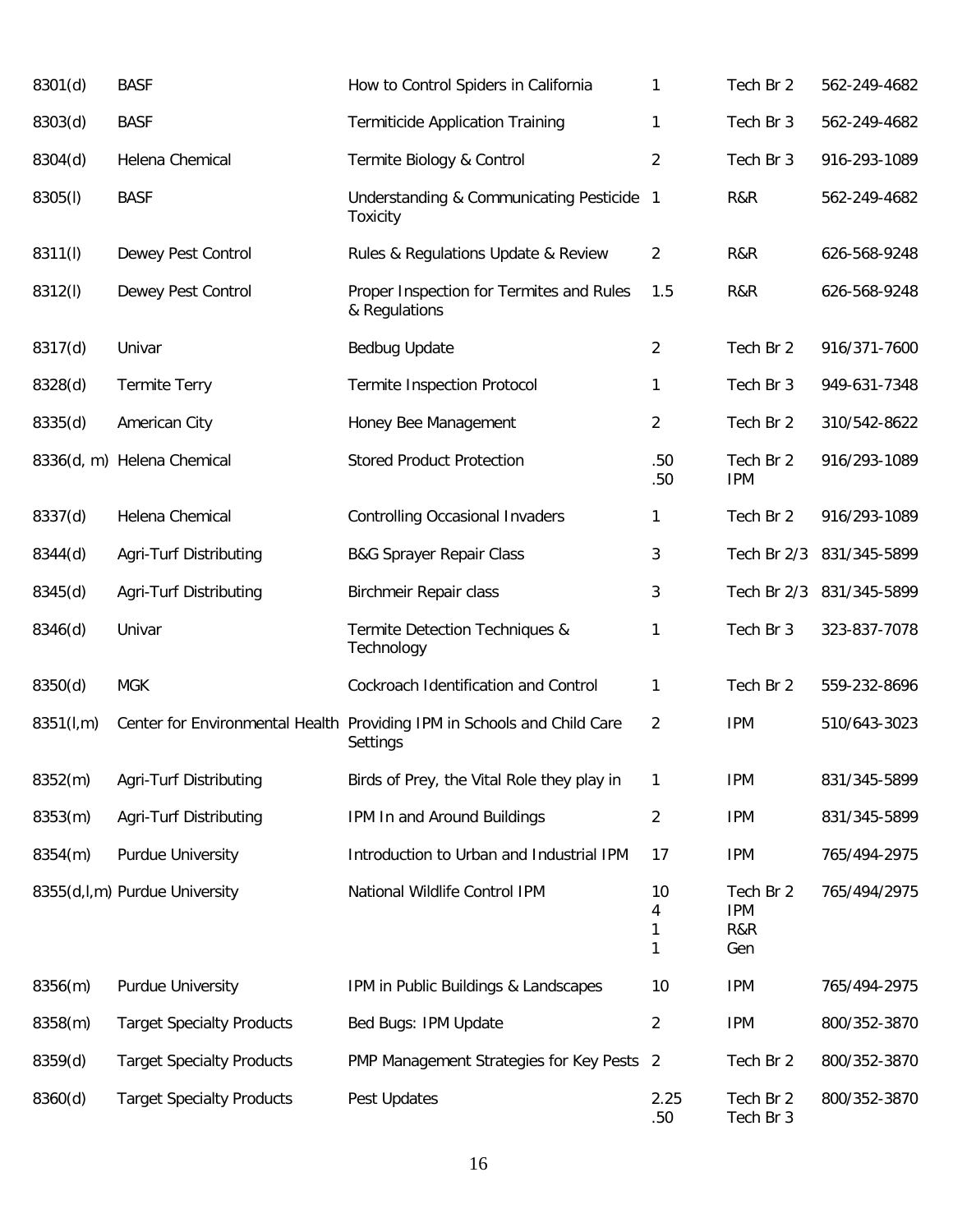| | | | | | |
|---|---|---|---|---|---|
| 8301(d) | BASF | How to Control Spiders in California | 1 | Tech Br 2 | 562-249-4682 |
| 8303(d) | BASF | Termiticide Application Training | 1 | Tech Br 3 | 562-249-4682 |
| 8304(d) | Helena Chemical | Termite Biology & Control | 2 | Tech Br 3 | 916-293-1089 |
| 8305(l) | BASF | Understanding & Communicating Pesticide Toxicity | 1 | R&R | 562-249-4682 |
| 8311(l) | Dewey Pest Control | Rules & Regulations Update & Review | 2 | R&R | 626-568-9248 |
| 8312(l) | Dewey Pest Control | Proper Inspection for Termites and Rules & Regulations | 1.5 | R&R | 626-568-9248 |
| 8317(d) | Univar | Bedbug Update | 2 | Tech Br 2 | 916/371-7600 |
| 8328(d) | Termite Terry | Termite Inspection Protocol | 1 | Tech Br 3 | 949-631-7348 |
| 8335(d) | American City | Honey Bee Management | 2 | Tech Br 2 | 310/542-8622 |
| 8336(d, m) | Helena Chemical | Stored Product Protection | .50<br>.50 | Tech Br 2<br>IPM | 916/293-1089 |
| 8337(d) | Helena Chemical | Controlling Occasional Invaders | 1 | Tech Br 2 | 916/293-1089 |
| 8344(d) | Agri-Turf Distributing | B&G Sprayer Repair Class | 3 | Tech Br 2/3 | 831/345-5899 |
| 8345(d) | Agri-Turf Distributing | Birchmeir Repair class | 3 | Tech Br 2/3 | 831/345-5899 |
| 8346(d) | Univar | Termite Detection Techniques & Technology | 1 | Tech Br 3 | 323-837-7078 |
| 8350(d) | MGK | Cockroach Identification and Control | 1 | Tech Br 2 | 559-232-8696 |
| 8351(l,m) | Center for Environmental Health | Providing IPM in Schools and Child Care Settings | 2 | IPM | 510/643-3023 |
| 8352(m) | Agri-Turf Distributing | Birds of Prey, the Vital Role they play in | 1 | IPM | 831/345-5899 |
| 8353(m) | Agri-Turf Distributing | IPM In and Around Buildings | 2 | IPM | 831/345-5899 |
| 8354(m) | Purdue University | Introduction to Urban and Industrial IPM | 17 | IPM | 765/494-2975 |
| 8355(d,l,m) | Purdue University | National Wildlife Control IPM | 10<br>4<br>1<br>1 | Tech Br 2<br>IPM<br>R&R<br>Gen | 765/494/2975 |
| 8356(m) | Purdue University | IPM in Public Buildings & Landscapes | 10 | IPM | 765/494-2975 |
| 8358(m) | Target Specialty Products | Bed Bugs: IPM Update | 2 | IPM | 800/352-3870 |
| 8359(d) | Target Specialty Products | PMP Management Strategies for Key Pests | 2 | Tech Br 2 | 800/352-3870 |
| 8360(d) | Target Specialty Products | Pest Updates | 2.25<br>.50 | Tech Br 2<br>Tech Br 3 | 800/352-3870 |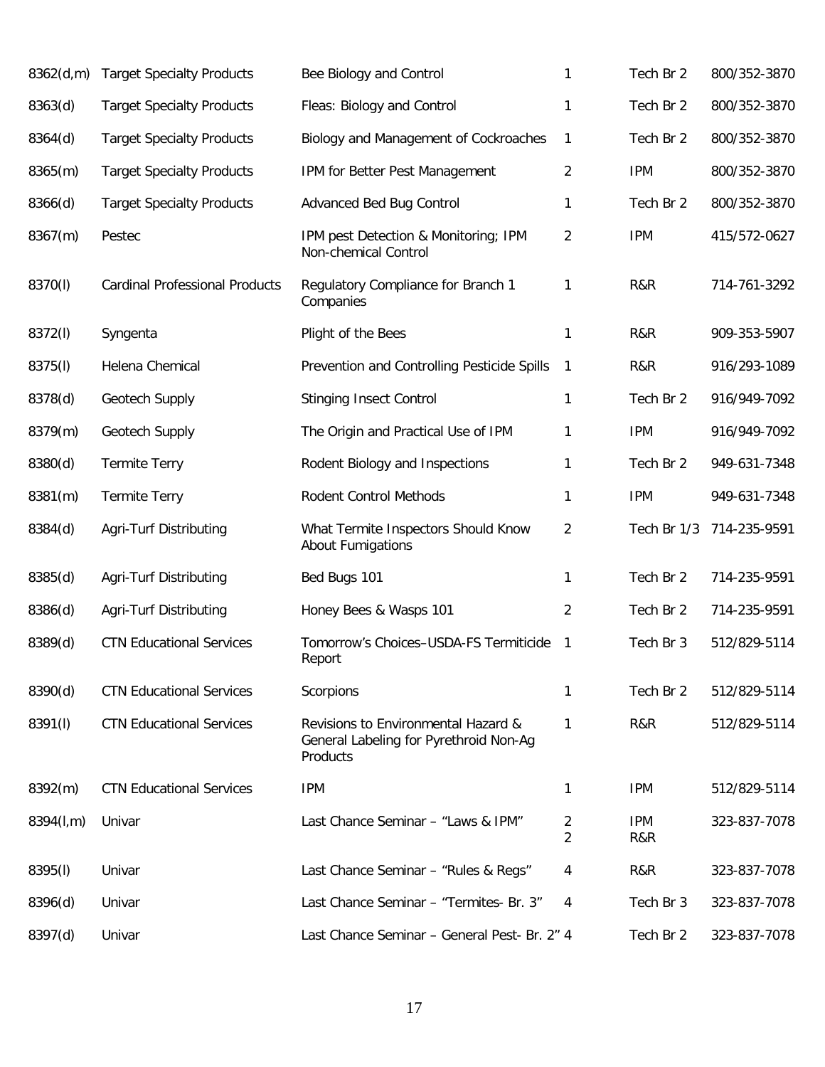| | | | | | |
|---|---|---|---|---|---|
| 8362(d,m) | Target Specialty Products | Bee Biology and Control | 1 | Tech Br 2 | 800/352-3870 |
| 8363(d) | Target Specialty Products | Fleas: Biology and Control | 1 | Tech Br 2 | 800/352-3870 |
| 8364(d) | Target Specialty Products | Biology and Management of Cockroaches | 1 | Tech Br 2 | 800/352-3870 |
| 8365(m) | Target Specialty Products | IPM for Better Pest Management | 2 | IPM | 800/352-3870 |
| 8366(d) | Target Specialty Products | Advanced Bed Bug Control | 1 | Tech Br 2 | 800/352-3870 |
| 8367(m) | Pestec | IPM pest Detection & Monitoring; IPM Non-chemical Control | 2 | IPM | 415/572-0627 |
| 8370(l) | Cardinal Professional Products | Regulatory Compliance for Branch 1 Companies | 1 | R&R | 714-761-3292 |
| 8372(l) | Syngenta | Plight of the Bees | 1 | R&R | 909-353-5907 |
| 8375(l) | Helena Chemical | Prevention and Controlling Pesticide Spills | 1 | R&R | 916/293-1089 |
| 8378(d) | Geotech Supply | Stinging Insect Control | 1 | Tech Br 2 | 916/949-7092 |
| 8379(m) | Geotech Supply | The Origin and Practical Use of IPM | 1 | IPM | 916/949-7092 |
| 8380(d) | Termite Terry | Rodent Biology and Inspections | 1 | Tech Br 2 | 949-631-7348 |
| 8381(m) | Termite Terry | Rodent Control Methods | 1 | IPM | 949-631-7348 |
| 8384(d) | Agri-Turf Distributing | What Termite Inspectors Should Know About Fumigations | 2 | Tech Br 1/3 | 714-235-9591 |
| 8385(d) | Agri-Turf Distributing | Bed Bugs 101 | 1 | Tech Br 2 | 714-235-9591 |
| 8386(d) | Agri-Turf Distributing | Honey Bees & Wasps 101 | 2 | Tech Br 2 | 714-235-9591 |
| 8389(d) | CTN Educational Services | Tomorrow's Choices–USDA-FS Termiticide Report | 1 | Tech Br 3 | 512/829-5114 |
| 8390(d) | CTN Educational Services | Scorpions | 1 | Tech Br 2 | 512/829-5114 |
| 8391(l) | CTN Educational Services | Revisions to Environmental Hazard & General Labeling for Pyrethroid Non-Ag Products | 1 | R&R | 512/829-5114 |
| 8392(m) | CTN Educational Services | IPM | 1 | IPM | 512/829-5114 |
| 8394(l,m) | Univar | Last Chance Seminar – "Laws & IPM" | 2<br>2 | IPM<br>R&R | 323-837-7078 |
| 8395(l) | Univar | Last Chance Seminar – "Rules & Regs" | 4 | R&R | 323-837-7078 |
| 8396(d) | Univar | Last Chance Seminar – "Termites- Br. 3" | 4 | Tech Br 3 | 323-837-7078 |
| 8397(d) | Univar | Last Chance Seminar – General Pest- Br. 2" | 4 | Tech Br 2 | 323-837-7078 |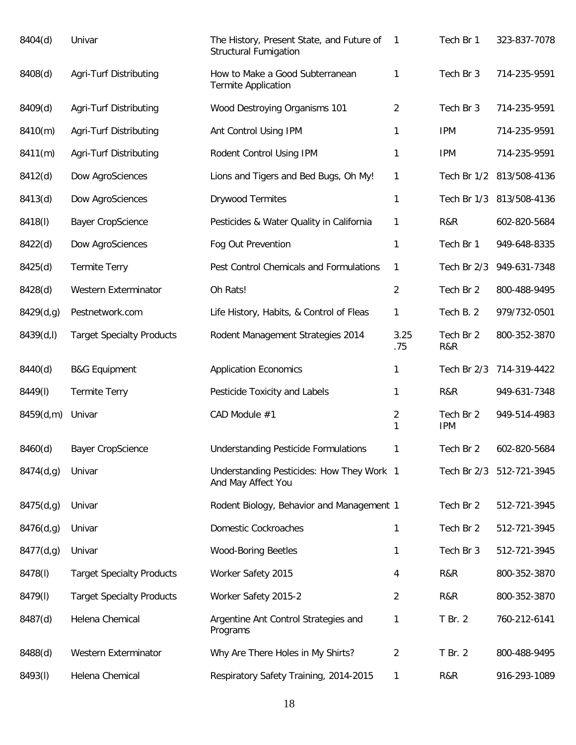| | | | | | |
|---|---|---|---|---|---|
| 8404(d) | Univar | The History, Present State, and Future of Structural Fumigation | 1 | Tech Br 1 | 323-837-7078 |
| 8408(d) | Agri-Turf Distributing | How to Make a Good Subterranean Termite Application | 1 | Tech Br 3 | 714-235-9591 |
| 8409(d) | Agri-Turf Distributing | Wood Destroying Organisms 101 | 2 | Tech Br 3 | 714-235-9591 |
| 8410(m) | Agri-Turf Distributing | Ant Control Using IPM | 1 | IPM | 714-235-9591 |
| 8411(m) | Agri-Turf Distributing | Rodent Control Using IPM | 1 | IPM | 714-235-9591 |
| 8412(d) | Dow AgroSciences | Lions and Tigers and Bed Bugs, Oh My! | 1 | Tech Br 1/2 | 813/508-4136 |
| 8413(d) | Dow AgroSciences | Drywood Termites | 1 | Tech Br 1/3 | 813/508-4136 |
| 8418(l) | Bayer CropScience | Pesticides & Water Quality in California | 1 | R&R | 602-820-5684 |
| 8422(d) | Dow AgroSciences | Fog Out Prevention | 1 | Tech Br 1 | 949-648-8335 |
| 8425(d) | Termite Terry | Pest Control Chemicals and Formulations | 1 | Tech Br 2/3 | 949-631-7348 |
| 8428(d) | Western Exterminator | Oh Rats! | 2 | Tech Br 2 | 800-488-9495 |
| 8429(d,g) | Pestnetwork.com | Life History, Habits, & Control of Fleas | 1 | Tech B. 2 | 979/732-0501 |
| 8439(d,l) | Target Specialty Products | Rodent Management Strategies 2014 | 3.25<br>.75 | Tech Br 2<br>R&R | 800-352-3870 |
| 8440(d) | B&G Equipment | Application Economics | 1 | Tech Br 2/3 | 714-319-4422 |
| 8449(l) | Termite Terry | Pesticide Toxicity and Labels | 1 | R&R | 949-631-7348 |
| 8459(d,m) | Univar | CAD Module #1 | 2<br>1 | Tech Br 2<br>IPM | 949-514-4983 |
| 8460(d) | Bayer CropScience | Understanding Pesticide Formulations | 1 | Tech Br 2 | 602-820-5684 |
| 8474(d,g) | Univar | Understanding Pesticides: How They Work And May Affect You | 1 | Tech Br 2/3 | 512-721-3945 |
| 8475(d,g) | Univar | Rodent Biology, Behavior and Management | 1 | Tech Br 2 | 512-721-3945 |
| 8476(d,g) | Univar | Domestic Cockroaches | 1 | Tech Br 2 | 512-721-3945 |
| 8477(d,g) | Univar | Wood-Boring Beetles | 1 | Tech Br 3 | 512-721-3945 |
| 8478(l) | Target Specialty Products | Worker Safety 2015 | 4 | R&R | 800-352-3870 |
| 8479(l) | Target Specialty Products | Worker Safety 2015-2 | 2 | R&R | 800-352-3870 |
| 8487(d) | Helena Chemical | Argentine Ant Control Strategies and Programs | 1 | T Br. 2 | 760-212-6141 |
| 8488(d) | Western Exterminator | Why Are There Holes in My Shirts? | 2 | T Br. 2 | 800-488-9495 |
| 8493(l) | Helena Chemical | Respiratory Safety Training, 2014-2015 | 1 | R&R | 916-293-1089 |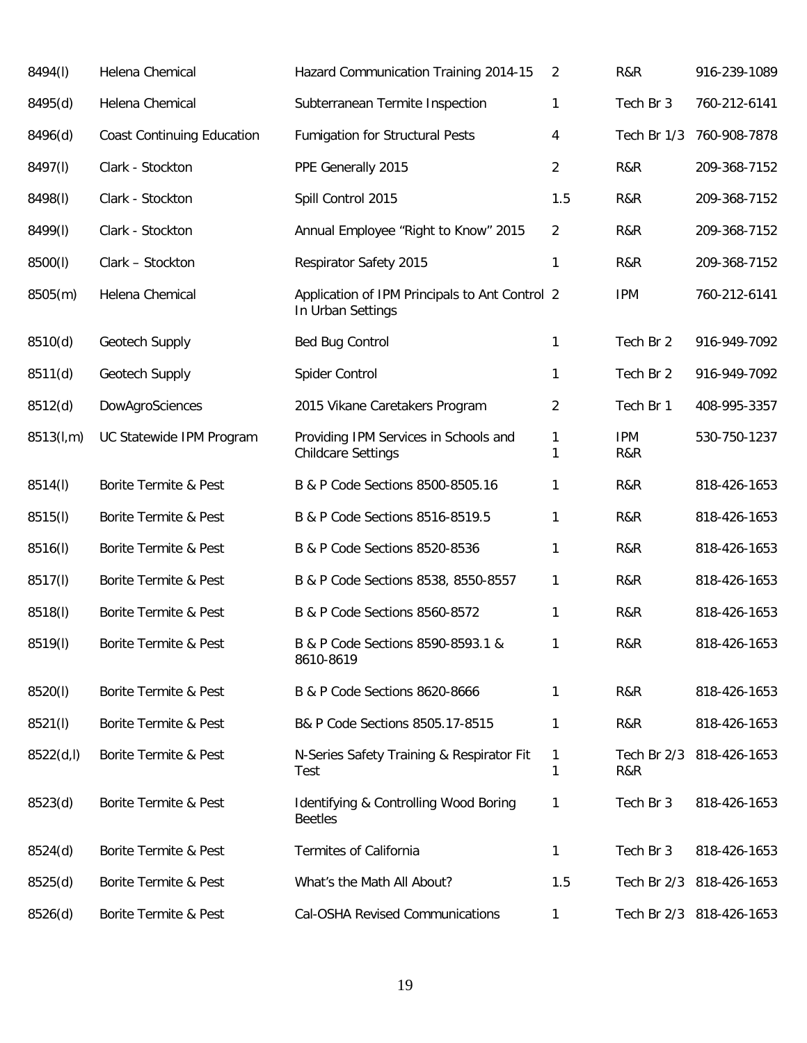| | | | | | |
|---|---|---|---|---|---|
| 8494(l) | Helena Chemical | Hazard Communication Training 2014-15 | 2 | R&R | 916-239-1089 |
| 8495(d) | Helena Chemical | Subterranean Termite Inspection | 1 | Tech Br 3 | 760-212-6141 |
| 8496(d) | Coast Continuing Education | Fumigation for Structural Pests | 4 | Tech Br 1/3 | 760-908-7878 |
| 8497(l) | Clark - Stockton | PPE Generally 2015 | 2 | R&R | 209-368-7152 |
| 8498(l) | Clark - Stockton | Spill Control 2015 | 1.5 | R&R | 209-368-7152 |
| 8499(l) | Clark - Stockton | Annual Employee "Right to Know" 2015 | 2 | R&R | 209-368-7152 |
| 8500(l) | Clark – Stockton | Respirator Safety 2015 | 1 | R&R | 209-368-7152 |
| 8505(m) | Helena Chemical | Application of IPM Principals to Ant Control In Urban Settings | 2 | IPM | 760-212-6141 |
| 8510(d) | Geotech Supply | Bed Bug Control | 1 | Tech Br 2 | 916-949-7092 |
| 8511(d) | Geotech Supply | Spider Control | 1 | Tech Br 2 | 916-949-7092 |
| 8512(d) | DowAgroSciences | 2015 Vikane Caretakers Program | 2 | Tech Br 1 | 408-995-3357 |
| 8513(l,m) | UC Statewide IPM Program | Providing IPM Services in Schools and Childcare Settings | 1<br>1 | IPM<br>R&R | 530-750-1237 |
| 8514(l) | Borite Termite & Pest | B & P Code Sections 8500-8505.16 | 1 | R&R | 818-426-1653 |
| 8515(l) | Borite Termite & Pest | B & P Code Sections 8516-8519.5 | 1 | R&R | 818-426-1653 |
| 8516(l) | Borite Termite & Pest | B & P Code Sections 8520-8536 | 1 | R&R | 818-426-1653 |
| 8517(l) | Borite Termite & Pest | B & P Code Sections 8538, 8550-8557 | 1 | R&R | 818-426-1653 |
| 8518(l) | Borite Termite & Pest | B & P Code Sections 8560-8572 | 1 | R&R | 818-426-1653 |
| 8519(l) | Borite Termite & Pest | B & P Code Sections 8590-8593.1 & 8610-8619 | 1 | R&R | 818-426-1653 |
| 8520(l) | Borite Termite & Pest | B & P Code Sections 8620-8666 | 1 | R&R | 818-426-1653 |
| 8521(l) | Borite Termite & Pest | B& P Code Sections 8505.17-8515 | 1 | R&R | 818-426-1653 |
| 8522(d,l) | Borite Termite & Pest | N-Series Safety Training & Respirator Fit Test | 1<br>1 | Tech Br 2/3<br>R&R | 818-426-1653 |
| 8523(d) | Borite Termite & Pest | Identifying & Controlling Wood Boring Beetles | 1 | Tech Br 3 | 818-426-1653 |
| 8524(d) | Borite Termite & Pest | Termites of California | 1 | Tech Br 3 | 818-426-1653 |
| 8525(d) | Borite Termite & Pest | What's the Math All About? | 1.5 | Tech Br 2/3 | 818-426-1653 |
| 8526(d) | Borite Termite & Pest | Cal-OSHA Revised Communications | 1 | Tech Br 2/3 | 818-426-1653 |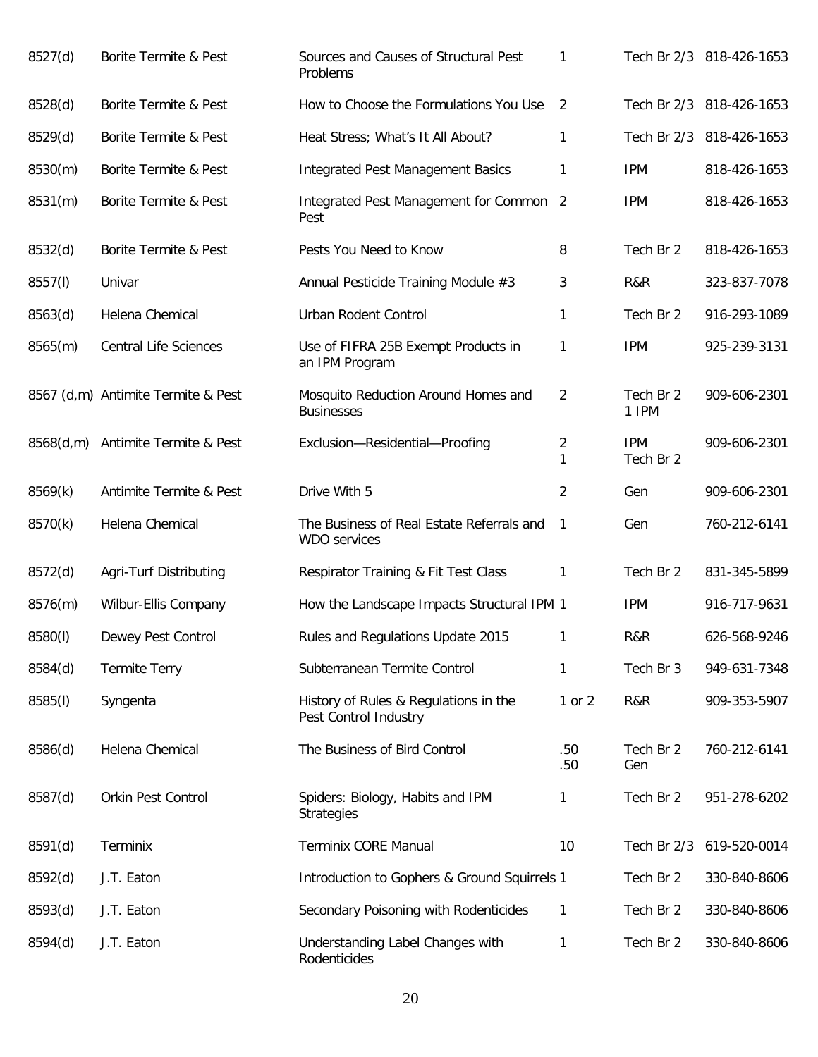| | | | | | |
|---|---|---|---|---|---|
| 8527(d) | Borite Termite & Pest | Sources and Causes of Structural Pest Problems | 1 | Tech Br 2/3 | 818-426-1653 |
| 8528(d) | Borite Termite & Pest | How to Choose the Formulations You Use | 2 | Tech Br 2/3 | 818-426-1653 |
| 8529(d) | Borite Termite & Pest | Heat Stress; What's It All About? | 1 | Tech Br 2/3 | 818-426-1653 |
| 8530(m) | Borite Termite & Pest | Integrated Pest Management Basics | 1 | IPM | 818-426-1653 |
| 8531(m) | Borite Termite & Pest | Integrated Pest Management for Common Pest | 2 | IPM | 818-426-1653 |
| 8532(d) | Borite Termite & Pest | Pests You Need to Know | 8 | Tech Br 2 | 818-426-1653 |
| 8557(l) | Univar | Annual Pesticide Training Module #3 | 3 | R&R | 323-837-7078 |
| 8563(d) | Helena Chemical | Urban Rodent Control | 1 | Tech Br 2 | 916-293-1089 |
| 8565(m) | Central Life Sciences | Use of FIFRA 25B Exempt Products in an IPM Program | 1 | IPM | 925-239-3131 |
| 8567 (d,m) | Antimite Termite & Pest | Mosquito Reduction Around Homes and Businesses | 2 | Tech Br 2<br>1 IPM | 909-606-2301 |
| 8568(d,m) | Antimite Termite & Pest | Exclusion—Residential—Proofing | 2<br>1 | IPM<br>Tech Br 2 | 909-606-2301 |
| 8569(k) | Antimite Termite & Pest | Drive With 5 | 2 | Gen | 909-606-2301 |
| 8570(k) | Helena Chemical | The Business of Real Estate Referrals and WDO services | 1 | Gen | 760-212-6141 |
| 8572(d) | Agri-Turf Distributing | Respirator Training & Fit Test Class | 1 | Tech Br 2 | 831-345-5899 |
| 8576(m) | Wilbur-Ellis Company | How the Landscape Impacts Structural IPM | 1 | IPM | 916-717-9631 |
| 8580(l) | Dewey Pest Control | Rules and Regulations Update 2015 | 1 | R&R | 626-568-9246 |
| 8584(d) | Termite Terry | Subterranean Termite Control | 1 | Tech Br 3 | 949-631-7348 |
| 8585(l) | Syngenta | History of Rules & Regulations in the Pest Control Industry | 1 or 2 | R&R | 909-353-5907 |
| 8586(d) | Helena Chemical | The Business of Bird Control | .50<br>.50 | Tech Br 2<br>Gen | 760-212-6141 |
| 8587(d) | Orkin Pest Control | Spiders: Biology, Habits and IPM Strategies | 1 | Tech Br 2 | 951-278-6202 |
| 8591(d) | Terminix | Terminix CORE Manual | 10 | Tech Br 2/3 | 619-520-0014 |
| 8592(d) | J.T. Eaton | Introduction to Gophers & Ground Squirrels | 1 | Tech Br 2 | 330-840-8606 |
| 8593(d) | J.T. Eaton | Secondary Poisoning with Rodenticides | 1 | Tech Br 2 | 330-840-8606 |
| 8594(d) | J.T. Eaton | Understanding Label Changes with Rodenticides | 1 | Tech Br 2 | 330-840-8606 |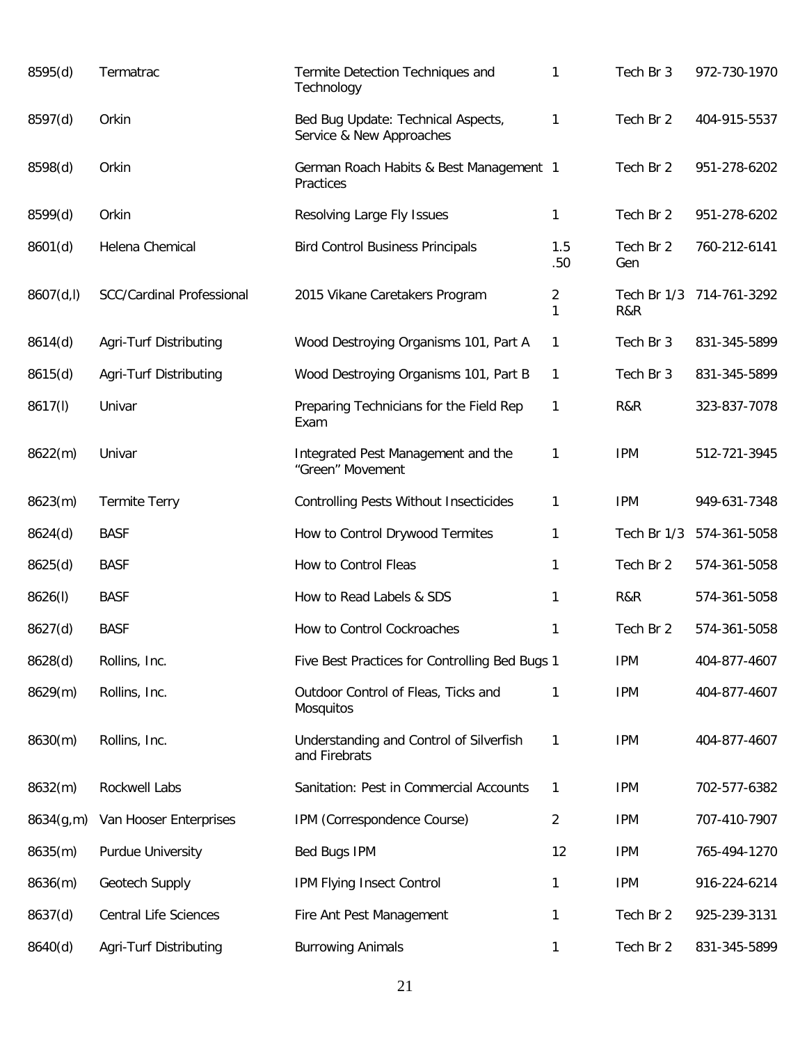| | | | | | |
|---|---|---|---|---|---|
| 8595(d) | Termatrac | Termite Detection Techniques and Technology | 1 | Tech Br 3 | 972-730-1970 |
| 8597(d) | Orkin | Bed Bug Update: Technical Aspects, Service & New Approaches | 1 | Tech Br 2 | 404-915-5537 |
| 8598(d) | Orkin | German Roach Habits & Best Management Practices | 1 | Tech Br 2 | 951-278-6202 |
| 8599(d) | Orkin | Resolving Large Fly Issues | 1 | Tech Br 2 | 951-278-6202 |
| 8601(d) | Helena Chemical | Bird Control Business Principals | 1.5<br>.50 | Tech Br 2<br>Gen | 760-212-6141 |
| 8607(d,l) | SCC/Cardinal Professional | 2015 Vikane Caretakers Program | 2<br>1 | Tech Br 1/3<br>R&R | 714-761-3292 |
| 8614(d) | Agri-Turf Distributing | Wood Destroying Organisms 101, Part A | 1 | Tech Br 3 | 831-345-5899 |
| 8615(d) | Agri-Turf Distributing | Wood Destroying Organisms 101, Part B | 1 | Tech Br 3 | 831-345-5899 |
| 8617(l) | Univar | Preparing Technicians for the Field Rep Exam | 1 | R&R | 323-837-7078 |
| 8622(m) | Univar | Integrated Pest Management and the "Green" Movement | 1 | IPM | 512-721-3945 |
| 8623(m) | Termite Terry | Controlling Pests Without Insecticides | 1 | IPM | 949-631-7348 |
| 8624(d) | BASF | How to Control Drywood Termites | 1 | Tech Br 1/3 | 574-361-5058 |
| 8625(d) | BASF | How to Control Fleas | 1 | Tech Br 2 | 574-361-5058 |
| 8626(l) | BASF | How to Read Labels & SDS | 1 | R&R | 574-361-5058 |
| 8627(d) | BASF | How to Control Cockroaches | 1 | Tech Br 2 | 574-361-5058 |
| 8628(d) | Rollins, Inc. | Five Best Practices for Controlling Bed Bugs | 1 | IPM | 404-877-4607 |
| 8629(m) | Rollins, Inc. | Outdoor Control of Fleas, Ticks and Mosquitos | 1 | IPM | 404-877-4607 |
| 8630(m) | Rollins, Inc. | Understanding and Control of Silverfish and Firebrats | 1 | IPM | 404-877-4607 |
| 8632(m) | Rockwell Labs | Sanitation: Pest in Commercial Accounts | 1 | IPM | 702-577-6382 |
| 8634(g,m) | Van Hooser Enterprises | IPM (Correspondence Course) | 2 | IPM | 707-410-7907 |
| 8635(m) | Purdue University | Bed Bugs IPM | 12 | IPM | 765-494-1270 |
| 8636(m) | Geotech Supply | IPM Flying Insect Control | 1 | IPM | 916-224-6214 |
| 8637(d) | Central Life Sciences | Fire Ant Pest Management | 1 | Tech Br 2 | 925-239-3131 |
| 8640(d) | Agri-Turf Distributing | Burrowing Animals | 1 | Tech Br 2 | 831-345-5899 |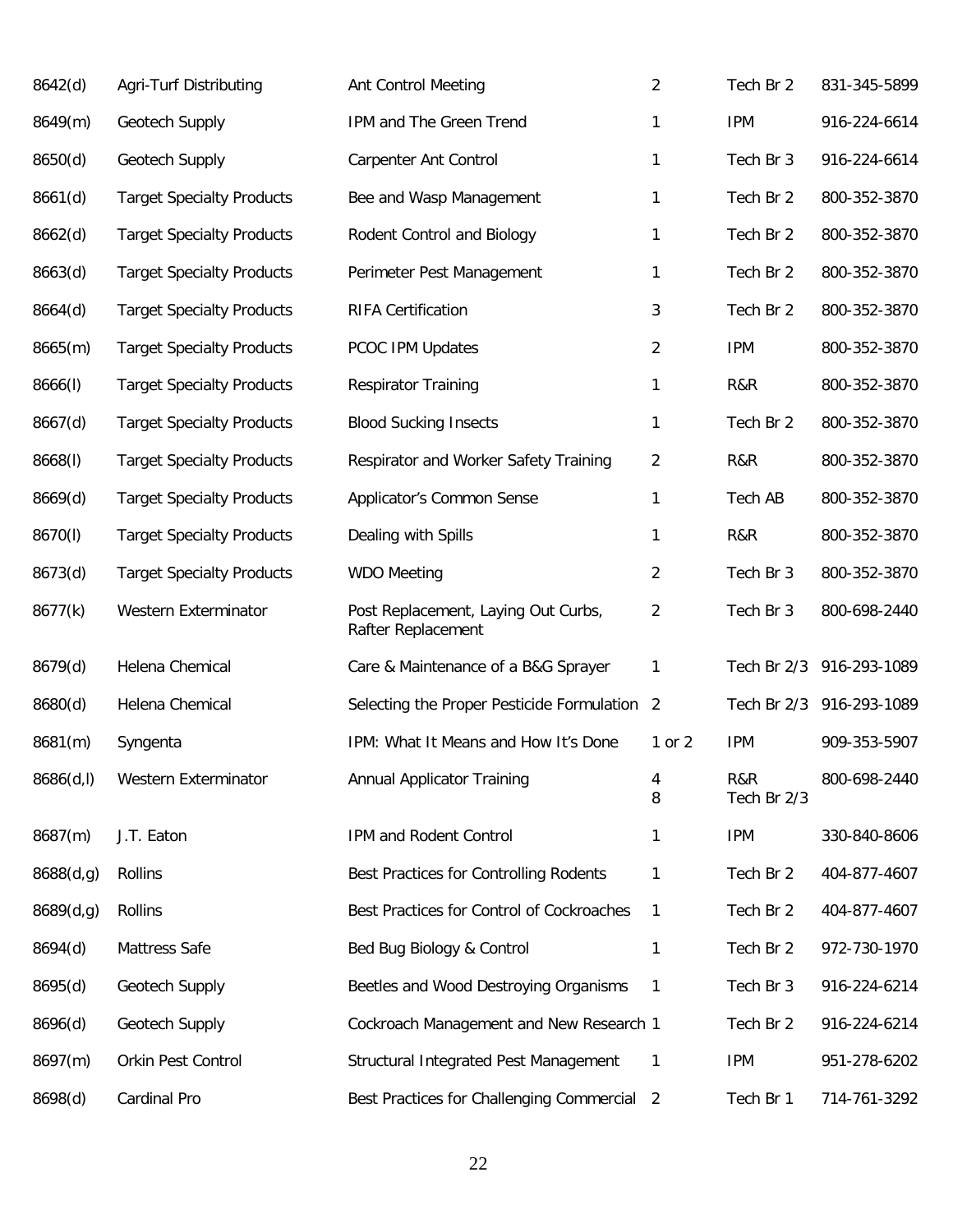| | | | | | |
|---|---|---|---|---|---|
| 8642(d) | Agri-Turf Distributing | Ant Control Meeting | 2 | Tech Br 2 | 831-345-5899 |
| 8649(m) | Geotech Supply | IPM and The Green Trend | 1 | IPM | 916-224-6614 |
| 8650(d) | Geotech Supply | Carpenter Ant Control | 1 | Tech Br 3 | 916-224-6614 |
| 8661(d) | Target Specialty Products | Bee and Wasp Management | 1 | Tech Br 2 | 800-352-3870 |
| 8662(d) | Target Specialty Products | Rodent Control and Biology | 1 | Tech Br 2 | 800-352-3870 |
| 8663(d) | Target Specialty Products | Perimeter Pest Management | 1 | Tech Br 2 | 800-352-3870 |
| 8664(d) | Target Specialty Products | RIFA Certification | 3 | Tech Br 2 | 800-352-3870 |
| 8665(m) | Target Specialty Products | PCOC IPM Updates | 2 | IPM | 800-352-3870 |
| 8666(l) | Target Specialty Products | Respirator Training | 1 | R&R | 800-352-3870 |
| 8667(d) | Target Specialty Products | Blood Sucking Insects | 1 | Tech Br 2 | 800-352-3870 |
| 8668(l) | Target Specialty Products | Respirator and Worker Safety Training | 2 | R&R | 800-352-3870 |
| 8669(d) | Target Specialty Products | Applicator's Common Sense | 1 | Tech AB | 800-352-3870 |
| 8670(l) | Target Specialty Products | Dealing with Spills | 1 | R&R | 800-352-3870 |
| 8673(d) | Target Specialty Products | WDO Meeting | 2 | Tech Br 3 | 800-352-3870 |
| 8677(k) | Western Exterminator | Post Replacement, Laying Out Curbs, Rafter Replacement | 2 | Tech Br 3 | 800-698-2440 |
| 8679(d) | Helena Chemical | Care & Maintenance of a B&G Sprayer | 1 | Tech Br 2/3 | 916-293-1089 |
| 8680(d) | Helena Chemical | Selecting the Proper Pesticide Formulation | 2 | Tech Br 2/3 | 916-293-1089 |
| 8681(m) | Syngenta | IPM: What It Means and How It's Done | 1 or 2 | IPM | 909-353-5907 |
| 8686(d,l) | Western Exterminator | Annual Applicator Training | 4<br>8 | R&R<br>Tech Br 2/3 | 800-698-2440 |
| 8687(m) | J.T. Eaton | IPM and Rodent Control | 1 | IPM | 330-840-8606 |
| 8688(d,g) | Rollins | Best Practices for Controlling Rodents | 1 | Tech Br 2 | 404-877-4607 |
| 8689(d,g) | Rollins | Best Practices for Control of Cockroaches | 1 | Tech Br 2 | 404-877-4607 |
| 8694(d) | Mattress Safe | Bed Bug Biology & Control | 1 | Tech Br 2 | 972-730-1970 |
| 8695(d) | Geotech Supply | Beetles and Wood Destroying Organisms | 1 | Tech Br 3 | 916-224-6214 |
| 8696(d) | Geotech Supply | Cockroach Management and New Research | 1 | Tech Br 2 | 916-224-6214 |
| 8697(m) | Orkin Pest Control | Structural Integrated Pest Management | 1 | IPM | 951-278-6202 |
| 8698(d) | Cardinal Pro | Best Practices for Challenging Commercial | 2 | Tech Br 1 | 714-761-3292 |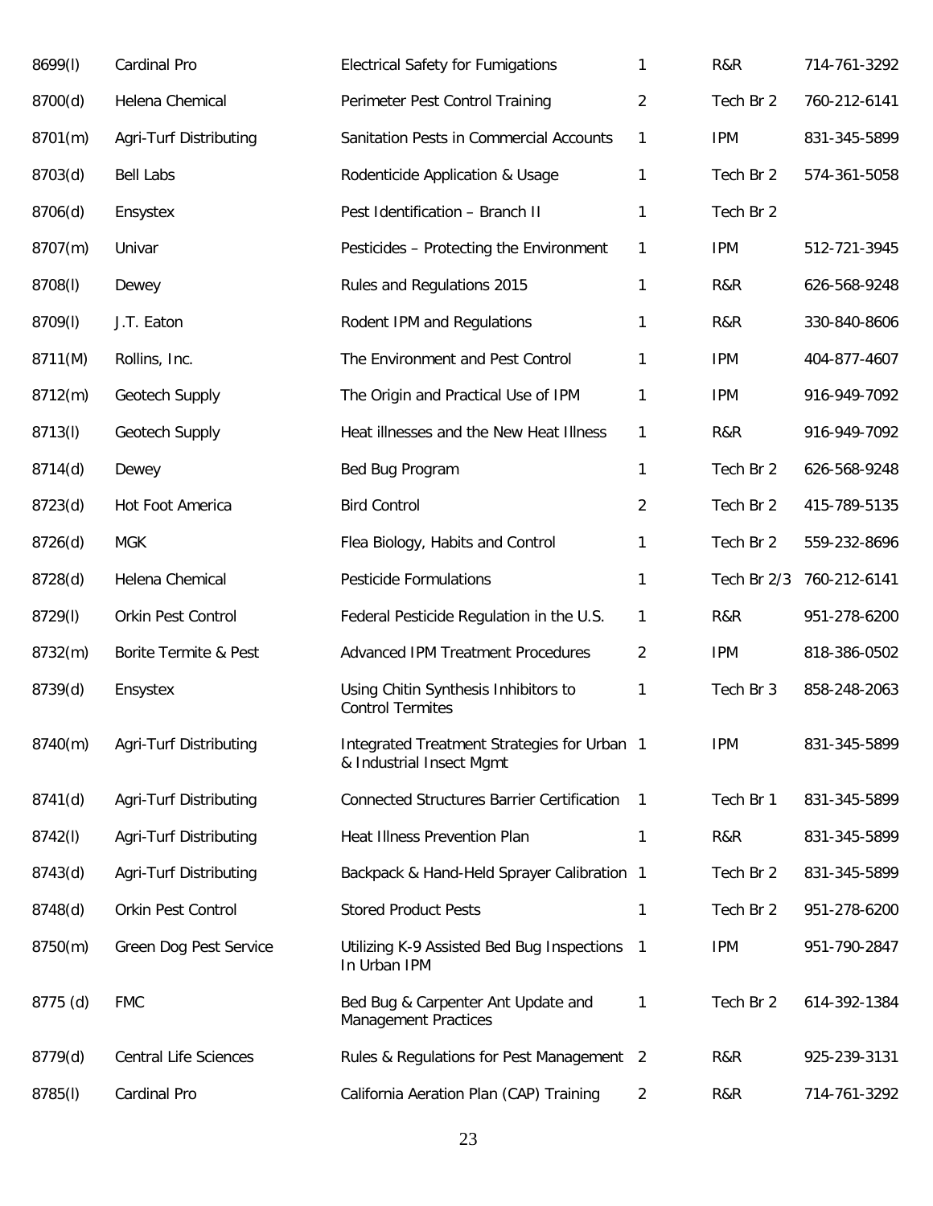| | | | | | |
|---|---|---|---|---|---|
| 8699(l) | Cardinal Pro | Electrical Safety for Fumigations | 1 | R&R | 714-761-3292 |
| 8700(d) | Helena Chemical | Perimeter Pest Control Training | 2 | Tech Br 2 | 760-212-6141 |
| 8701(m) | Agri-Turf Distributing | Sanitation Pests in Commercial Accounts | 1 | IPM | 831-345-5899 |
| 8703(d) | Bell Labs | Rodenticide Application & Usage | 1 | Tech Br 2 | 574-361-5058 |
| 8706(d) | Ensystex | Pest Identification – Branch II | 1 | Tech Br 2 | |
| 8707(m) | Univar | Pesticides – Protecting the Environment | 1 | IPM | 512-721-3945 |
| 8708(l) | Dewey | Rules and Regulations 2015 | 1 | R&R | 626-568-9248 |
| 8709(l) | J.T. Eaton | Rodent IPM and Regulations | 1 | R&R | 330-840-8606 |
| 8711(M) | Rollins, Inc. | The Environment and Pest Control | 1 | IPM | 404-877-4607 |
| 8712(m) | Geotech Supply | The Origin and Practical Use of IPM | 1 | IPM | 916-949-7092 |
| 8713(l) | Geotech Supply | Heat illnesses and the New Heat Illness | 1 | R&R | 916-949-7092 |
| 8714(d) | Dewey | Bed Bug Program | 1 | Tech Br 2 | 626-568-9248 |
| 8723(d) | Hot Foot America | Bird Control | 2 | Tech Br 2 | 415-789-5135 |
| 8726(d) | MGK | Flea Biology, Habits and Control | 1 | Tech Br 2 | 559-232-8696 |
| 8728(d) | Helena Chemical | Pesticide Formulations | 1 | Tech Br 2/3 | 760-212-6141 |
| 8729(l) | Orkin Pest Control | Federal Pesticide Regulation in the U.S. | 1 | R&R | 951-278-6200 |
| 8732(m) | Borite Termite & Pest | Advanced IPM Treatment Procedures | 2 | IPM | 818-386-0502 |
| 8739(d) | Ensystex | Using Chitin Synthesis Inhibitors to Control Termites | 1 | Tech Br 3 | 858-248-2063 |
| 8740(m) | Agri-Turf Distributing | Integrated Treatment Strategies for Urban & Industrial Insect Mgmt | 1 | IPM | 831-345-5899 |
| 8741(d) | Agri-Turf Distributing | Connected Structures Barrier Certification | 1 | Tech Br 1 | 831-345-5899 |
| 8742(l) | Agri-Turf Distributing | Heat Illness Prevention Plan | 1 | R&R | 831-345-5899 |
| 8743(d) | Agri-Turf Distributing | Backpack & Hand-Held Sprayer Calibration | 1 | Tech Br 2 | 831-345-5899 |
| 8748(d) | Orkin Pest Control | Stored Product Pests | 1 | Tech Br 2 | 951-278-6200 |
| 8750(m) | Green Dog Pest Service | Utilizing K-9 Assisted Bed Bug Inspections In Urban IPM | 1 | IPM | 951-790-2847 |
| 8775 (d) | FMC | Bed Bug & Carpenter Ant Update and Management Practices | 1 | Tech Br 2 | 614-392-1384 |
| 8779(d) | Central Life Sciences | Rules & Regulations for Pest Management | 2 | R&R | 925-239-3131 |
| 8785(l) | Cardinal Pro | California Aeration Plan (CAP) Training | 2 | R&R | 714-761-3292 |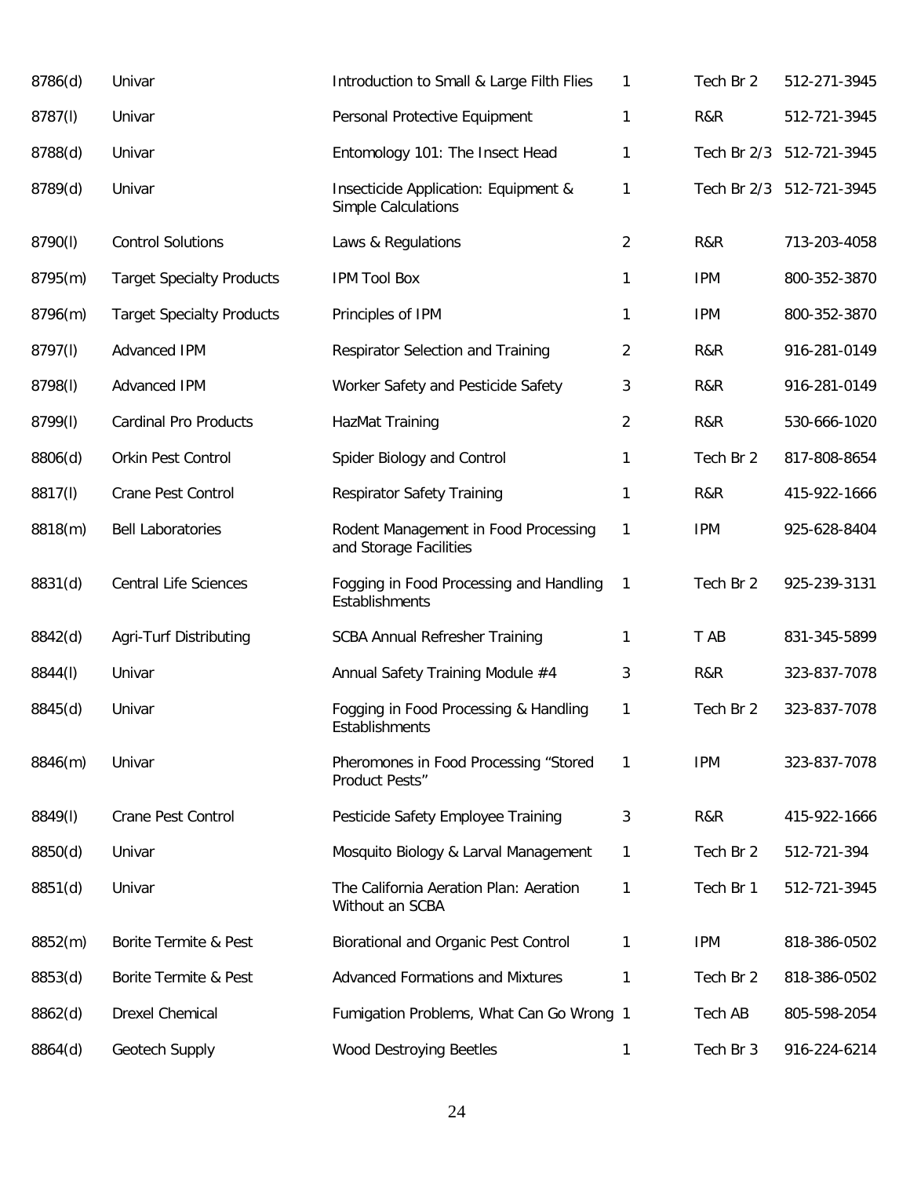| | | | | | |
|---|---|---|---|---|---|
| 8786(d) | Univar | Introduction to Small & Large Filth Flies | 1 | Tech Br 2 | 512-271-3945 |
| 8787(l) | Univar | Personal Protective Equipment | 1 | R&R | 512-721-3945 |
| 8788(d) | Univar | Entomology 101: The Insect Head | 1 | Tech Br 2/3 | 512-721-3945 |
| 8789(d) | Univar | Insecticide Application: Equipment & Simple Calculations | 1 | Tech Br 2/3 | 512-721-3945 |
| 8790(l) | Control Solutions | Laws & Regulations | 2 | R&R | 713-203-4058 |
| 8795(m) | Target Specialty Products | IPM Tool Box | 1 | IPM | 800-352-3870 |
| 8796(m) | Target Specialty Products | Principles of IPM | 1 | IPM | 800-352-3870 |
| 8797(l) | Advanced IPM | Respirator Selection and Training | 2 | R&R | 916-281-0149 |
| 8798(l) | Advanced IPM | Worker Safety and Pesticide Safety | 3 | R&R | 916-281-0149 |
| 8799(l) | Cardinal Pro Products | HazMat Training | 2 | R&R | 530-666-1020 |
| 8806(d) | Orkin Pest Control | Spider Biology and Control | 1 | Tech Br 2 | 817-808-8654 |
| 8817(l) | Crane Pest Control | Respirator Safety Training | 1 | R&R | 415-922-1666 |
| 8818(m) | Bell Laboratories | Rodent Management in Food Processing and Storage Facilities | 1 | IPM | 925-628-8404 |
| 8831(d) | Central Life Sciences | Fogging in Food Processing and Handling Establishments | 1 | Tech Br 2 | 925-239-3131 |
| 8842(d) | Agri-Turf Distributing | SCBA Annual Refresher Training | 1 | T AB | 831-345-5899 |
| 8844(l) | Univar | Annual Safety Training Module #4 | 3 | R&R | 323-837-7078 |
| 8845(d) | Univar | Fogging in Food Processing & Handling Establishments | 1 | Tech Br 2 | 323-837-7078 |
| 8846(m) | Univar | Pheromones in Food Processing "Stored Product Pests" | 1 | IPM | 323-837-7078 |
| 8849(l) | Crane Pest Control | Pesticide Safety Employee Training | 3 | R&R | 415-922-1666 |
| 8850(d) | Univar | Mosquito Biology & Larval Management | 1 | Tech Br 2 | 512-721-394 |
| 8851(d) | Univar | The California Aeration Plan: Aeration Without an SCBA | 1 | Tech Br 1 | 512-721-3945 |
| 8852(m) | Borite Termite & Pest | Biorational and Organic Pest Control | 1 | IPM | 818-386-0502 |
| 8853(d) | Borite Termite & Pest | Advanced Formations and Mixtures | 1 | Tech Br 2 | 818-386-0502 |
| 8862(d) | Drexel Chemical | Fumigation Problems, What Can Go Wrong | 1 | Tech AB | 805-598-2054 |
| 8864(d) | Geotech Supply | Wood Destroying Beetles | 1 | Tech Br 3 | 916-224-6214 |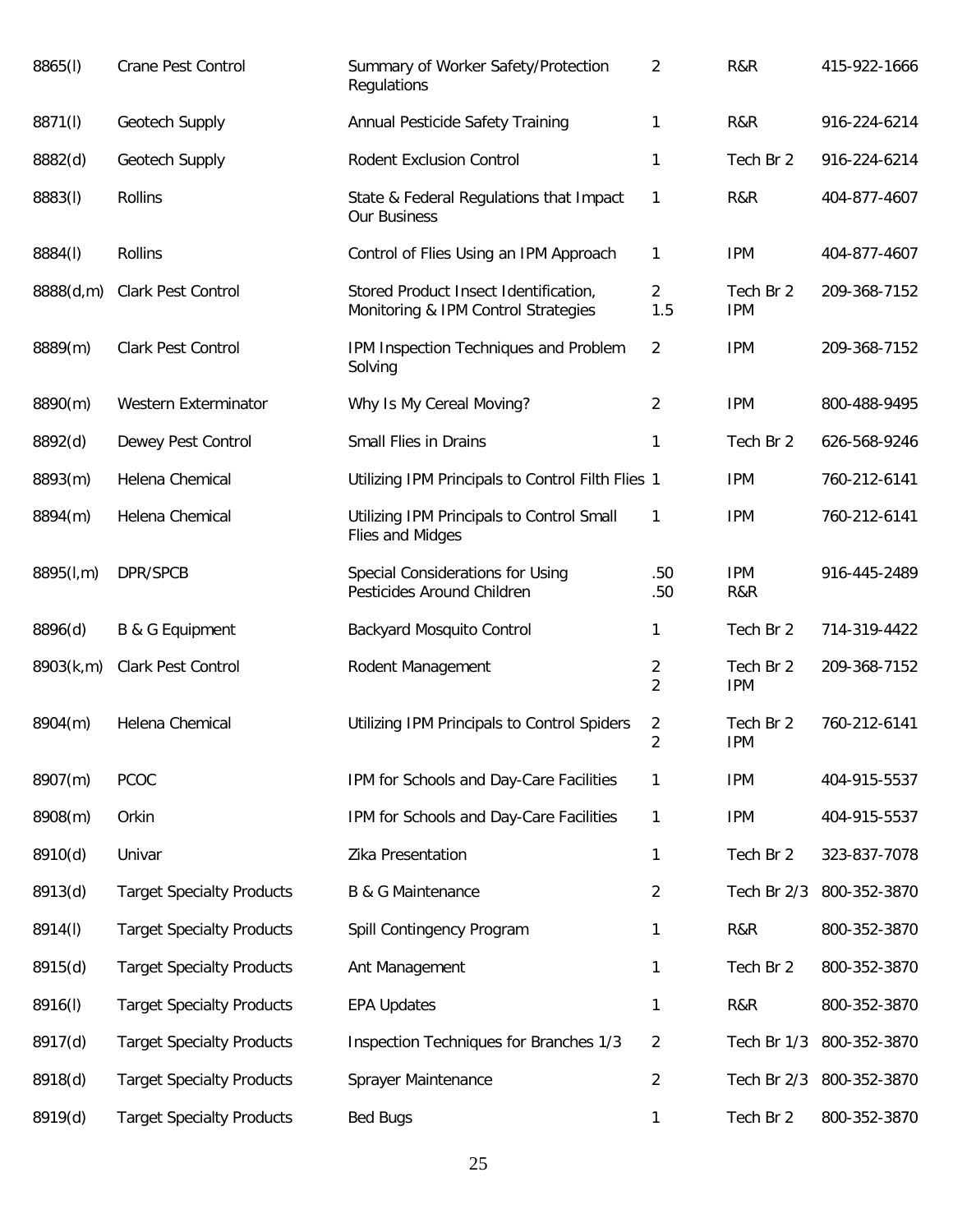| | | | | | |
|---|---|---|---|---|---|
| 8865(l) | Crane Pest Control | Summary of Worker Safety/Protection Regulations | 2 | R&R | 415-922-1666 |
| 8871(l) | Geotech Supply | Annual Pesticide Safety Training | 1 | R&R | 916-224-6214 |
| 8882(d) | Geotech Supply | Rodent Exclusion Control | 1 | Tech Br 2 | 916-224-6214 |
| 8883(l) | Rollins | State & Federal Regulations that Impact Our Business | 1 | R&R | 404-877-4607 |
| 8884(l) | Rollins | Control of Flies Using an IPM Approach | 1 | IPM | 404-877-4607 |
| 8888(d,m) | Clark Pest Control | Stored Product Insect Identification, Monitoring & IPM Control Strategies | 2<br>1.5 | Tech Br 2<br>IPM | 209-368-7152 |
| 8889(m) | Clark Pest Control | IPM Inspection Techniques and Problem Solving | 2 | IPM | 209-368-7152 |
| 8890(m) | Western Exterminator | Why Is My Cereal Moving? | 2 | IPM | 800-488-9495 |
| 8892(d) | Dewey Pest Control | Small Flies in Drains | 1 | Tech Br 2 | 626-568-9246 |
| 8893(m) | Helena Chemical | Utilizing IPM Principals to Control Filth Flies | 1 | IPM | 760-212-6141 |
| 8894(m) | Helena Chemical | Utilizing IPM Principals to Control Small Flies and Midges | 1 | IPM | 760-212-6141 |
| 8895(l,m) | DPR/SPCB | Special Considerations for Using Pesticides Around Children | .50<br>.50 | IPM<br>R&R | 916-445-2489 |
| 8896(d) | B & G Equipment | Backyard Mosquito Control | 1 | Tech Br 2 | 714-319-4422 |
| 8903(k,m) | Clark Pest Control | Rodent Management | 2<br>2 | Tech Br 2<br>IPM | 209-368-7152 |
| 8904(m) | Helena Chemical | Utilizing IPM Principals to Control Spiders | 2<br>2 | Tech Br 2<br>IPM | 760-212-6141 |
| 8907(m) | PCOC | IPM for Schools and Day-Care Facilities | 1 | IPM | 404-915-5537 |
| 8908(m) | Orkin | IPM for Schools and Day-Care Facilities | 1 | IPM | 404-915-5537 |
| 8910(d) | Univar | Zika Presentation | 1 | Tech Br 2 | 323-837-7078 |
| 8913(d) | Target Specialty Products | B & G Maintenance | 2 | Tech Br 2/3 | 800-352-3870 |
| 8914(l) | Target Specialty Products | Spill Contingency Program | 1 | R&R | 800-352-3870 |
| 8915(d) | Target Specialty Products | Ant Management | 1 | Tech Br 2 | 800-352-3870 |
| 8916(l) | Target Specialty Products | EPA Updates | 1 | R&R | 800-352-3870 |
| 8917(d) | Target Specialty Products | Inspection Techniques for Branches 1/3 | 2 | Tech Br 1/3 | 800-352-3870 |
| 8918(d) | Target Specialty Products | Sprayer Maintenance | 2 | Tech Br 2/3 | 800-352-3870 |
| 8919(d) | Target Specialty Products | Bed Bugs | 1 | Tech Br 2 | 800-352-3870 |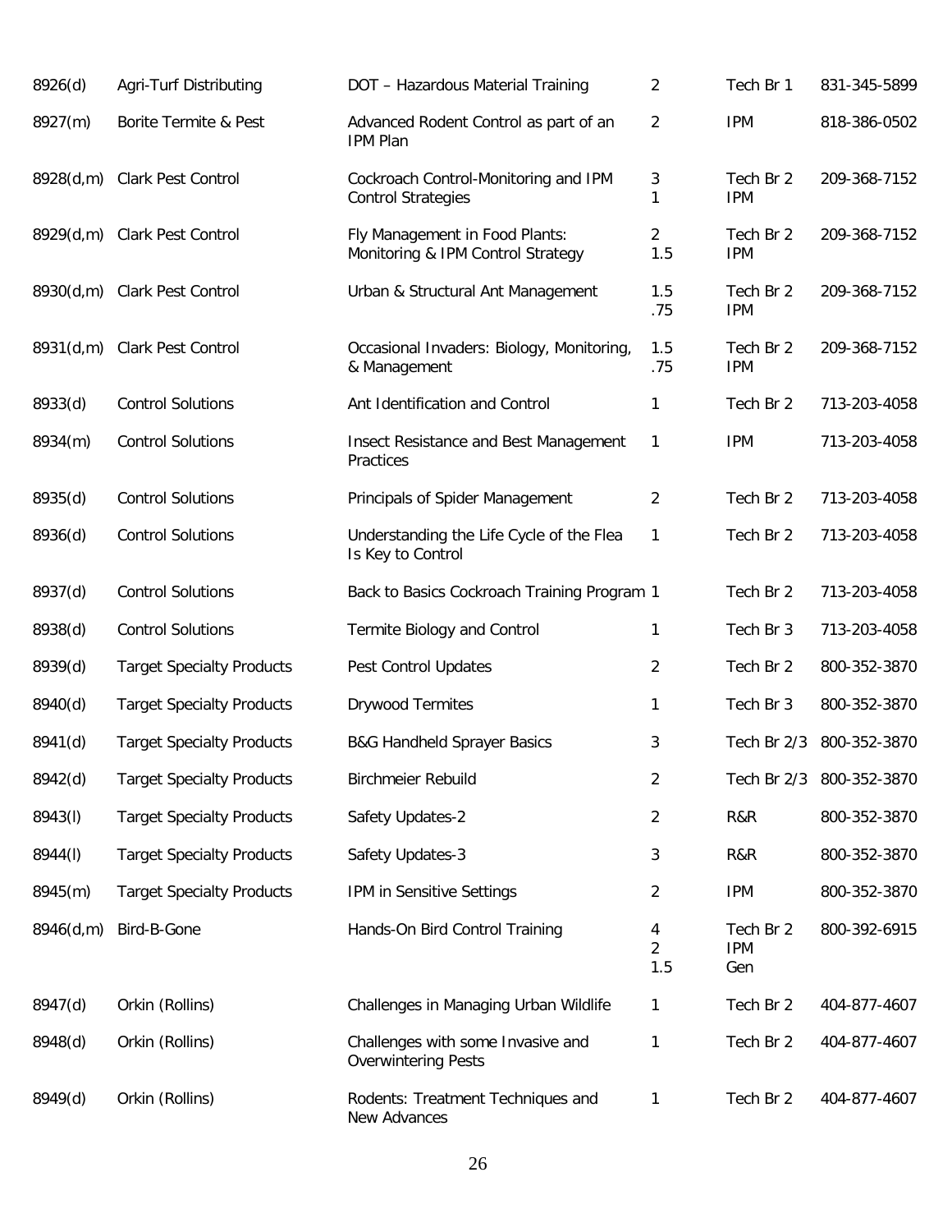| | | | | | |
|---|---|---|---|---|---|
| 8926(d) | Agri-Turf Distributing | DOT – Hazardous Material Training | 2 | Tech Br 1 | 831-345-5899 |
| 8927(m) | Borite Termite & Pest | Advanced Rodent Control as part of an IPM Plan | 2 | IPM | 818-386-0502 |
| 8928(d,m) | Clark Pest Control | Cockroach Control-Monitoring and IPM Control Strategies | 3<br>1 | Tech Br 2<br>IPM | 209-368-7152 |
| 8929(d,m) | Clark Pest Control | Fly Management in Food Plants: Monitoring & IPM Control Strategy | 2<br>1.5 | Tech Br 2<br>IPM | 209-368-7152 |
| 8930(d,m) | Clark Pest Control | Urban & Structural Ant Management | 1.5<br>.75 | Tech Br 2<br>IPM | 209-368-7152 |
| 8931(d,m) | Clark Pest Control | Occasional Invaders: Biology, Monitoring, & Management | 1.5<br>.75 | Tech Br 2<br>IPM | 209-368-7152 |
| 8933(d) | Control Solutions | Ant Identification and Control | 1 | Tech Br 2 | 713-203-4058 |
| 8934(m) | Control Solutions | Insect Resistance and Best Management Practices | 1 | IPM | 713-203-4058 |
| 8935(d) | Control Solutions | Principals of Spider Management | 2 | Tech Br 2 | 713-203-4058 |
| 8936(d) | Control Solutions | Understanding the Life Cycle of the Flea Is Key to Control | 1 | Tech Br 2 | 713-203-4058 |
| 8937(d) | Control Solutions | Back to Basics Cockroach Training Program | 1 | Tech Br 2 | 713-203-4058 |
| 8938(d) | Control Solutions | Termite Biology and Control | 1 | Tech Br 3 | 713-203-4058 |
| 8939(d) | Target Specialty Products | Pest Control Updates | 2 | Tech Br 2 | 800-352-3870 |
| 8940(d) | Target Specialty Products | Drywood Termites | 1 | Tech Br 3 | 800-352-3870 |
| 8941(d) | Target Specialty Products | B&G Handheld Sprayer Basics | 3 | Tech Br 2/3 | 800-352-3870 |
| 8942(d) | Target Specialty Products | Birchmeier Rebuild | 2 | Tech Br 2/3 | 800-352-3870 |
| 8943(l) | Target Specialty Products | Safety Updates-2 | 2 | R&R | 800-352-3870 |
| 8944(l) | Target Specialty Products | Safety Updates-3 | 3 | R&R | 800-352-3870 |
| 8945(m) | Target Specialty Products | IPM in Sensitive Settings | 2 | IPM | 800-352-3870 |
| 8946(d,m) | Bird-B-Gone | Hands-On Bird Control Training | 4<br>2<br>1.5 | Tech Br 2<br>IPM<br>Gen | 800-392-6915 |
| 8947(d) | Orkin (Rollins) | Challenges in Managing Urban Wildlife | 1 | Tech Br 2 | 404-877-4607 |
| 8948(d) | Orkin (Rollins) | Challenges with some Invasive and Overwintering Pests | 1 | Tech Br 2 | 404-877-4607 |
| 8949(d) | Orkin (Rollins) | Rodents: Treatment Techniques and New Advances | 1 | Tech Br 2 | 404-877-4607 |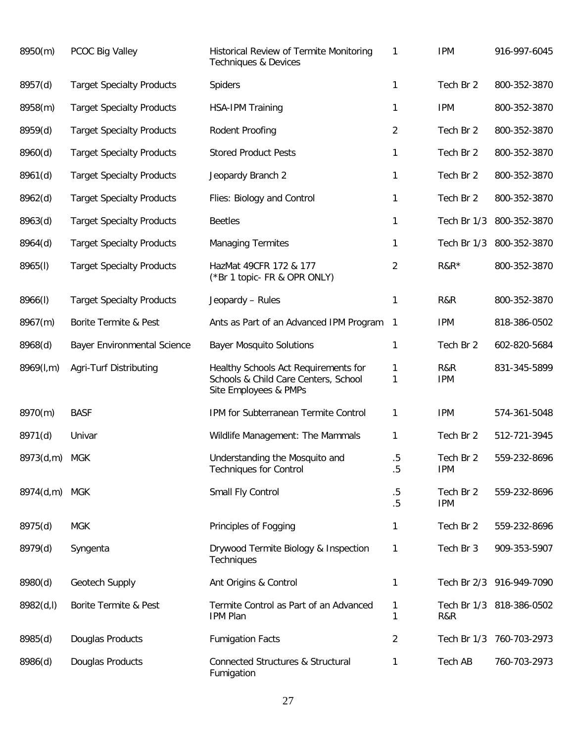| | | | | | |
|---|---|---|---|---|---|
| 8950(m) | PCOC Big Valley | Historical Review of Termite Monitoring Techniques & Devices | 1 | IPM | 916-997-6045 |
| 8957(d) | Target Specialty Products | Spiders | 1 | Tech Br 2 | 800-352-3870 |
| 8958(m) | Target Specialty Products | HSA-IPM Training | 1 | IPM | 800-352-3870 |
| 8959(d) | Target Specialty Products | Rodent Proofing | 2 | Tech Br 2 | 800-352-3870 |
| 8960(d) | Target Specialty Products | Stored Product Pests | 1 | Tech Br 2 | 800-352-3870 |
| 8961(d) | Target Specialty Products | Jeopardy Branch 2 | 1 | Tech Br 2 | 800-352-3870 |
| 8962(d) | Target Specialty Products | Flies: Biology and Control | 1 | Tech Br 2 | 800-352-3870 |
| 8963(d) | Target Specialty Products | Beetles | 1 | Tech Br 1/3 | 800-352-3870 |
| 8964(d) | Target Specialty Products | Managing Termites | 1 | Tech Br 1/3 | 800-352-3870 |
| 8965(l) | Target Specialty Products | HazMat 49CFR 172 & 177 (*Br 1 topic- FR & OPR ONLY) | 2 | R&R* | 800-352-3870 |
| 8966(l) | Target Specialty Products | Jeopardy – Rules | 1 | R&R | 800-352-3870 |
| 8967(m) | Borite Termite & Pest | Ants as Part of an Advanced IPM Program | 1 | IPM | 818-386-0502 |
| 8968(d) | Bayer Environmental Science | Bayer Mosquito Solutions | 1 | Tech Br 2 | 602-820-5684 |
| 8969(l,m) | Agri-Turf Distributing | Healthy Schools Act Requirements for Schools & Child Care Centers, School Site Employees & PMPs | 1<br>1 | R&R<br>IPM | 831-345-5899 |
| 8970(m) | BASF | IPM for Subterranean Termite Control | 1 | IPM | 574-361-5048 |
| 8971(d) | Univar | Wildlife Management: The Mammals | 1 | Tech Br 2 | 512-721-3945 |
| 8973(d,m) | MGK | Understanding the Mosquito and Techniques for Control | .5<br>.5 | Tech Br 2<br>IPM | 559-232-8696 |
| 8974(d,m) | MGK | Small Fly Control | .5<br>.5 | Tech Br 2<br>IPM | 559-232-8696 |
| 8975(d) | MGK | Principles of Fogging | 1 | Tech Br 2 | 559-232-8696 |
| 8979(d) | Syngenta | Drywood Termite Biology & Inspection Techniques | 1 | Tech Br 3 | 909-353-5907 |
| 8980(d) | Geotech Supply | Ant Origins & Control | 1 | Tech Br 2/3 | 916-949-7090 |
| 8982(d,l) | Borite Termite & Pest | Termite Control as Part of an Advanced IPM Plan | 1<br>1 | Tech Br 1/3<br>R&R | 818-386-0502 |
| 8985(d) | Douglas Products | Fumigation Facts | 2 | Tech Br 1/3 | 760-703-2973 |
| 8986(d) | Douglas Products | Connected Structures & Structural Fumigation | 1 | Tech AB | 760-703-2973 |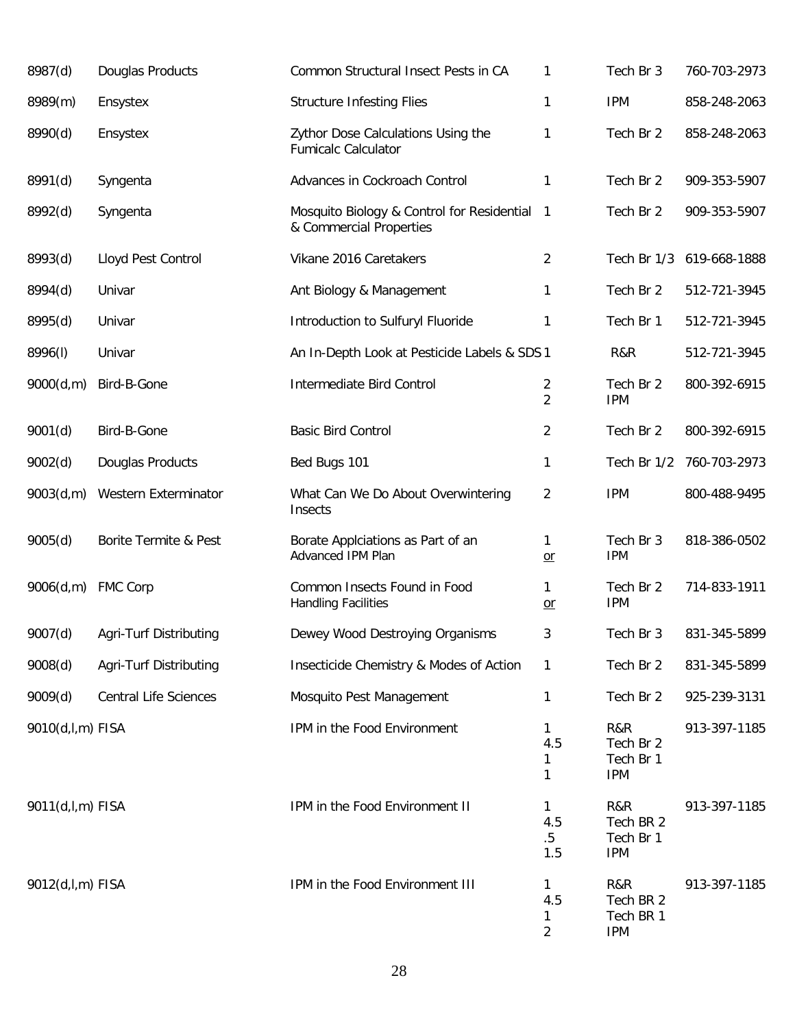| | | | | | |
|---|---|---|---|---|---|
| 8987(d) | Douglas Products | Common Structural Insect Pests in CA | 1 | Tech Br 3 | 760-703-2973 |
| 8989(m) | Ensystex | Structure Infesting Flies | 1 | IPM | 858-248-2063 |
| 8990(d) | Ensystex | Zythor Dose Calculations Using the Fumicalc Calculator | 1 | Tech Br 2 | 858-248-2063 |
| 8991(d) | Syngenta | Advances in Cockroach Control | 1 | Tech Br 2 | 909-353-5907 |
| 8992(d) | Syngenta | Mosquito Biology & Control for Residential & Commercial Properties | 1 | Tech Br 2 | 909-353-5907 |
| 8993(d) | Lloyd Pest Control | Vikane 2016 Caretakers | 2 | Tech Br 1/3 | 619-668-1888 |
| 8994(d) | Univar | Ant Biology & Management | 1 | Tech Br 2 | 512-721-3945 |
| 8995(d) | Univar | Introduction to Sulfuryl Fluoride | 1 | Tech Br 1 | 512-721-3945 |
| 8996(l) | Univar | An In-Depth Look at Pesticide Labels & SDS | 1 | R&R | 512-721-3945 |
| 9000(d,m) | Bird-B-Gone | Intermediate Bird Control | 2<br>2 | Tech Br 2<br>IPM | 800-392-6915 |
| 9001(d) | Bird-B-Gone | Basic Bird Control | 2 | Tech Br 2 | 800-392-6915 |
| 9002(d) | Douglas Products | Bed Bugs 101 | 1 | Tech Br 1/2 | 760-703-2973 |
| 9003(d,m) | Western Exterminator | What Can We Do About Overwintering Insects | 2 | IPM | 800-488-9495 |
| 9005(d) | Borite Termite & Pest | Borate Applciations as Part of an Advanced IPM Plan | 1<br>or | Tech Br 3<br>IPM | 818-386-0502 |
| 9006(d,m) | FMC Corp | Common Insects Found in Food Handling Facilities | 1<br>or | Tech Br 2<br>IPM | 714-833-1911 |
| 9007(d) | Agri-Turf Distributing | Dewey Wood Destroying Organisms | 3 | Tech Br 3 | 831-345-5899 |
| 9008(d) | Agri-Turf Distributing | Insecticide Chemistry & Modes of Action | 1 | Tech Br 2 | 831-345-5899 |
| 9009(d) | Central Life Sciences | Mosquito Pest Management | 1 | Tech Br 2 | 925-239-3131 |
| 9010(d,l,m) | FISA | IPM in the Food Environment | 1<br>4.5<br>1<br>1 | R&R<br>Tech Br 2<br>Tech Br 1<br>IPM | 913-397-1185 |
| 9011(d,l,m) | FISA | IPM in the Food Environment II | 1<br>4.5<br>.5<br>1.5 | R&R<br>Tech BR 2<br>Tech Br 1<br>IPM | 913-397-1185 |
| 9012(d,l,m) | FISA | IPM in the Food Environment III | 1<br>4.5<br>1<br>2 | R&R<br>Tech BR 2<br>Tech BR 1<br>IPM | 913-397-1185 |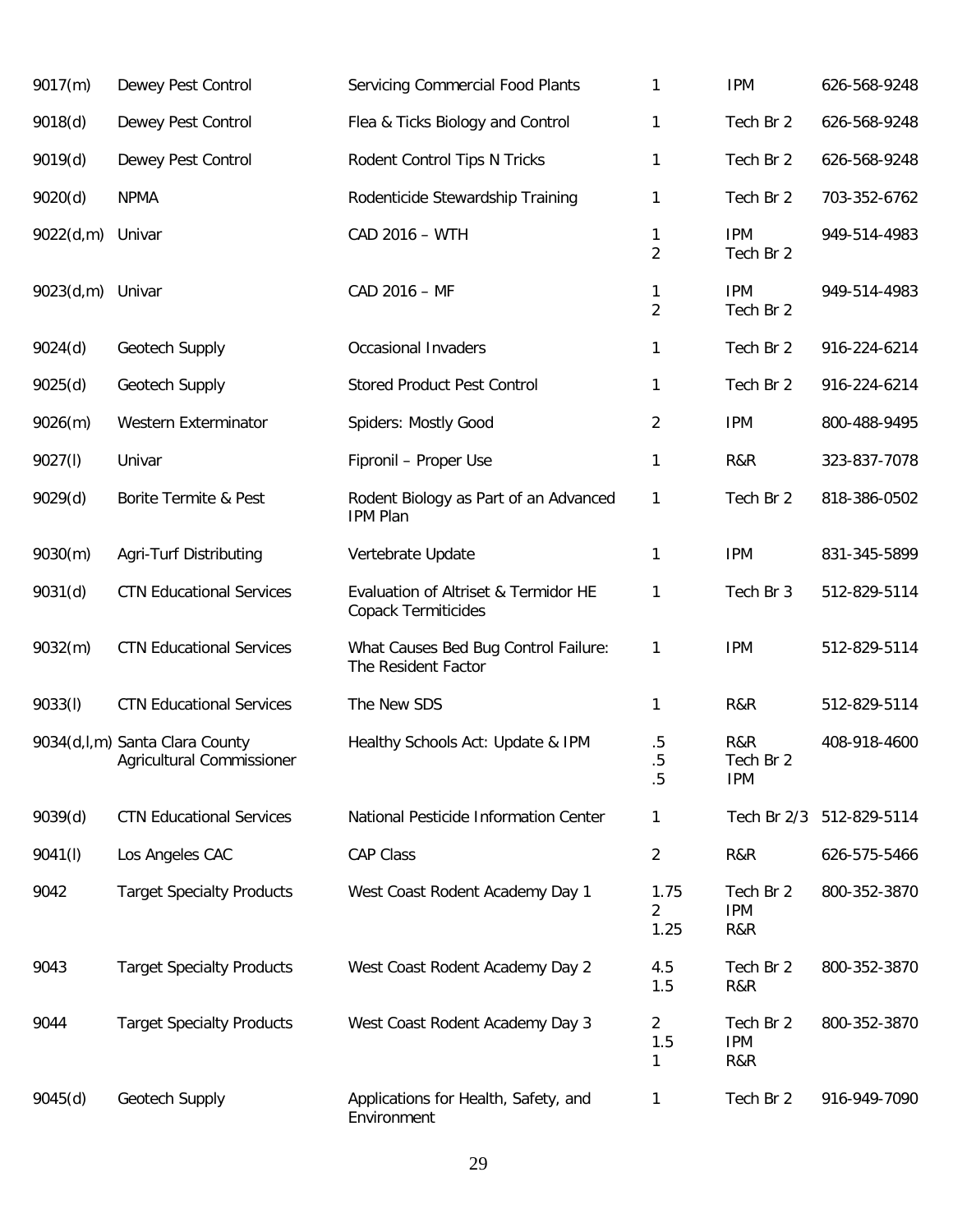| | | | | | |
|---|---|---|---|---|---|
| 9017(m) | Dewey Pest Control | Servicing Commercial Food Plants | 1 | IPM | 626-568-9248 |
| 9018(d) | Dewey Pest Control | Flea & Ticks Biology and Control | 1 | Tech Br 2 | 626-568-9248 |
| 9019(d) | Dewey Pest Control | Rodent Control Tips N Tricks | 1 | Tech Br 2 | 626-568-9248 |
| 9020(d) | NPMA | Rodenticide Stewardship Training | 1 | Tech Br 2 | 703-352-6762 |
| 9022(d,m) | Univar | CAD 2016 – WTH | 1<br>2 | IPM<br>Tech Br 2 | 949-514-4983 |
| 9023(d,m) | Univar | CAD 2016 – MF | 1<br>2 | IPM<br>Tech Br 2 | 949-514-4983 |
| 9024(d) | Geotech Supply | Occasional Invaders | 1 | Tech Br 2 | 916-224-6214 |
| 9025(d) | Geotech Supply | Stored Product Pest Control | 1 | Tech Br 2 | 916-224-6214 |
| 9026(m) | Western Exterminator | Spiders: Mostly Good | 2 | IPM | 800-488-9495 |
| 9027(l) | Univar | Fipronil – Proper Use | 1 | R&R | 323-837-7078 |
| 9029(d) | Borite Termite & Pest | Rodent Biology as Part of an Advanced IPM Plan | 1 | Tech Br 2 | 818-386-0502 |
| 9030(m) | Agri-Turf Distributing | Vertebrate Update | 1 | IPM | 831-345-5899 |
| 9031(d) | CTN Educational Services | Evaluation of Altriset & Termidor HE Copack Termiticides | 1 | Tech Br 3 | 512-829-5114 |
| 9032(m) | CTN Educational Services | What Causes Bed Bug Control Failure: The Resident Factor | 1 | IPM | 512-829-5114 |
| 9033(l) | CTN Educational Services | The New SDS | 1 | R&R | 512-829-5114 |
| 9034(d,l,m) | Santa Clara County Agricultural Commissioner | Healthy Schools Act: Update & IPM | .5<br>.5<br>.5 | R&R<br>Tech Br 2<br>IPM | 408-918-4600 |
| 9039(d) | CTN Educational Services | National Pesticide Information Center | 1 | Tech Br 2/3 | 512-829-5114 |
| 9041(l) | Los Angeles CAC | CAP Class | 2 | R&R | 626-575-5466 |
| 9042 | Target Specialty Products | West Coast Rodent Academy Day 1 | 1.75<br>2<br>1.25 | Tech Br 2<br>IPM<br>R&R | 800-352-3870 |
| 9043 | Target Specialty Products | West Coast Rodent Academy Day 2 | 4.5<br>1.5 | Tech Br 2<br>R&R | 800-352-3870 |
| 9044 | Target Specialty Products | West Coast Rodent Academy Day 3 | 2<br>1.5<br>1 | Tech Br 2<br>IPM<br>R&R | 800-352-3870 |
| 9045(d) | Geotech Supply | Applications for Health, Safety, and Environment | 1 | Tech Br 2 | 916-949-7090 |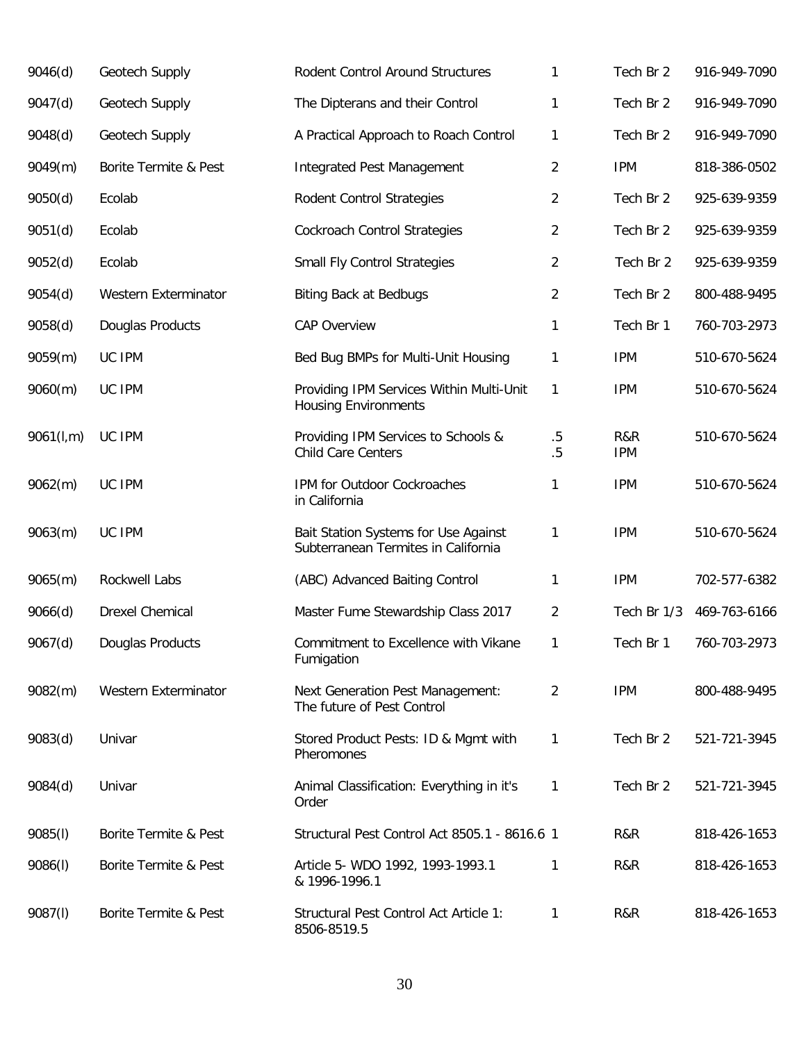| | | | | | |
|---|---|---|---|---|---|
| 9046(d) | Geotech Supply | Rodent Control Around Structures | 1 | Tech Br 2 | 916-949-7090 |
| 9047(d) | Geotech Supply | The Dipterans and their Control | 1 | Tech Br 2 | 916-949-7090 |
| 9048(d) | Geotech Supply | A Practical Approach to Roach Control | 1 | Tech Br 2 | 916-949-7090 |
| 9049(m) | Borite Termite & Pest | Integrated Pest Management | 2 | IPM | 818-386-0502 |
| 9050(d) | Ecolab | Rodent Control Strategies | 2 | Tech Br 2 | 925-639-9359 |
| 9051(d) | Ecolab | Cockroach Control Strategies | 2 | Tech Br 2 | 925-639-9359 |
| 9052(d) | Ecolab | Small Fly Control Strategies | 2 | Tech Br 2 | 925-639-9359 |
| 9054(d) | Western Exterminator | Biting Back at Bedbugs | 2 | Tech Br 2 | 800-488-9495 |
| 9058(d) | Douglas Products | CAP Overview | 1 | Tech Br 1 | 760-703-2973 |
| 9059(m) | UC IPM | Bed Bug BMPs for Multi-Unit Housing | 1 | IPM | 510-670-5624 |
| 9060(m) | UC IPM | Providing IPM Services Within Multi-Unit Housing Environments | 1 | IPM | 510-670-5624 |
| 9061(l,m) | UC IPM | Providing IPM Services to Schools & Child Care Centers | .5<br>.5 | R&R<br>IPM | 510-670-5624 |
| 9062(m) | UC IPM | IPM for Outdoor Cockroaches in California | 1 | IPM | 510-670-5624 |
| 9063(m) | UC IPM | Bait Station Systems for Use Against Subterranean Termites in California | 1 | IPM | 510-670-5624 |
| 9065(m) | Rockwell Labs | (ABC) Advanced Baiting Control | 1 | IPM | 702-577-6382 |
| 9066(d) | Drexel Chemical | Master Fume Stewardship Class 2017 | 2 | Tech Br 1/3 | 469-763-6166 |
| 9067(d) | Douglas Products | Commitment to Excellence with Vikane Fumigation | 1 | Tech Br 1 | 760-703-2973 |
| 9082(m) | Western Exterminator | Next Generation Pest Management: The future of Pest Control | 2 | IPM | 800-488-9495 |
| 9083(d) | Univar | Stored Product Pests: ID & Mgmt with Pheromones | 1 | Tech Br 2 | 521-721-3945 |
| 9084(d) | Univar | Animal Classification: Everything in it's Order | 1 | Tech Br 2 | 521-721-3945 |
| 9085(l) | Borite Termite & Pest | Structural Pest Control Act 8505.1 - 8616.6 | 1 | R&R | 818-426-1653 |
| 9086(l) | Borite Termite & Pest | Article 5- WDO 1992, 1993-1993.1 & 1996-1996.1 | 1 | R&R | 818-426-1653 |
| 9087(l) | Borite Termite & Pest | Structural Pest Control Act Article 1: 8506-8519.5 | 1 | R&R | 818-426-1653 |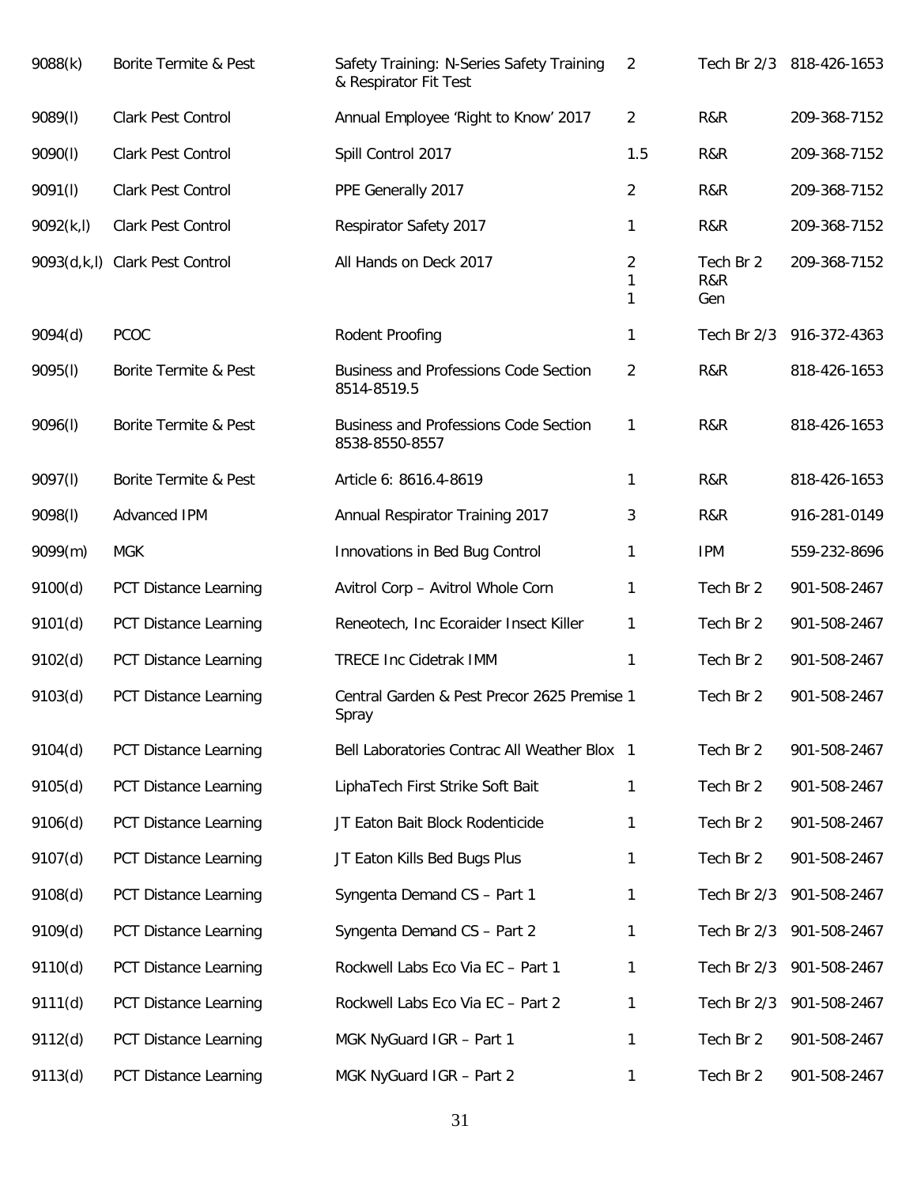| | | | | | |
|---|---|---|---|---|---|
| 9088(k) | Borite Termite & Pest | Safety Training: N-Series Safety Training & Respirator Fit Test | 2 | Tech Br 2/3 | 818-426-1653 |
| 9089(l) | Clark Pest Control | Annual Employee 'Right to Know' 2017 | 2 | R&R | 209-368-7152 |
| 9090(l) | Clark Pest Control | Spill Control 2017 | 1.5 | R&R | 209-368-7152 |
| 9091(l) | Clark Pest Control | PPE Generally 2017 | 2 | R&R | 209-368-7152 |
| 9092(k,l) | Clark Pest Control | Respirator Safety 2017 | 1 | R&R | 209-368-7152 |
| 9093(d,k,l) | Clark Pest Control | All Hands on Deck 2017 | 2<br>1<br>1 | Tech Br 2<br>R&R<br>Gen | 209-368-7152 |
| 9094(d) | PCOC | Rodent Proofing | 1 | Tech Br 2/3 | 916-372-4363 |
| 9095(l) | Borite Termite & Pest | Business and Professions Code Section 8514-8519.5 | 2 | R&R | 818-426-1653 |
| 9096(l) | Borite Termite & Pest | Business and Professions Code Section 8538-8550-8557 | 1 | R&R | 818-426-1653 |
| 9097(l) | Borite Termite & Pest | Article 6: 8616.4-8619 | 1 | R&R | 818-426-1653 |
| 9098(l) | Advanced IPM | Annual Respirator Training 2017 | 3 | R&R | 916-281-0149 |
| 9099(m) | MGK | Innovations in Bed Bug Control | 1 | IPM | 559-232-8696 |
| 9100(d) | PCT Distance Learning | Avitrol Corp – Avitrol Whole Corn | 1 | Tech Br 2 | 901-508-2467 |
| 9101(d) | PCT Distance Learning | Reneotech, Inc Ecoraider Insect Killer | 1 | Tech Br 2 | 901-508-2467 |
| 9102(d) | PCT Distance Learning | TRECE Inc Cidetrak IMM | 1 | Tech Br 2 | 901-508-2467 |
| 9103(d) | PCT Distance Learning | Central Garden & Pest Precor 2625 Premise Spray | 1 | Tech Br 2 | 901-508-2467 |
| 9104(d) | PCT Distance Learning | Bell Laboratories Contrac All Weather Blox | 1 | Tech Br 2 | 901-508-2467 |
| 9105(d) | PCT Distance Learning | LiphaTech First Strike Soft Bait | 1 | Tech Br 2 | 901-508-2467 |
| 9106(d) | PCT Distance Learning | JT Eaton Bait Block Rodenticide | 1 | Tech Br 2 | 901-508-2467 |
| 9107(d) | PCT Distance Learning | JT Eaton Kills Bed Bugs Plus | 1 | Tech Br 2 | 901-508-2467 |
| 9108(d) | PCT Distance Learning | Syngenta Demand CS – Part 1 | 1 | Tech Br 2/3 | 901-508-2467 |
| 9109(d) | PCT Distance Learning | Syngenta Demand CS – Part 2 | 1 | Tech Br 2/3 | 901-508-2467 |
| 9110(d) | PCT Distance Learning | Rockwell Labs Eco Via EC – Part 1 | 1 | Tech Br 2/3 | 901-508-2467 |
| 9111(d) | PCT Distance Learning | Rockwell Labs Eco Via EC – Part 2 | 1 | Tech Br 2/3 | 901-508-2467 |
| 9112(d) | PCT Distance Learning | MGK NyGuard IGR – Part 1 | 1 | Tech Br 2 | 901-508-2467 |
| 9113(d) | PCT Distance Learning | MGK NyGuard IGR – Part 2 | 1 | Tech Br 2 | 901-508-2467 |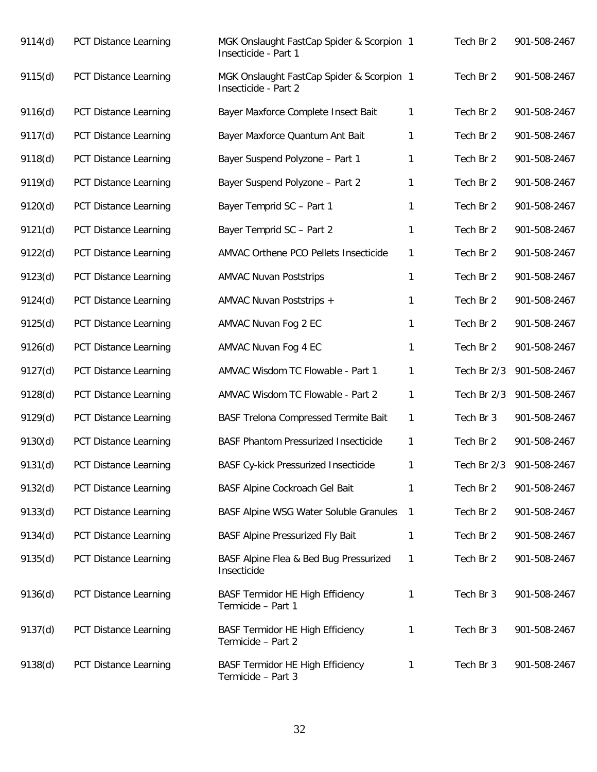| | | | | | |
|---|---|---|---|---|---|
| 9114(d) | PCT Distance Learning | MGK Onslaught FastCap Spider & Scorpion Insecticide - Part 1 | 1 | Tech Br 2 | 901-508-2467 |
| 9115(d) | PCT Distance Learning | MGK Onslaught FastCap Spider & Scorpion Insecticide - Part 2 | 1 | Tech Br 2 | 901-508-2467 |
| 9116(d) | PCT Distance Learning | Bayer Maxforce Complete Insect Bait | 1 | Tech Br 2 | 901-508-2467 |
| 9117(d) | PCT Distance Learning | Bayer Maxforce Quantum Ant Bait | 1 | Tech Br 2 | 901-508-2467 |
| 9118(d) | PCT Distance Learning | Bayer Suspend Polyzone – Part 1 | 1 | Tech Br 2 | 901-508-2467 |
| 9119(d) | PCT Distance Learning | Bayer Suspend Polyzone – Part 2 | 1 | Tech Br 2 | 901-508-2467 |
| 9120(d) | PCT Distance Learning | Bayer Temprid SC – Part 1 | 1 | Tech Br 2 | 901-508-2467 |
| 9121(d) | PCT Distance Learning | Bayer Temprid SC – Part 2 | 1 | Tech Br 2 | 901-508-2467 |
| 9122(d) | PCT Distance Learning | AMVAC Orthene PCO Pellets Insecticide | 1 | Tech Br 2 | 901-508-2467 |
| 9123(d) | PCT Distance Learning | AMVAC Nuvan Poststrips | 1 | Tech Br 2 | 901-508-2467 |
| 9124(d) | PCT Distance Learning | AMVAC Nuvan Poststrips + | 1 | Tech Br 2 | 901-508-2467 |
| 9125(d) | PCT Distance Learning | AMVAC Nuvan Fog 2 EC | 1 | Tech Br 2 | 901-508-2467 |
| 9126(d) | PCT Distance Learning | AMVAC Nuvan Fog 4 EC | 1 | Tech Br 2 | 901-508-2467 |
| 9127(d) | PCT Distance Learning | AMVAC Wisdom TC Flowable - Part 1 | 1 | Tech Br 2/3 | 901-508-2467 |
| 9128(d) | PCT Distance Learning | AMVAC Wisdom TC Flowable - Part 2 | 1 | Tech Br 2/3 | 901-508-2467 |
| 9129(d) | PCT Distance Learning | BASF Trelona Compressed Termite Bait | 1 | Tech Br 3 | 901-508-2467 |
| 9130(d) | PCT Distance Learning | BASF Phantom Pressurized Insecticide | 1 | Tech Br 2 | 901-508-2467 |
| 9131(d) | PCT Distance Learning | BASF Cy-kick Pressurized Insecticide | 1 | Tech Br 2/3 | 901-508-2467 |
| 9132(d) | PCT Distance Learning | BASF Alpine Cockroach Gel Bait | 1 | Tech Br 2 | 901-508-2467 |
| 9133(d) | PCT Distance Learning | BASF Alpine WSG Water Soluble Granules | 1 | Tech Br 2 | 901-508-2467 |
| 9134(d) | PCT Distance Learning | BASF Alpine Pressurized Fly Bait | 1 | Tech Br 2 | 901-508-2467 |
| 9135(d) | PCT Distance Learning | BASF Alpine Flea & Bed Bug Pressurized Insecticide | 1 | Tech Br 2 | 901-508-2467 |
| 9136(d) | PCT Distance Learning | BASF Termidor HE High Efficiency Termicide – Part 1 | 1 | Tech Br 3 | 901-508-2467 |
| 9137(d) | PCT Distance Learning | BASF Termidor HE High Efficiency Termicide – Part 2 | 1 | Tech Br 3 | 901-508-2467 |
| 9138(d) | PCT Distance Learning | BASF Termidor HE High Efficiency Termicide – Part 3 | 1 | Tech Br 3 | 901-508-2467 |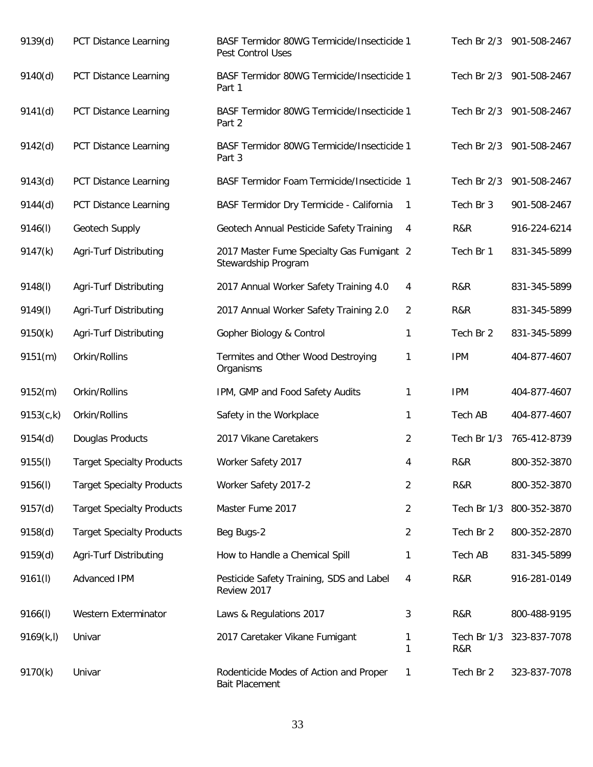| | | | | | |
|---|---|---|---|---|---|
| 9139(d) | PCT Distance Learning | BASF Termidor 80WG Termicide/Insecticide Pest Control Uses | 1 | Tech Br 2/3 | 901-508-2467 |
| 9140(d) | PCT Distance Learning | BASF Termidor 80WG Termicide/Insecticide Part 1 | 1 | Tech Br 2/3 | 901-508-2467 |
| 9141(d) | PCT Distance Learning | BASF Termidor 80WG Termicide/Insecticide Part 2 | 1 | Tech Br 2/3 | 901-508-2467 |
| 9142(d) | PCT Distance Learning | BASF Termidor 80WG Termicide/Insecticide Part 3 | 1 | Tech Br 2/3 | 901-508-2467 |
| 9143(d) | PCT Distance Learning | BASF Termidor Foam Termicide/Insecticide | 1 | Tech Br 2/3 | 901-508-2467 |
| 9144(d) | PCT Distance Learning | BASF Termidor Dry Termicide - California | 1 | Tech Br 3 | 901-508-2467 |
| 9146(l) | Geotech Supply | Geotech Annual Pesticide Safety Training | 4 | R&R | 916-224-6214 |
| 9147(k) | Agri-Turf Distributing | 2017 Master Fume Specialty Gas Fumigant Stewardship Program | 2 | Tech Br 1 | 831-345-5899 |
| 9148(l) | Agri-Turf Distributing | 2017 Annual Worker Safety Training 4.0 | 4 | R&R | 831-345-5899 |
| 9149(l) | Agri-Turf Distributing | 2017 Annual Worker Safety Training 2.0 | 2 | R&R | 831-345-5899 |
| 9150(k) | Agri-Turf Distributing | Gopher Biology & Control | 1 | Tech Br 2 | 831-345-5899 |
| 9151(m) | Orkin/Rollins | Termites and Other Wood Destroying Organisms | 1 | IPM | 404-877-4607 |
| 9152(m) | Orkin/Rollins | IPM, GMP and Food Safety Audits | 1 | IPM | 404-877-4607 |
| 9153(c,k) | Orkin/Rollins | Safety in the Workplace | 1 | Tech AB | 404-877-4607 |
| 9154(d) | Douglas Products | 2017 Vikane Caretakers | 2 | Tech Br 1/3 | 765-412-8739 |
| 9155(l) | Target Specialty Products | Worker Safety 2017 | 4 | R&R | 800-352-3870 |
| 9156(l) | Target Specialty Products | Worker Safety 2017-2 | 2 | R&R | 800-352-3870 |
| 9157(d) | Target Specialty Products | Master Fume 2017 | 2 | Tech Br 1/3 | 800-352-3870 |
| 9158(d) | Target Specialty Products | Beg Bugs-2 | 2 | Tech Br 2 | 800-352-2870 |
| 9159(d) | Agri-Turf Distributing | How to Handle a Chemical Spill | 1 | Tech AB | 831-345-5899 |
| 9161(l) | Advanced IPM | Pesticide Safety Training, SDS and Label Review 2017 | 4 | R&R | 916-281-0149 |
| 9166(l) | Western Exterminator | Laws & Regulations 2017 | 3 | R&R | 800-488-9195 |
| 9169(k,l) | Univar | 2017 Caretaker Vikane Fumigant | 1<br>1 | Tech Br 1/3<br>R&R | 323-837-7078 |
| 9170(k) | Univar | Rodenticide Modes of Action and Proper Bait Placement | 1 | Tech Br 2 | 323-837-7078 |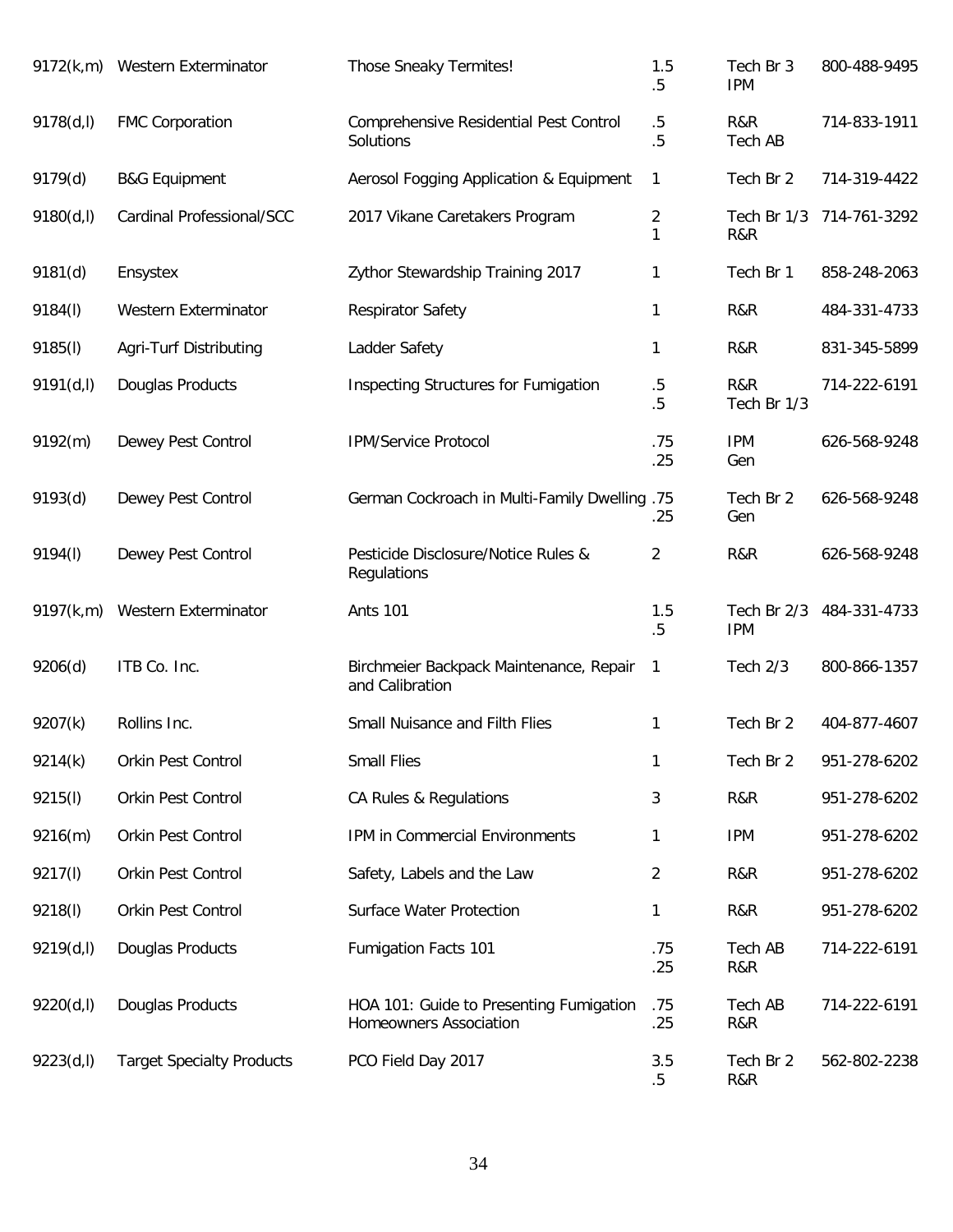| | | | | | |
|---|---|---|---|---|---|
| 9172(k,m) | Western Exterminator | Those Sneaky Termites! | 1.5<br>.5 | Tech Br 3<br>IPM | 800-488-9495 |
| 9178(d,l) | FMC Corporation | Comprehensive Residential Pest Control Solutions | .5<br>.5 | R&R<br>Tech AB | 714-833-1911 |
| 9179(d) | B&G Equipment | Aerosol Fogging Application & Equipment | 1 | Tech Br 2 | 714-319-4422 |
| 9180(d,l) | Cardinal Professional/SCC | 2017 Vikane Caretakers Program | 2<br>1 | Tech Br 1/3<br>R&R | 714-761-3292 |
| 9181(d) | Ensystex | Zythor Stewardship Training 2017 | 1 | Tech Br 1 | 858-248-2063 |
| 9184(l) | Western Exterminator | Respirator Safety | 1 | R&R | 484-331-4733 |
| 9185(l) | Agri-Turf Distributing | Ladder Safety | 1 | R&R | 831-345-5899 |
| 9191(d,l) | Douglas Products | Inspecting Structures for Fumigation | .5<br>.5 | R&R<br>Tech Br 1/3 | 714-222-6191 |
| 9192(m) | Dewey Pest Control | IPM/Service Protocol | .75<br>.25 | IPM<br>Gen | 626-568-9248 |
| 9193(d) | Dewey Pest Control | German Cockroach in Multi-Family Dwelling | .75<br>.25 | Tech Br 2<br>Gen | 626-568-9248 |
| 9194(l) | Dewey Pest Control | Pesticide Disclosure/Notice Rules & Regulations | 2 | R&R | 626-568-9248 |
| 9197(k,m) | Western Exterminator | Ants 101 | 1.5<br>.5 | Tech Br 2/3<br>IPM | 484-331-4733 |
| 9206(d) | ITB Co. Inc. | Birchmeier Backpack Maintenance, Repair and Calibration | 1 | Tech 2/3 | 800-866-1357 |
| 9207(k) | Rollins Inc. | Small Nuisance and Filth Flies | 1 | Tech Br 2 | 404-877-4607 |
| 9214(k) | Orkin Pest Control | Small Flies | 1 | Tech Br 2 | 951-278-6202 |
| 9215(l) | Orkin Pest Control | CA Rules & Regulations | 3 | R&R | 951-278-6202 |
| 9216(m) | Orkin Pest Control | IPM in Commercial Environments | 1 | IPM | 951-278-6202 |
| 9217(l) | Orkin Pest Control | Safety, Labels and the Law | 2 | R&R | 951-278-6202 |
| 9218(l) | Orkin Pest Control | Surface Water Protection | 1 | R&R | 951-278-6202 |
| 9219(d,l) | Douglas Products | Fumigation Facts 101 | .75<br>.25 | Tech AB<br>R&R | 714-222-6191 |
| 9220(d,l) | Douglas Products | HOA 101: Guide to Presenting Fumigation Homeowners Association | .75<br>.25 | Tech AB<br>R&R | 714-222-6191 |
| 9223(d,l) | Target Specialty Products | PCO Field Day 2017 | 3.5<br>.5 | Tech Br 2<br>R&R | 562-802-2238 |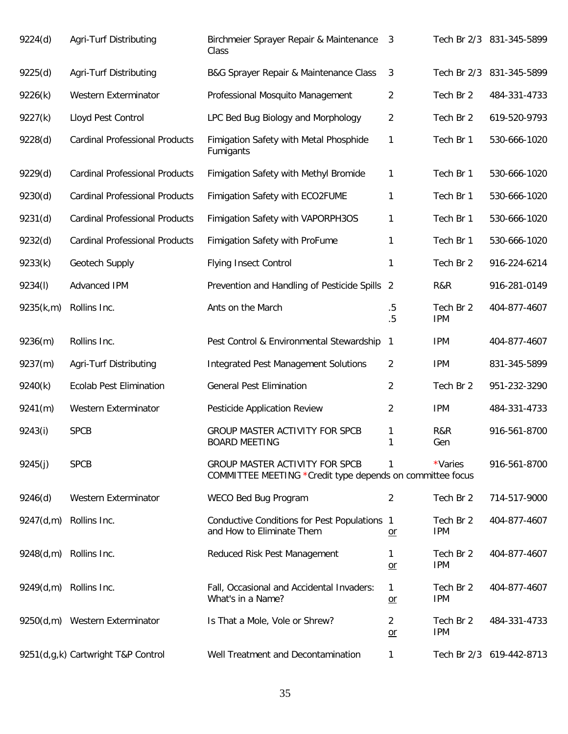| | | | | | |
|---|---|---|---|---|---|
| 9224(d) | Agri-Turf Distributing | Birchmeier Sprayer Repair & Maintenance Class | 3 | Tech Br 2/3 | 831-345-5899 |
| 9225(d) | Agri-Turf Distributing | B&G Sprayer Repair & Maintenance Class | 3 | Tech Br 2/3 | 831-345-5899 |
| 9226(k) | Western Exterminator | Professional Mosquito Management | 2 | Tech Br 2 | 484-331-4733 |
| 9227(k) | Lloyd Pest Control | LPC Bed Bug Biology and Morphology | 2 | Tech Br 2 | 619-520-9793 |
| 9228(d) | Cardinal Professional Products | Fimigation Safety with Metal Phosphide Fumigants | 1 | Tech Br 1 | 530-666-1020 |
| 9229(d) | Cardinal Professional Products | Fimigation Safety with Methyl Bromide | 1 | Tech Br 1 | 530-666-1020 |
| 9230(d) | Cardinal Professional Products | Fimigation Safety with ECO2FUME | 1 | Tech Br 1 | 530-666-1020 |
| 9231(d) | Cardinal Professional Products | Fimigation Safety with VAPORPH3OS | 1 | Tech Br 1 | 530-666-1020 |
| 9232(d) | Cardinal Professional Products | Fimigation Safety with ProFume | 1 | Tech Br 1 | 530-666-1020 |
| 9233(k) | Geotech Supply | Flying Insect Control | 1 | Tech Br 2 | 916-224-6214 |
| 9234(l) | Advanced IPM | Prevention and Handling of Pesticide Spills | 2 | R&R | 916-281-0149 |
| 9235(k,m) | Rollins Inc. | Ants on the March | .5<br>.5 | Tech Br 2<br>IPM | 404-877-4607 |
| 9236(m) | Rollins Inc. | Pest Control & Environmental Stewardship | 1 | IPM | 404-877-4607 |
| 9237(m) | Agri-Turf Distributing | Integrated Pest Management Solutions | 2 | IPM | 831-345-5899 |
| 9240(k) | Ecolab Pest Elimination | General Pest Elimination | 2 | Tech Br 2 | 951-232-3290 |
| 9241(m) | Western Exterminator | Pesticide Application Review | 2 | IPM | 484-331-4733 |
| 9243(i) | SPCB | GROUP MASTER ACTIVITY FOR SPCB BOARD MEETING | 1<br>1 | R&R<br>Gen | 916-561-8700 |
| 9245(j) | SPCB | GROUP MASTER ACTIVITY FOR SPCB COMMITTEE MEETING *Credit type depends on committee focus | 1 | *Varies | 916-561-8700 |
| 9246(d) | Western Exterminator | WECO Bed Bug Program | 2 | Tech Br 2 | 714-517-9000 |
| 9247(d,m) | Rollins Inc. | Conductive Conditions for Pest Populations and How to Eliminate Them | 1<br>or | Tech Br 2<br>IPM | 404-877-4607 |
| 9248(d,m) | Rollins Inc. | Reduced Risk Pest Management | 1<br>or | Tech Br 2<br>IPM | 404-877-4607 |
| 9249(d,m) | Rollins Inc. | Fall, Occasional and Accidental Invaders: What's in a Name? | 1<br>or | Tech Br 2<br>IPM | 404-877-4607 |
| 9250(d,m) | Western Exterminator | Is That a Mole, Vole or Shrew? | 2<br>or | Tech Br 2<br>IPM | 484-331-4733 |
| 9251(d,g,k) | Cartwright T&P Control | Well Treatment and Decontamination | 1 | Tech Br 2/3 | 619-442-8713 |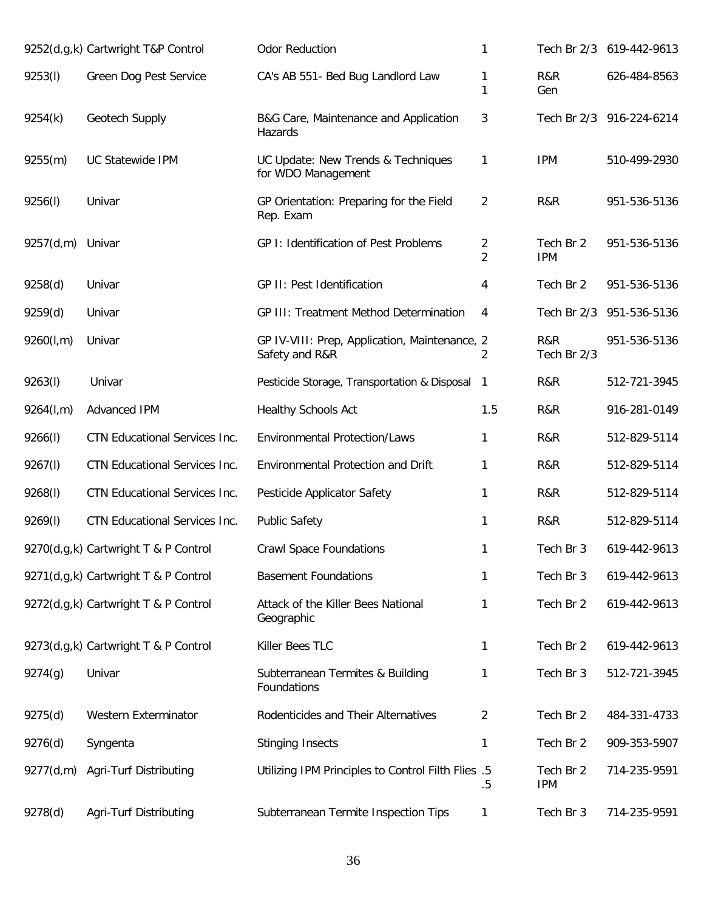| | | | | | |
|---|---|---|---|---|---|
| 9252(d,g,k) | Cartwright T&P Control | Odor Reduction | 1 | Tech Br 2/3 | 619-442-9613 |
| 9253(l) | Green Dog Pest Service | CA's AB 551- Bed Bug Landlord Law | 1<br>1 | R&R<br>Gen | 626-484-8563 |
| 9254(k) | Geotech Supply | B&G Care, Maintenance and Application Hazards | 3 | Tech Br 2/3 | 916-224-6214 |
| 9255(m) | UC Statewide IPM | UC Update: New Trends & Techniques for WDO Management | 1 | IPM | 510-499-2930 |
| 9256(l) | Univar | GP Orientation: Preparing for the Field Rep. Exam | 2 | R&R | 951-536-5136 |
| 9257(d,m) | Univar | GP I: Identification of Pest Problems | 2<br>2 | Tech Br 2<br>IPM | 951-536-5136 |
| 9258(d) | Univar | GP II: Pest Identification | 4 | Tech Br 2 | 951-536-5136 |
| 9259(d) | Univar | GP III: Treatment Method Determination | 4 | Tech Br 2/3 | 951-536-5136 |
| 9260(l,m) | Univar | GP IV-VIII: Prep, Application, Maintenance, Safety and R&R | 2<br>2 | R&R<br>Tech Br 2/3 | 951-536-5136 |
| 9263(l) | Univar | Pesticide Storage, Transportation & Disposal | 1 | R&R | 512-721-3945 |
| 9264(l,m) | Advanced IPM | Healthy Schools Act | 1.5 | R&R | 916-281-0149 |
| 9266(l) | CTN Educational Services Inc. | Environmental Protection/Laws | 1 | R&R | 512-829-5114 |
| 9267(l) | CTN Educational Services Inc. | Environmental Protection and Drift | 1 | R&R | 512-829-5114 |
| 9268(l) | CTN Educational Services Inc. | Pesticide Applicator Safety | 1 | R&R | 512-829-5114 |
| 9269(l) | CTN Educational Services Inc. | Public Safety | 1 | R&R | 512-829-5114 |
| 9270(d,g,k) | Cartwright T & P Control | Crawl Space Foundations | 1 | Tech Br 3 | 619-442-9613 |
| 9271(d,g,k) | Cartwright T & P Control | Basement Foundations | 1 | Tech Br 3 | 619-442-9613 |
| 9272(d,g,k) | Cartwright T & P Control | Attack of the Killer Bees National Geographic | 1 | Tech Br 2 | 619-442-9613 |
| 9273(d,g,k) | Cartwright T & P Control | Killer Bees TLC | 1 | Tech Br 2 | 619-442-9613 |
| 9274(g) | Univar | Subterranean Termites & Building Foundations | 1 | Tech Br 3 | 512-721-3945 |
| 9275(d) | Western Exterminator | Rodenticides and Their Alternatives | 2 | Tech Br 2 | 484-331-4733 |
| 9276(d) | Syngenta | Stinging Insects | 1 | Tech Br 2 | 909-353-5907 |
| 9277(d,m) | Agri-Turf Distributing | Utilizing IPM Principles to Control Filth Flies | .5<br>.5 | Tech Br 2<br>IPM | 714-235-9591 |
| 9278(d) | Agri-Turf Distributing | Subterranean Termite Inspection Tips | 1 | Tech Br 3 | 714-235-9591 |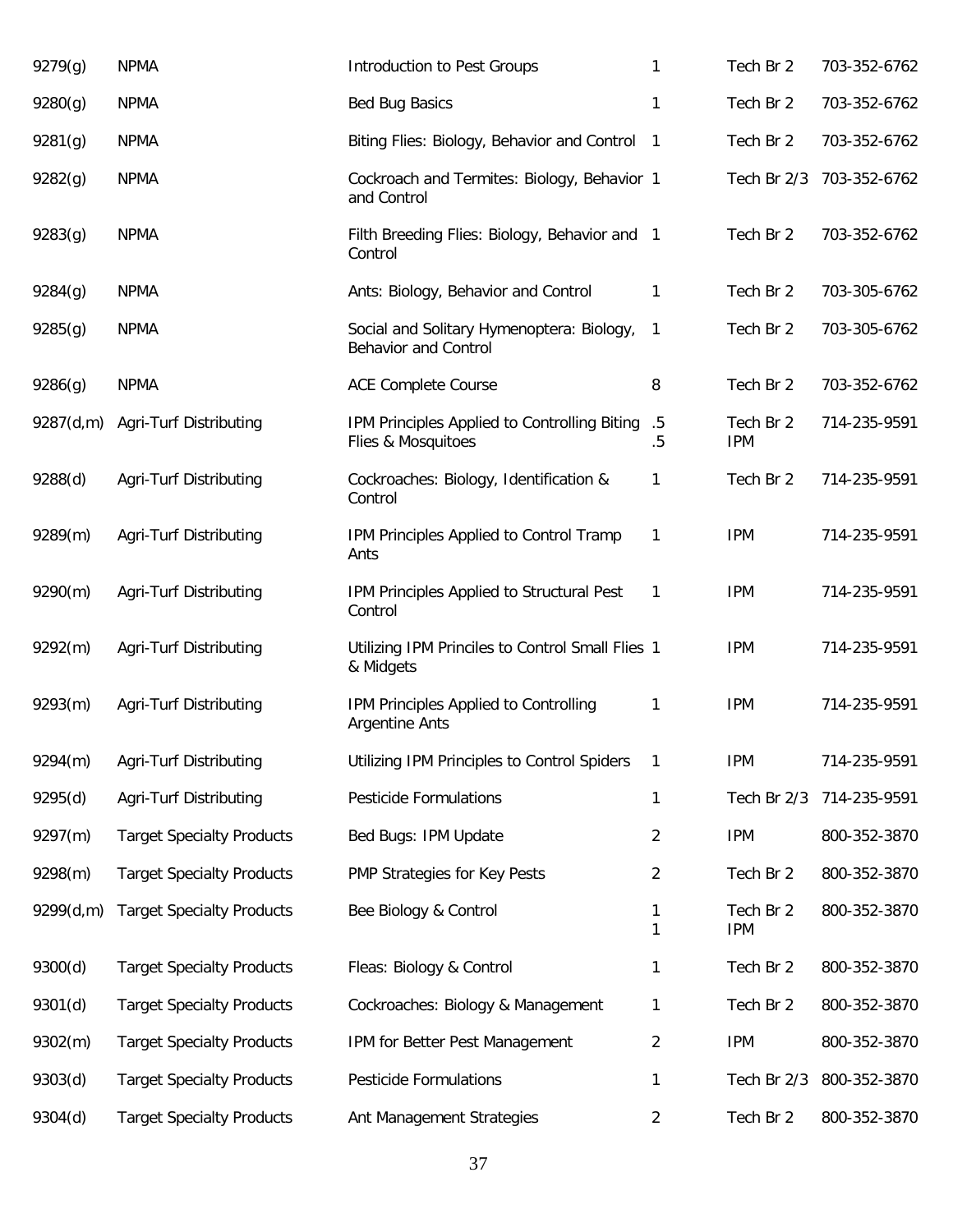| | | | | | |
|---|---|---|---|---|---|
| 9279(g) | NPMA | Introduction to Pest Groups | 1 | Tech Br 2 | 703-352-6762 |
| 9280(g) | NPMA | Bed Bug Basics | 1 | Tech Br 2 | 703-352-6762 |
| 9281(g) | NPMA | Biting Flies: Biology, Behavior and Control | 1 | Tech Br 2 | 703-352-6762 |
| 9282(g) | NPMA | Cockroach and Termites: Biology, Behavior and Control | 1 | Tech Br 2/3 | 703-352-6762 |
| 9283(g) | NPMA | Filth Breeding Flies: Biology, Behavior and Control | 1 | Tech Br 2 | 703-352-6762 |
| 9284(g) | NPMA | Ants: Biology, Behavior and Control | 1 | Tech Br 2 | 703-305-6762 |
| 9285(g) | NPMA | Social and Solitary Hymenoptera: Biology, Behavior and Control | 1 | Tech Br 2 | 703-305-6762 |
| 9286(g) | NPMA | ACE Complete Course | 8 | Tech Br 2 | 703-352-6762 |
| 9287(d,m) | Agri-Turf Distributing | IPM Principles Applied to Controlling Biting Flies & Mosquitoes | .5<br>.5 | Tech Br 2<br>IPM | 714-235-9591 |
| 9288(d) | Agri-Turf Distributing | Cockroaches: Biology, Identification & Control | 1 | Tech Br 2 | 714-235-9591 |
| 9289(m) | Agri-Turf Distributing | IPM Principles Applied to Control Tramp Ants | 1 | IPM | 714-235-9591 |
| 9290(m) | Agri-Turf Distributing | IPM Principles Applied to Structural Pest Control | 1 | IPM | 714-235-9591 |
| 9292(m) | Agri-Turf Distributing | Utilizing IPM Princiles to Control Small Flies & Midgets | 1 | IPM | 714-235-9591 |
| 9293(m) | Agri-Turf Distributing | IPM Principles Applied to Controlling Argentine Ants | 1 | IPM | 714-235-9591 |
| 9294(m) | Agri-Turf Distributing | Utilizing IPM Principles to Control Spiders | 1 | IPM | 714-235-9591 |
| 9295(d) | Agri-Turf Distributing | Pesticide Formulations | 1 | Tech Br 2/3 | 714-235-9591 |
| 9297(m) | Target Specialty Products | Bed Bugs: IPM Update | 2 | IPM | 800-352-3870 |
| 9298(m) | Target Specialty Products | PMP Strategies for Key Pests | 2 | Tech Br 2 | 800-352-3870 |
| 9299(d,m) | Target Specialty Products | Bee Biology & Control | 1<br>1 | Tech Br 2<br>IPM | 800-352-3870 |
| 9300(d) | Target Specialty Products | Fleas: Biology & Control | 1 | Tech Br 2 | 800-352-3870 |
| 9301(d) | Target Specialty Products | Cockroaches: Biology & Management | 1 | Tech Br 2 | 800-352-3870 |
| 9302(m) | Target Specialty Products | IPM for Better Pest Management | 2 | IPM | 800-352-3870 |
| 9303(d) | Target Specialty Products | Pesticide Formulations | 1 | Tech Br 2/3 | 800-352-3870 |
| 9304(d) | Target Specialty Products | Ant Management Strategies | 2 | Tech Br 2 | 800-352-3870 |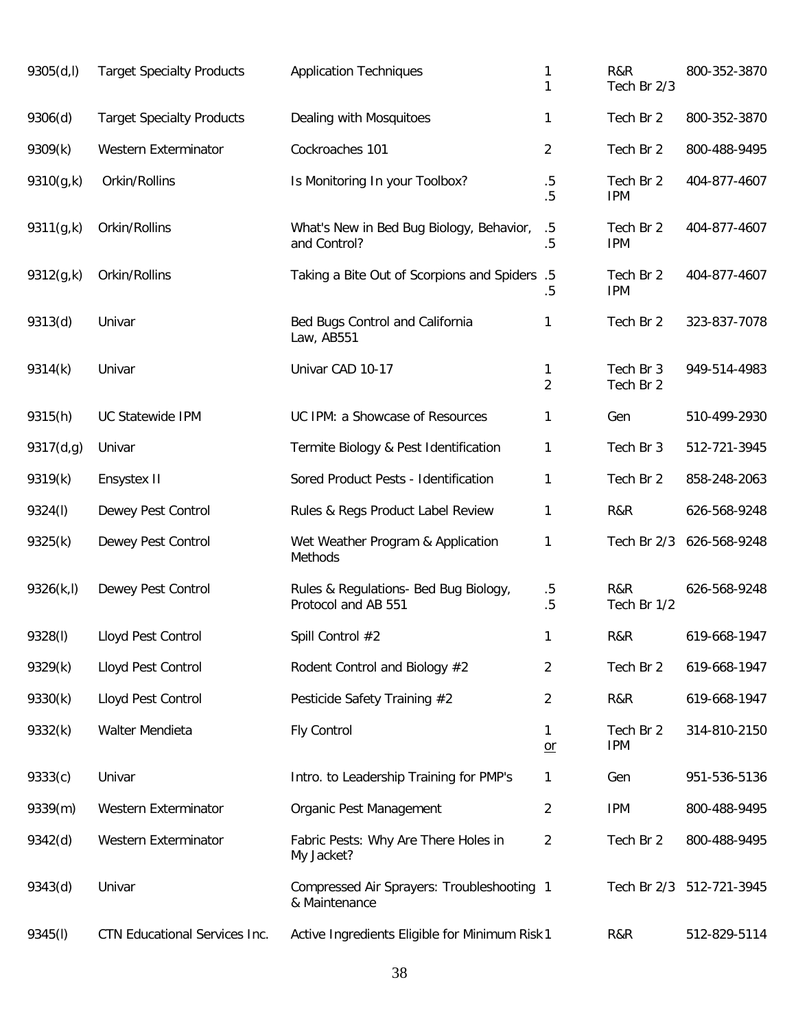| | | | | | |
|---|---|---|---|---|---|
| 9305(d,l) | Target Specialty Products | Application Techniques | 1<br>1 | R&R<br>Tech Br 2/3 | 800-352-3870 |
| 9306(d) | Target Specialty Products | Dealing with Mosquitoes | 1 | Tech Br 2 | 800-352-3870 |
| 9309(k) | Western Exterminator | Cockroaches 101 | 2 | Tech Br 2 | 800-488-9495 |
| 9310(g,k) | Orkin/Rollins | Is Monitoring In your Toolbox? | .5<br>.5 | Tech Br 2<br>IPM | 404-877-4607 |
| 9311(g,k) | Orkin/Rollins | What's New in Bed Bug Biology, Behavior, and Control? | .5<br>.5 | Tech Br 2<br>IPM | 404-877-4607 |
| 9312(g,k) | Orkin/Rollins | Taking a Bite Out of Scorpions and Spiders | .5<br>.5 | Tech Br 2<br>IPM | 404-877-4607 |
| 9313(d) | Univar | Bed Bugs Control and California Law, AB551 | 1 | Tech Br 2 | 323-837-7078 |
| 9314(k) | Univar | Univar CAD 10-17 | 1<br>2 | Tech Br 3<br>Tech Br 2 | 949-514-4983 |
| 9315(h) | UC Statewide IPM | UC IPM: a Showcase of Resources | 1 | Gen | 510-499-2930 |
| 9317(d,g) | Univar | Termite Biology & Pest Identification | 1 | Tech Br 3 | 512-721-3945 |
| 9319(k) | Ensystex II | Sored Product Pests - Identification | 1 | Tech Br 2 | 858-248-2063 |
| 9324(l) | Dewey Pest Control | Rules & Regs Product Label Review | 1 | R&R | 626-568-9248 |
| 9325(k) | Dewey Pest Control | Wet Weather Program & Application Methods | 1 | Tech Br 2/3 | 626-568-9248 |
| 9326(k,l) | Dewey Pest Control | Rules & Regulations- Bed Bug Biology, Protocol and AB 551 | .5<br>.5 | R&R<br>Tech Br 1/2 | 626-568-9248 |
| 9328(l) | Lloyd Pest Control | Spill Control #2 | 1 | R&R | 619-668-1947 |
| 9329(k) | Lloyd Pest Control | Rodent Control and Biology #2 | 2 | Tech Br 2 | 619-668-1947 |
| 9330(k) | Lloyd Pest Control | Pesticide Safety Training #2 | 2 | R&R | 619-668-1947 |
| 9332(k) | Walter Mendieta | Fly Control | 1<br>or | Tech Br 2<br>IPM | 314-810-2150 |
| 9333(c) | Univar | Intro. to Leadership Training for PMP's | 1 | Gen | 951-536-5136 |
| 9339(m) | Western Exterminator | Organic Pest Management | 2 | IPM | 800-488-9495 |
| 9342(d) | Western Exterminator | Fabric Pests: Why Are There Holes in My Jacket? | 2 | Tech Br 2 | 800-488-9495 |
| 9343(d) | Univar | Compressed Air Sprayers: Troubleshooting & Maintenance | 1 | Tech Br 2/3 | 512-721-3945 |
| 9345(l) | CTN Educational Services Inc. | Active Ingredients Eligible for Minimum Risk | 1 | R&R | 512-829-5114 |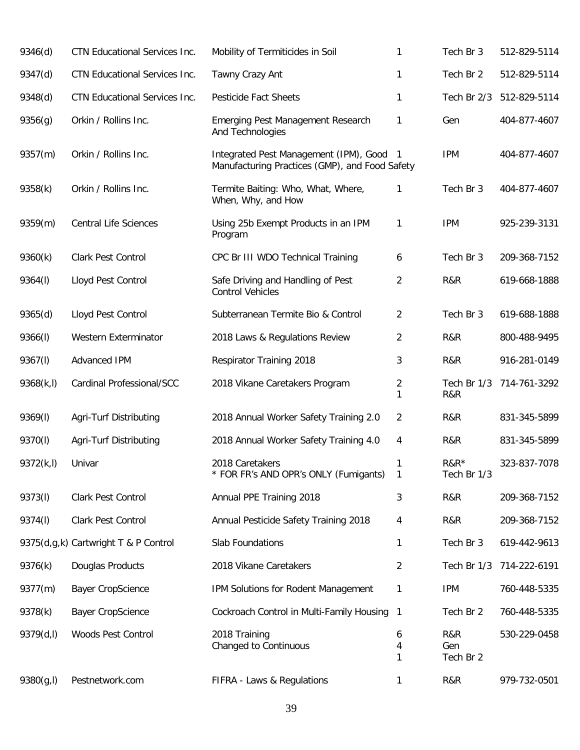| | | | | | |
|---|---|---|---|---|---|
| 9346(d) | CTN Educational Services Inc. | Mobility of Termiticides in Soil | 1 | Tech Br 3 | 512-829-5114 |
| 9347(d) | CTN Educational Services Inc. | Tawny Crazy Ant | 1 | Tech Br 2 | 512-829-5114 |
| 9348(d) | CTN Educational Services Inc. | Pesticide Fact Sheets | 1 | Tech Br 2/3 | 512-829-5114 |
| 9356(g) | Orkin / Rollins Inc. | Emerging Pest Management Research And Technologies | 1 | Gen | 404-877-4607 |
| 9357(m) | Orkin / Rollins Inc. | Integrated Pest Management (IPM), Good Manufacturing Practices (GMP), and Food Safety | 1 | IPM | 404-877-4607 |
| 9358(k) | Orkin / Rollins Inc. | Termite Baiting: Who, What, Where, When, Why, and How | 1 | Tech Br 3 | 404-877-4607 |
| 9359(m) | Central Life Sciences | Using 25b Exempt Products in an IPM Program | 1 | IPM | 925-239-3131 |
| 9360(k) | Clark Pest Control | CPC Br III WDO Technical Training | 6 | Tech Br 3 | 209-368-7152 |
| 9364(l) | Lloyd Pest Control | Safe Driving and Handling of Pest Control Vehicles | 2 | R&R | 619-668-1888 |
| 9365(d) | Lloyd Pest Control | Subterranean Termite Bio & Control | 2 | Tech Br 3 | 619-688-1888 |
| 9366(l) | Western Exterminator | 2018 Laws & Regulations Review | 2 | R&R | 800-488-9495 |
| 9367(l) | Advanced IPM | Respirator Training 2018 | 3 | R&R | 916-281-0149 |
| 9368(k,l) | Cardinal Professional/SCC | 2018 Vikane Caretakers Program | 2<br>1 | Tech Br 1/3<br>R&R | 714-761-3292 |
| 9369(l) | Agri-Turf Distributing | 2018 Annual Worker Safety Training 2.0 | 2 | R&R | 831-345-5899 |
| 9370(l) | Agri-Turf Distributing | 2018 Annual Worker Safety Training 4.0 | 4 | R&R | 831-345-5899 |
| 9372(k,l) | Univar | 2018 Caretakers<br>* FOR FR's AND OPR's ONLY (Fumigants) | 1<br>1 | R&R*<br>Tech Br 1/3 | 323-837-7078 |
| 9373(l) | Clark Pest Control | Annual PPE Training 2018 | 3 | R&R | 209-368-7152 |
| 9374(l) | Clark Pest Control | Annual Pesticide Safety Training 2018 | 4 | R&R | 209-368-7152 |
| 9375(d,g,k) | Cartwright T & P Control | Slab Foundations | 1 | Tech Br 3 | 619-442-9613 |
| 9376(k) | Douglas Products | 2018 Vikane Caretakers | 2 | Tech Br 1/3 | 714-222-6191 |
| 9377(m) | Bayer CropScience | IPM Solutions for Rodent Management | 1 | IPM | 760-448-5335 |
| 9378(k) | Bayer CropScience | Cockroach Control in Multi-Family Housing | 1 | Tech Br 2 | 760-448-5335 |
| 9379(d,l) | Woods Pest Control | 2018 Training<br>Changed to Continuous | 6<br>4<br>1 | R&R<br>Gen<br>Tech Br 2 | 530-229-0458 |
| 9380(g,l) | Pestnetwork.com | FIFRA - Laws & Regulations | 1 | R&R | 979-732-0501 |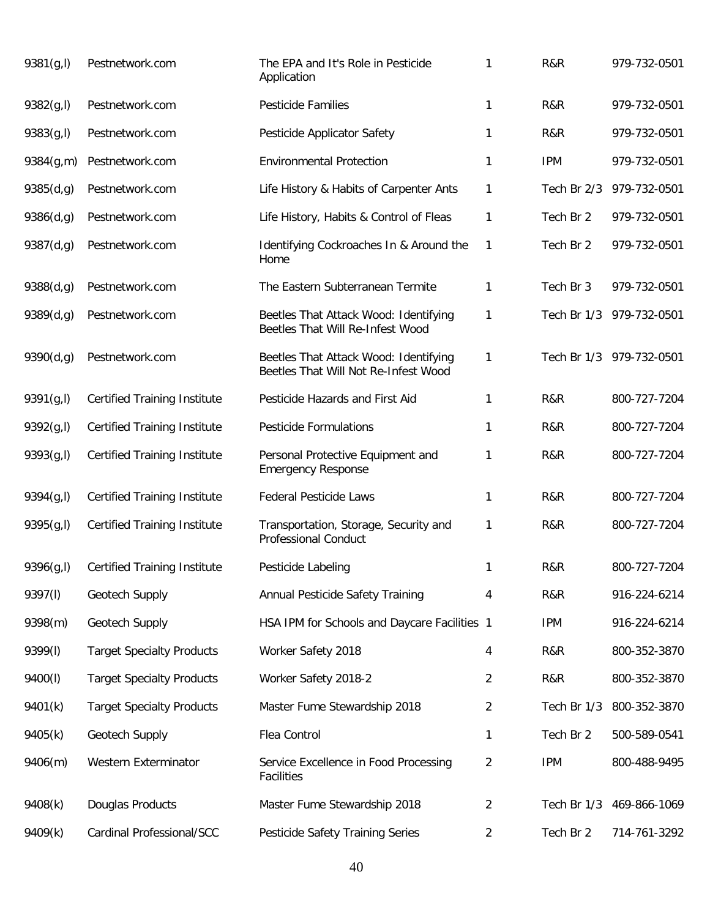| | | | | | |
|---|---|---|---|---|---|
| 9381(g,l) | Pestnetwork.com | The EPA and It's Role in Pesticide Application | 1 | R&R | 979-732-0501 |
| 9382(g,l) | Pestnetwork.com | Pesticide Families | 1 | R&R | 979-732-0501 |
| 9383(g,l) | Pestnetwork.com | Pesticide Applicator Safety | 1 | R&R | 979-732-0501 |
| 9384(g,m) | Pestnetwork.com | Environmental Protection | 1 | IPM | 979-732-0501 |
| 9385(d,g) | Pestnetwork.com | Life History & Habits of Carpenter Ants | 1 | Tech Br 2/3 | 979-732-0501 |
| 9386(d,g) | Pestnetwork.com | Life History, Habits & Control of Fleas | 1 | Tech Br 2 | 979-732-0501 |
| 9387(d,g) | Pestnetwork.com | Identifying Cockroaches In & Around the Home | 1 | Tech Br 2 | 979-732-0501 |
| 9388(d,g) | Pestnetwork.com | The Eastern Subterranean Termite | 1 | Tech Br 3 | 979-732-0501 |
| 9389(d,g) | Pestnetwork.com | Beetles That Attack Wood: Identifying Beetles That Will Re-Infest Wood | 1 | Tech Br 1/3 | 979-732-0501 |
| 9390(d,g) | Pestnetwork.com | Beetles That Attack Wood: Identifying Beetles That Will Not Re-Infest Wood | 1 | Tech Br 1/3 | 979-732-0501 |
| 9391(g,l) | Certified Training Institute | Pesticide Hazards and First Aid | 1 | R&R | 800-727-7204 |
| 9392(g,l) | Certified Training Institute | Pesticide Formulations | 1 | R&R | 800-727-7204 |
| 9393(g,l) | Certified Training Institute | Personal Protective Equipment and Emergency Response | 1 | R&R | 800-727-7204 |
| 9394(g,l) | Certified Training Institute | Federal Pesticide Laws | 1 | R&R | 800-727-7204 |
| 9395(g,l) | Certified Training Institute | Transportation, Storage, Security and Professional Conduct | 1 | R&R | 800-727-7204 |
| 9396(g,l) | Certified Training Institute | Pesticide Labeling | 1 | R&R | 800-727-7204 |
| 9397(l) | Geotech Supply | Annual Pesticide Safety Training | 4 | R&R | 916-224-6214 |
| 9398(m) | Geotech Supply | HSA IPM for Schools and Daycare Facilities | 1 | IPM | 916-224-6214 |
| 9399(l) | Target Specialty Products | Worker Safety 2018 | 4 | R&R | 800-352-3870 |
| 9400(l) | Target Specialty Products | Worker Safety 2018-2 | 2 | R&R | 800-352-3870 |
| 9401(k) | Target Specialty Products | Master Fume Stewardship 2018 | 2 | Tech Br 1/3 | 800-352-3870 |
| 9405(k) | Geotech Supply | Flea Control | 1 | Tech Br 2 | 500-589-0541 |
| 9406(m) | Western Exterminator | Service Excellence in Food Processing Facilities | 2 | IPM | 800-488-9495 |
| 9408(k) | Douglas Products | Master Fume Stewardship 2018 | 2 | Tech Br 1/3 | 469-866-1069 |
| 9409(k) | Cardinal Professional/SCC | Pesticide Safety Training Series | 2 | Tech Br 2 | 714-761-3292 |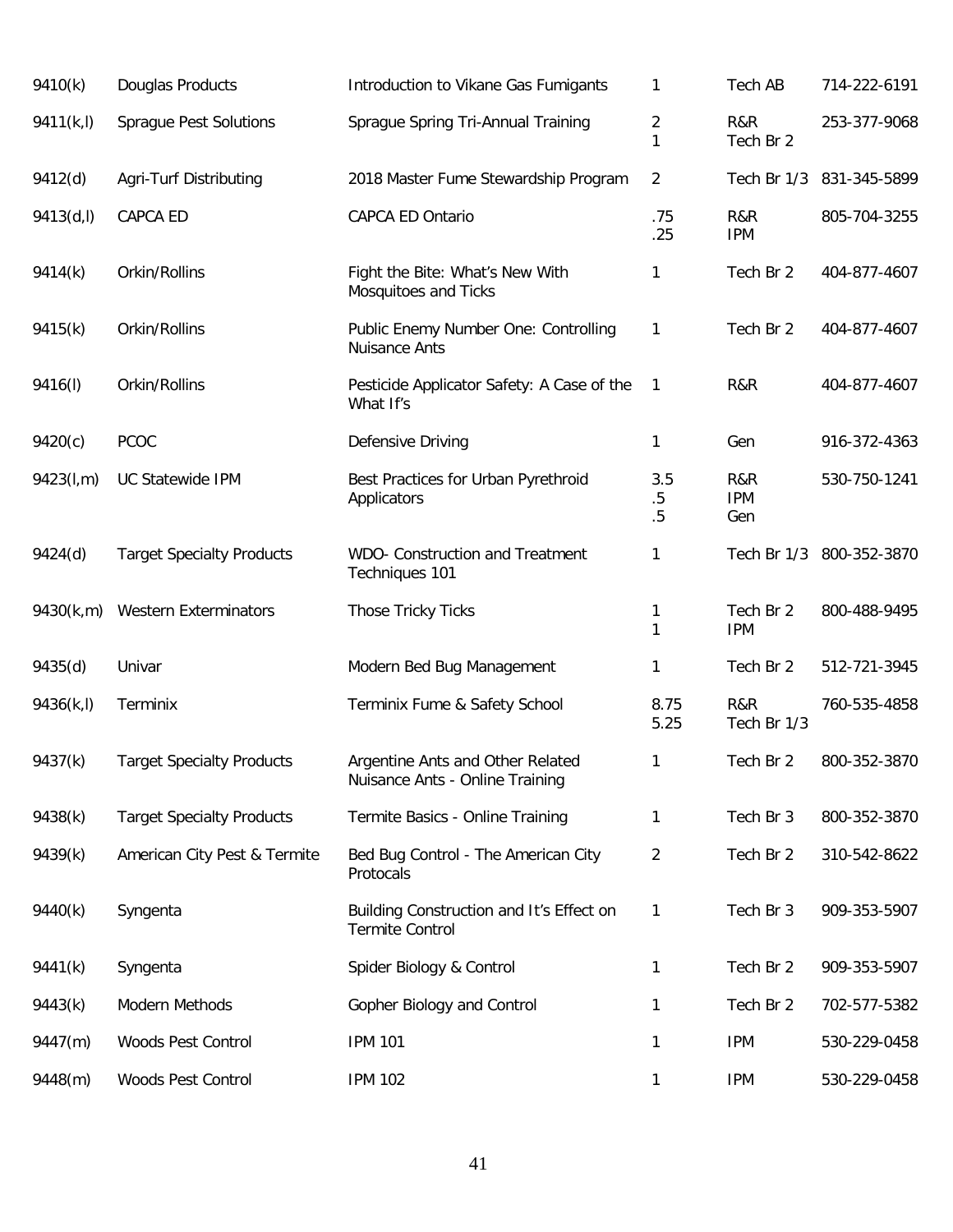| | | | | | |
|---|---|---|---|---|---|
| 9410(k) | Douglas Products | Introduction to Vikane Gas Fumigants | 1 | Tech AB | 714-222-6191 |
| 9411(k,l) | Sprague Pest Solutions | Sprague Spring Tri-Annual Training | 2<br>1 | R&R<br>Tech Br 2 | 253-377-9068 |
| 9412(d) | Agri-Turf Distributing | 2018 Master Fume Stewardship Program | 2 | Tech Br 1/3 | 831-345-5899 |
| 9413(d,l) | CAPCA ED | CAPCA ED Ontario | .75<br>.25 | R&R<br>IPM | 805-704-3255 |
| 9414(k) | Orkin/Rollins | Fight the Bite: What's New With Mosquitoes and Ticks | 1 | Tech Br 2 | 404-877-4607 |
| 9415(k) | Orkin/Rollins | Public Enemy Number One: Controlling Nuisance Ants | 1 | Tech Br 2 | 404-877-4607 |
| 9416(l) | Orkin/Rollins | Pesticide Applicator Safety: A Case of the What If's | 1 | R&R | 404-877-4607 |
| 9420(c) | PCOC | Defensive Driving | 1 | Gen | 916-372-4363 |
| 9423(l,m) | UC Statewide IPM | Best Practices for Urban Pyrethroid Applicators | 3.5<br>.5<br>.5 | R&R<br>IPM<br>Gen | 530-750-1241 |
| 9424(d) | Target Specialty Products | WDO- Construction and Treatment Techniques 101 | 1 | Tech Br 1/3 | 800-352-3870 |
| 9430(k,m) | Western Exterminators | Those Tricky Ticks | 1<br>1 | Tech Br 2<br>IPM | 800-488-9495 |
| 9435(d) | Univar | Modern Bed Bug Management | 1 | Tech Br 2 | 512-721-3945 |
| 9436(k,l) | Terminix | Terminix Fume & Safety School | 8.75<br>5.25 | R&R<br>Tech Br 1/3 | 760-535-4858 |
| 9437(k) | Target Specialty Products | Argentine Ants and Other Related Nuisance Ants - Online Training | 1 | Tech Br 2 | 800-352-3870 |
| 9438(k) | Target Specialty Products | Termite Basics - Online Training | 1 | Tech Br 3 | 800-352-3870 |
| 9439(k) | American City Pest & Termite | Bed Bug Control - The American City Protocals | 2 | Tech Br 2 | 310-542-8622 |
| 9440(k) | Syngenta | Building Construction and It's Effect on Termite Control | 1 | Tech Br 3 | 909-353-5907 |
| 9441(k) | Syngenta | Spider Biology & Control | 1 | Tech Br 2 | 909-353-5907 |
| 9443(k) | Modern Methods | Gopher Biology and Control | 1 | Tech Br 2 | 702-577-5382 |
| 9447(m) | Woods Pest Control | IPM 101 | 1 | IPM | 530-229-0458 |
| 9448(m) | Woods Pest Control | IPM 102 | 1 | IPM | 530-229-0458 |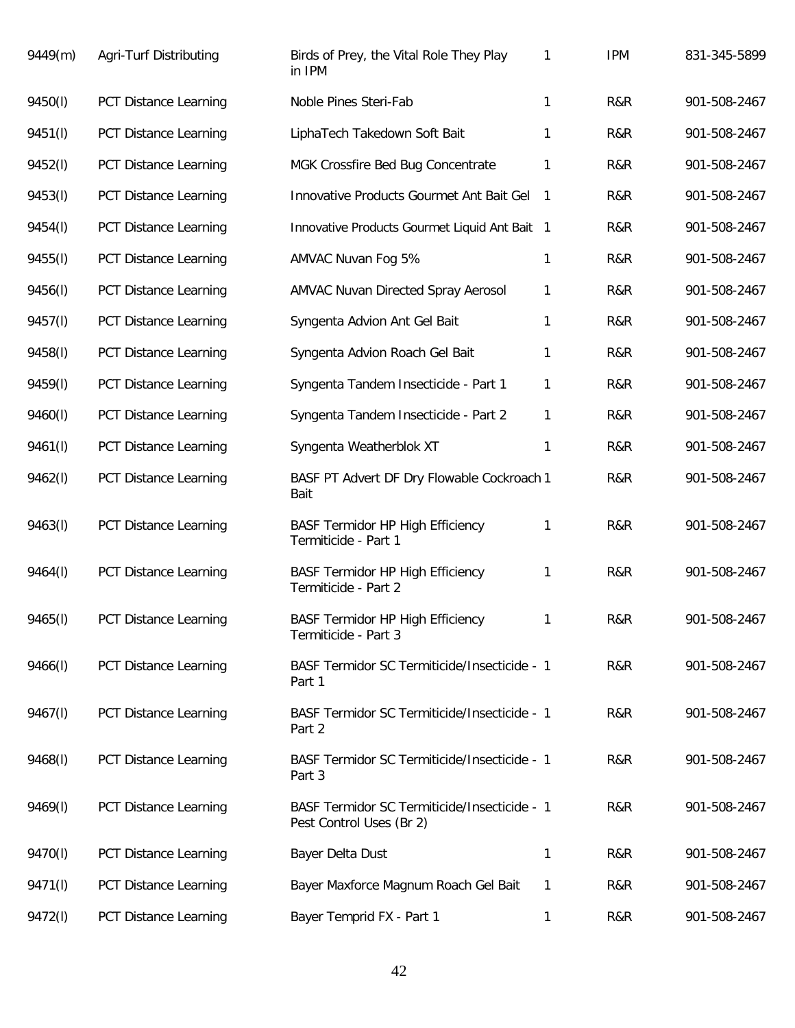| | | | | | |
|---|---|---|---|---|---|
| 9449(m) | Agri-Turf Distributing | Birds of Prey, the Vital Role They Play in IPM | 1 | IPM | 831-345-5899 |
| 9450(l) | PCT Distance Learning | Noble Pines Steri-Fab | 1 | R&R | 901-508-2467 |
| 9451(l) | PCT Distance Learning | LiphaTech Takedown Soft Bait | 1 | R&R | 901-508-2467 |
| 9452(l) | PCT Distance Learning | MGK Crossfire Bed Bug Concentrate | 1 | R&R | 901-508-2467 |
| 9453(l) | PCT Distance Learning | Innovative Products Gourmet Ant Bait Gel | 1 | R&R | 901-508-2467 |
| 9454(l) | PCT Distance Learning | Innovative Products Gourmet Liquid Ant Bait | 1 | R&R | 901-508-2467 |
| 9455(l) | PCT Distance Learning | AMVAC Nuvan Fog 5% | 1 | R&R | 901-508-2467 |
| 9456(l) | PCT Distance Learning | AMVAC Nuvan Directed Spray Aerosol | 1 | R&R | 901-508-2467 |
| 9457(l) | PCT Distance Learning | Syngenta Advion Ant Gel Bait | 1 | R&R | 901-508-2467 |
| 9458(l) | PCT Distance Learning | Syngenta Advion Roach Gel Bait | 1 | R&R | 901-508-2467 |
| 9459(l) | PCT Distance Learning | Syngenta Tandem Insecticide - Part 1 | 1 | R&R | 901-508-2467 |
| 9460(l) | PCT Distance Learning | Syngenta Tandem Insecticide - Part 2 | 1 | R&R | 901-508-2467 |
| 9461(l) | PCT Distance Learning | Syngenta Weatherblok XT | 1 | R&R | 901-508-2467 |
| 9462(l) | PCT Distance Learning | BASF PT Advert DF Dry Flowable Cockroach Bait | 1 | R&R | 901-508-2467 |
| 9463(l) | PCT Distance Learning | BASF Termidor HP High Efficiency Termiticide - Part 1 | 1 | R&R | 901-508-2467 |
| 9464(l) | PCT Distance Learning | BASF Termidor HP High Efficiency Termiticide - Part 2 | 1 | R&R | 901-508-2467 |
| 9465(l) | PCT Distance Learning | BASF Termidor HP High Efficiency Termiticide - Part 3 | 1 | R&R | 901-508-2467 |
| 9466(l) | PCT Distance Learning | BASF Termidor SC Termiticide/Insecticide - Part 1 | 1 | R&R | 901-508-2467 |
| 9467(l) | PCT Distance Learning | BASF Termidor SC Termiticide/Insecticide - Part 2 | 1 | R&R | 901-508-2467 |
| 9468(l) | PCT Distance Learning | BASF Termidor SC Termiticide/Insecticide - Part 3 | 1 | R&R | 901-508-2467 |
| 9469(l) | PCT Distance Learning | BASF Termidor SC Termiticide/Insecticide - Pest Control Uses (Br 2) | 1 | R&R | 901-508-2467 |
| 9470(l) | PCT Distance Learning | Bayer Delta Dust | 1 | R&R | 901-508-2467 |
| 9471(l) | PCT Distance Learning | Bayer Maxforce Magnum Roach Gel Bait | 1 | R&R | 901-508-2467 |
| 9472(l) | PCT Distance Learning | Bayer Temprid FX - Part 1 | 1 | R&R | 901-508-2467 |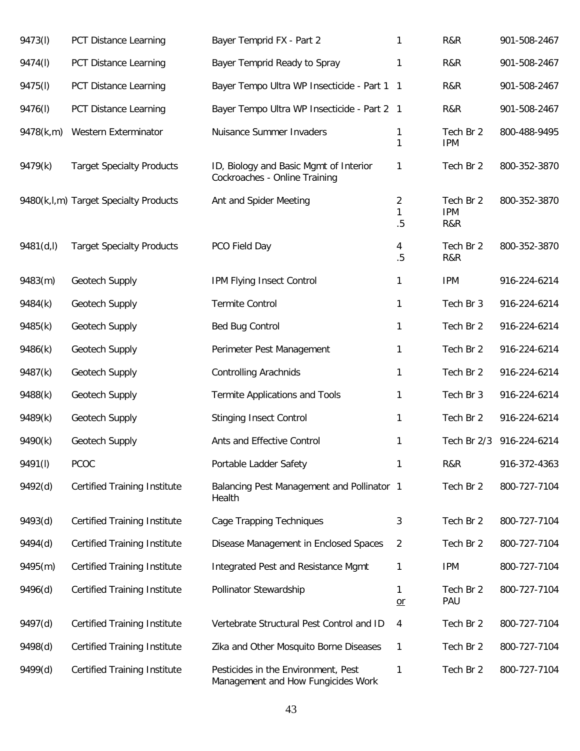| | | | | | |
|---|---|---|---|---|---|
| 9473(l) | PCT Distance Learning | Bayer Temprid FX - Part 2 | 1 | R&R | 901-508-2467 |
| 9474(l) | PCT Distance Learning | Bayer Temprid Ready to Spray | 1 | R&R | 901-508-2467 |
| 9475(l) | PCT Distance Learning | Bayer Tempo Ultra WP Insecticide - Part 1 | 1 | R&R | 901-508-2467 |
| 9476(l) | PCT Distance Learning | Bayer Tempo Ultra WP Insecticide - Part 2 | 1 | R&R | 901-508-2467 |
| 9478(k,m) | Western Exterminator | Nuisance Summer Invaders | 1<br>1 | Tech Br 2<br>IPM | 800-488-9495 |
| 9479(k) | Target Specialty Products | ID, Biology and Basic Mgmt of Interior Cockroaches - Online Training | 1 | Tech Br 2 | 800-352-3870 |
| 9480(k,l,m) | Target Specialty Products | Ant and Spider Meeting | 2<br>1<br>.5 | Tech Br 2<br>IPM<br>R&R | 800-352-3870 |
| 9481(d,l) | Target Specialty Products | PCO Field Day | 4<br>.5 | Tech Br 2<br>R&R | 800-352-3870 |
| 9483(m) | Geotech Supply | IPM Flying Insect Control | 1 | IPM | 916-224-6214 |
| 9484(k) | Geotech Supply | Termite Control | 1 | Tech Br 3 | 916-224-6214 |
| 9485(k) | Geotech Supply | Bed Bug Control | 1 | Tech Br 2 | 916-224-6214 |
| 9486(k) | Geotech Supply | Perimeter Pest Management | 1 | Tech Br 2 | 916-224-6214 |
| 9487(k) | Geotech Supply | Controlling Arachnids | 1 | Tech Br 2 | 916-224-6214 |
| 9488(k) | Geotech Supply | Termite Applications and Tools | 1 | Tech Br 3 | 916-224-6214 |
| 9489(k) | Geotech Supply | Stinging Insect Control | 1 | Tech Br 2 | 916-224-6214 |
| 9490(k) | Geotech Supply | Ants and Effective Control | 1 | Tech Br 2/3 | 916-224-6214 |
| 9491(l) | PCOC | Portable Ladder Safety | 1 | R&R | 916-372-4363 |
| 9492(d) | Certified Training Institute | Balancing Pest Management and Pollinator Health | 1 | Tech Br 2 | 800-727-7104 |
| 9493(d) | Certified Training Institute | Cage Trapping Techniques | 3 | Tech Br 2 | 800-727-7104 |
| 9494(d) | Certified Training Institute | Disease Management in Enclosed Spaces | 2 | Tech Br 2 | 800-727-7104 |
| 9495(m) | Certified Training Institute | Integrated Pest and Resistance Mgmt | 1 | IPM | 800-727-7104 |
| 9496(d) | Certified Training Institute | Pollinator Stewardship | 1<br>or | Tech Br 2<br>PAU | 800-727-7104 |
| 9497(d) | Certified Training Institute | Vertebrate Structural Pest Control and ID | 4 | Tech Br 2 | 800-727-7104 |
| 9498(d) | Certified Training Institute | Zika and Other Mosquito Borne Diseases | 1 | Tech Br 2 | 800-727-7104 |
| 9499(d) | Certified Training Institute | Pesticides in the Environment, Pest Management and How Fungicides Work | 1 | Tech Br 2 | 800-727-7104 |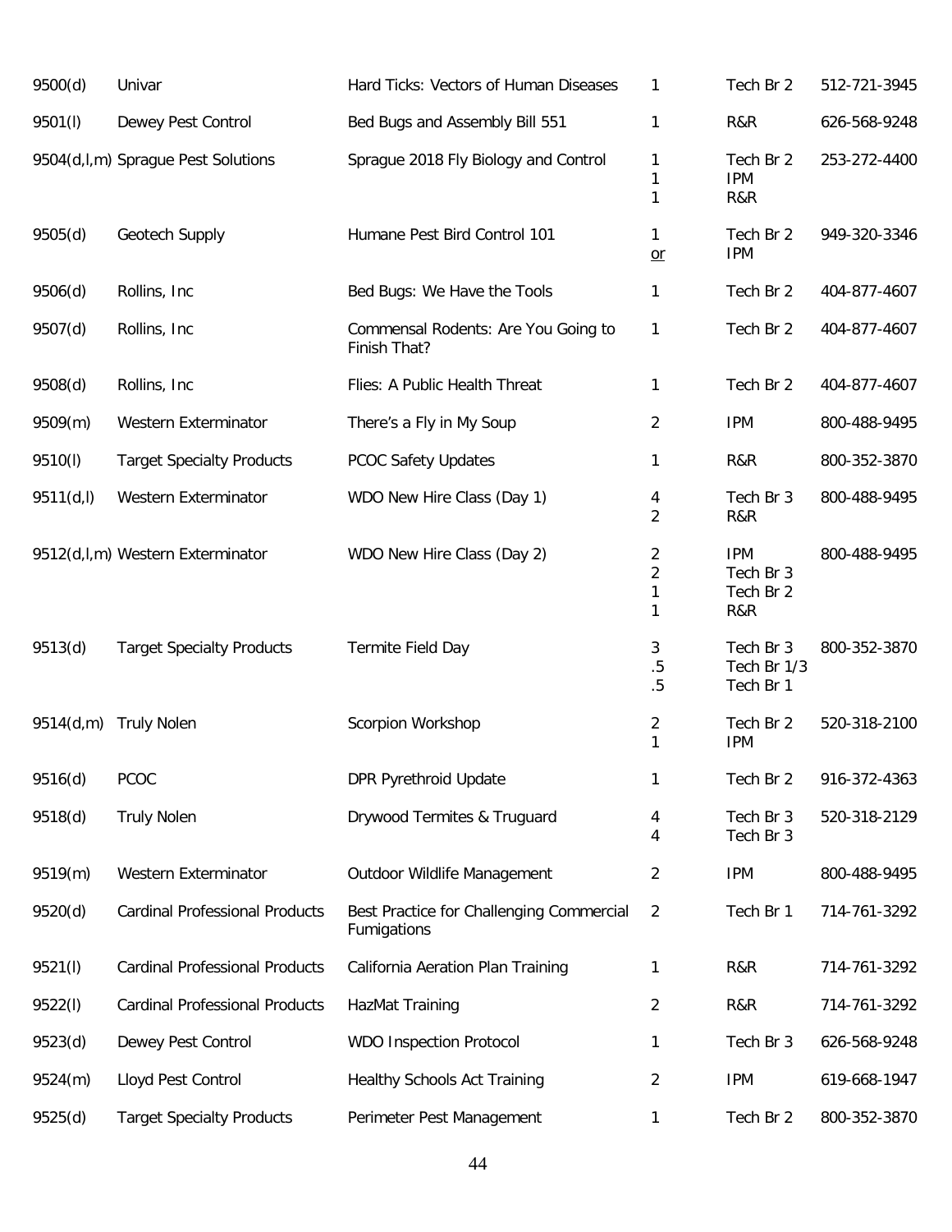| | | | | | |
|---|---|---|---|---|---|
| 9500(d) | Univar | Hard Ticks: Vectors of Human Diseases | 1 | Tech Br 2 | 512-721-3945 |
| 9501(l) | Dewey Pest Control | Bed Bugs and Assembly Bill 551 | 1 | R&R | 626-568-9248 |
| 9504(d,l,m) | Sprague Pest Solutions | Sprague 2018 Fly Biology and Control | 1<br>1<br>1 | Tech Br 2<br>IPM<br>R&R | 253-272-4400 |
| 9505(d) | Geotech Supply | Humane Pest Bird Control 101 | 1<br>or | Tech Br 2<br>IPM | 949-320-3346 |
| 9506(d) | Rollins, Inc | Bed Bugs: We Have the Tools | 1 | Tech Br 2 | 404-877-4607 |
| 9507(d) | Rollins, Inc | Commensal Rodents: Are You Going to Finish That? | 1 | Tech Br 2 | 404-877-4607 |
| 9508(d) | Rollins, Inc | Flies: A Public Health Threat | 1 | Tech Br 2 | 404-877-4607 |
| 9509(m) | Western Exterminator | There's a Fly in My Soup | 2 | IPM | 800-488-9495 |
| 9510(l) | Target Specialty Products | PCOC Safety Updates | 1 | R&R | 800-352-3870 |
| 9511(d,l) | Western Exterminator | WDO New Hire Class (Day 1) | 4<br>2 | Tech Br 3<br>R&R | 800-488-9495 |
| 9512(d,l,m) | Western Exterminator | WDO New Hire Class (Day 2) | 2<br>2<br>1<br>1 | IPM<br>Tech Br 3<br>Tech Br 2<br>R&R | 800-488-9495 |
| 9513(d) | Target Specialty Products | Termite Field Day | 3<br>.5<br>.5 | Tech Br 3<br>Tech Br 1/3<br>Tech Br 1 | 800-352-3870 |
| 9514(d,m) | Truly Nolen | Scorpion Workshop | 2<br>1 | Tech Br 2<br>IPM | 520-318-2100 |
| 9516(d) | PCOC | DPR Pyrethroid Update | 1 | Tech Br 2 | 916-372-4363 |
| 9518(d) | Truly Nolen | Drywood Termites & Truguard | 4<br>4 | Tech Br 3<br>Tech Br 3 | 520-318-2129 |
| 9519(m) | Western Exterminator | Outdoor Wildlife Management | 2 | IPM | 800-488-9495 |
| 9520(d) | Cardinal Professional Products | Best Practice for Challenging Commercial Fumigations | 2 | Tech Br 1 | 714-761-3292 |
| 9521(l) | Cardinal Professional Products | California Aeration Plan Training | 1 | R&R | 714-761-3292 |
| 9522(l) | Cardinal Professional Products | HazMat Training | 2 | R&R | 714-761-3292 |
| 9523(d) | Dewey Pest Control | WDO Inspection Protocol | 1 | Tech Br 3 | 626-568-9248 |
| 9524(m) | Lloyd Pest Control | Healthy Schools Act Training | 2 | IPM | 619-668-1947 |
| 9525(d) | Target Specialty Products | Perimeter Pest Management | 1 | Tech Br 2 | 800-352-3870 |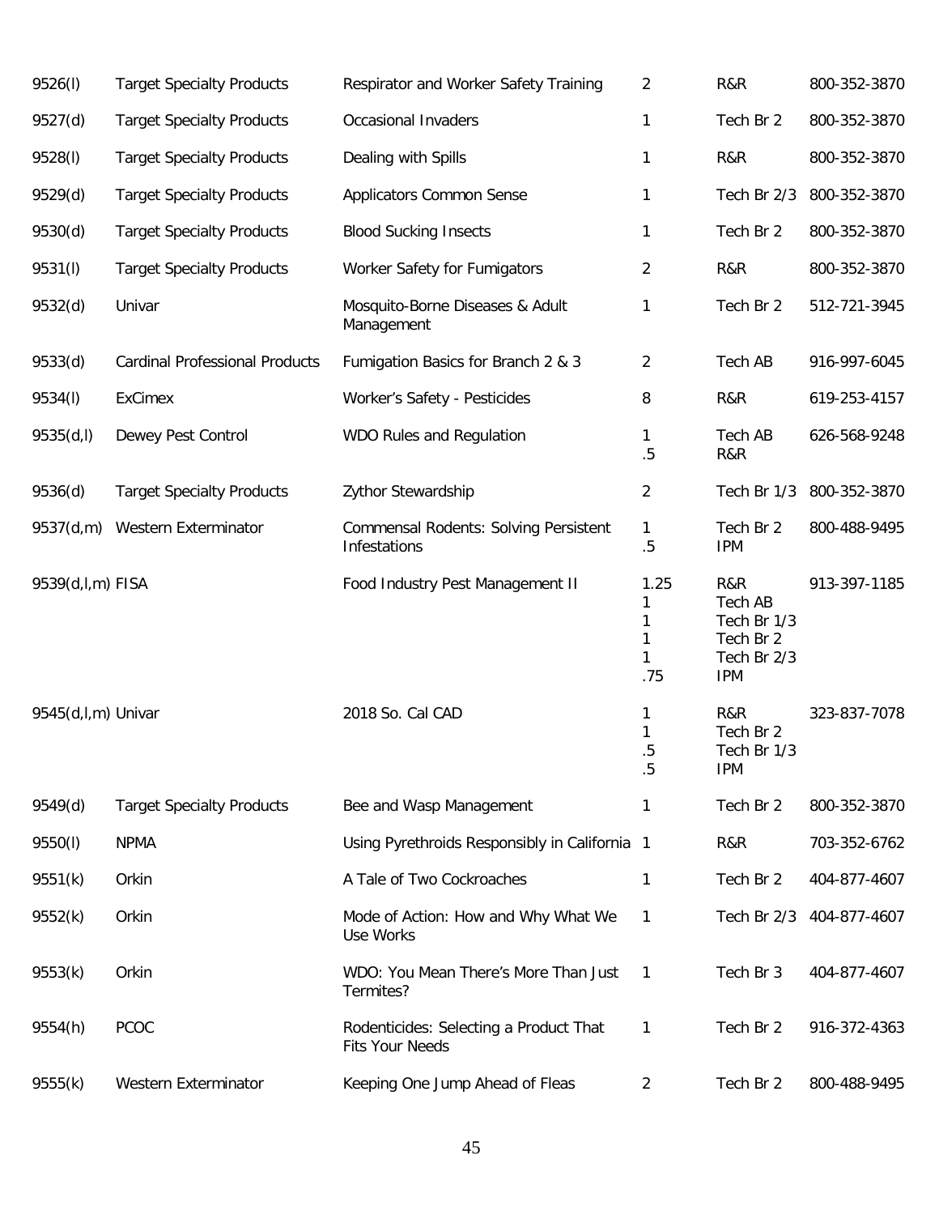| | | | | | |
|---|---|---|---|---|---|
| 9526(l) | Target Specialty Products | Respirator and Worker Safety Training | 2 | R&R | 800-352-3870 |
| 9527(d) | Target Specialty Products | Occasional Invaders | 1 | Tech Br 2 | 800-352-3870 |
| 9528(l) | Target Specialty Products | Dealing with Spills | 1 | R&R | 800-352-3870 |
| 9529(d) | Target Specialty Products | Applicators Common Sense | 1 | Tech Br 2/3 | 800-352-3870 |
| 9530(d) | Target Specialty Products | Blood Sucking Insects | 1 | Tech Br 2 | 800-352-3870 |
| 9531(l) | Target Specialty Products | Worker Safety for Fumigators | 2 | R&R | 800-352-3870 |
| 9532(d) | Univar | Mosquito-Borne Diseases & Adult Management | 1 | Tech Br 2 | 512-721-3945 |
| 9533(d) | Cardinal Professional Products | Fumigation Basics for Branch 2 & 3 | 2 | Tech AB | 916-997-6045 |
| 9534(l) | ExCimex | Worker's Safety - Pesticides | 8 | R&R | 619-253-4157 |
| 9535(d,l) | Dewey Pest Control | WDO Rules and Regulation | 1<br>.5 | Tech AB<br>R&R | 626-568-9248 |
| 9536(d) | Target Specialty Products | Zythor Stewardship | 2 | Tech Br 1/3 | 800-352-3870 |
| 9537(d,m) | Western Exterminator | Commensal Rodents: Solving Persistent Infestations | 1<br>.5 | Tech Br 2<br>IPM | 800-488-9495 |
| 9539(d,l,m) | FISA | Food Industry Pest Management II | 1.25<br>1<br>1<br>1<br>1<br>.75 | R&R<br>Tech AB<br>Tech Br 1/3<br>Tech Br 2<br>Tech Br 2/3<br>IPM | 913-397-1185 |
| 9545(d,l,m) | Univar | 2018 So. Cal CAD | 1<br>1<br>.5<br>.5 | R&R<br>Tech Br 2<br>Tech Br 1/3<br>IPM | 323-837-7078 |
| 9549(d) | Target Specialty Products | Bee and Wasp Management | 1 | Tech Br 2 | 800-352-3870 |
| 9550(l) | NPMA | Using Pyrethroids Responsibly in California | 1 | R&R | 703-352-6762 |
| 9551(k) | Orkin | A Tale of Two Cockroaches | 1 | Tech Br 2 | 404-877-4607 |
| 9552(k) | Orkin | Mode of Action: How and Why What We Use Works | 1 | Tech Br 2/3 | 404-877-4607 |
| 9553(k) | Orkin | WDO: You Mean There's More Than Just Termites? | 1 | Tech Br 3 | 404-877-4607 |
| 9554(h) | PCOC | Rodenticides: Selecting a Product That Fits Your Needs | 1 | Tech Br 2 | 916-372-4363 |
| 9555(k) | Western Exterminator | Keeping One Jump Ahead of Fleas | 2 | Tech Br 2 | 800-488-9495 |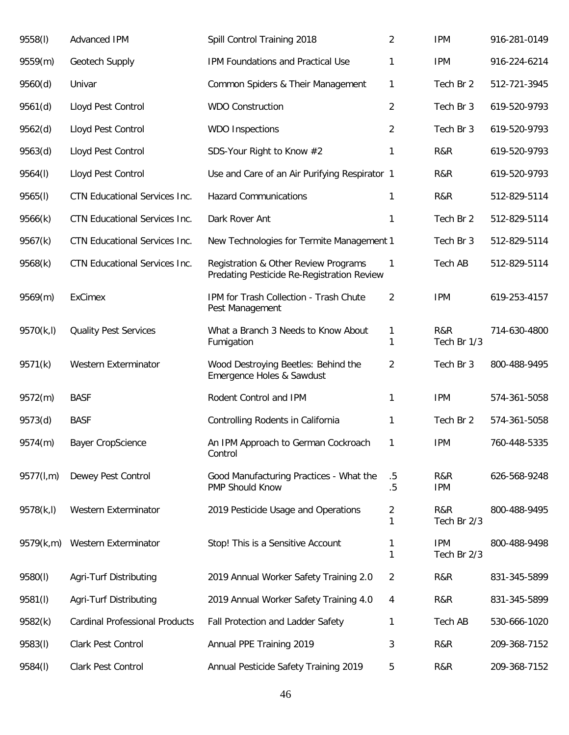| | | | | | |
|---|---|---|---|---|---|
| 9558(l) | Advanced IPM | Spill Control Training 2018 | 2 | IPM | 916-281-0149 |
| 9559(m) | Geotech Supply | IPM Foundations and Practical Use | 1 | IPM | 916-224-6214 |
| 9560(d) | Univar | Common Spiders & Their Management | 1 | Tech Br 2 | 512-721-3945 |
| 9561(d) | Lloyd Pest Control | WDO Construction | 2 | Tech Br 3 | 619-520-9793 |
| 9562(d) | Lloyd Pest Control | WDO Inspections | 2 | Tech Br 3 | 619-520-9793 |
| 9563(d) | Lloyd Pest Control | SDS-Your Right to Know #2 | 1 | R&R | 619-520-9793 |
| 9564(l) | Lloyd Pest Control | Use and Care of an Air Purifying Respirator | 1 | R&R | 619-520-9793 |
| 9565(l) | CTN Educational Services Inc. | Hazard Communications | 1 | R&R | 512-829-5114 |
| 9566(k) | CTN Educational Services Inc. | Dark Rover Ant | 1 | Tech Br 2 | 512-829-5114 |
| 9567(k) | CTN Educational Services Inc. | New Technologies for Termite Management | 1 | Tech Br 3 | 512-829-5114 |
| 9568(k) | CTN Educational Services Inc. | Registration & Other Review Programs Predating Pesticide Re-Registration Review | 1 | Tech AB | 512-829-5114 |
| 9569(m) | ExCimex | IPM for Trash Collection - Trash Chute Pest Management | 2 | IPM | 619-253-4157 |
| 9570(k,l) | Quality Pest Services | What a Branch 3 Needs to Know About Fumigation | 1<br>1 | R&R<br>Tech Br 1/3 | 714-630-4800 |
| 9571(k) | Western Exterminator | Wood Destroying Beetles: Behind the Emergence Holes & Sawdust | 2 | Tech Br 3 | 800-488-9495 |
| 9572(m) | BASF | Rodent Control and IPM | 1 | IPM | 574-361-5058 |
| 9573(d) | BASF | Controlling Rodents in California | 1 | Tech Br 2 | 574-361-5058 |
| 9574(m) | Bayer CropScience | An IPM Approach to German Cockroach Control | 1 | IPM | 760-448-5335 |
| 9577(l,m) | Dewey Pest Control | Good Manufacturing Practices - What the PMP Should Know | .5<br>.5 | R&R<br>IPM | 626-568-9248 |
| 9578(k,l) | Western Exterminator | 2019 Pesticide Usage and Operations | 2<br>1 | R&R<br>Tech Br 2/3 | 800-488-9495 |
| 9579(k,m) | Western Exterminator | Stop! This is a Sensitive Account | 1<br>1 | IPM<br>Tech Br 2/3 | 800-488-9498 |
| 9580(l) | Agri-Turf Distributing | 2019 Annual Worker Safety Training 2.0 | 2 | R&R | 831-345-5899 |
| 9581(l) | Agri-Turf Distributing | 2019 Annual Worker Safety Training 4.0 | 4 | R&R | 831-345-5899 |
| 9582(k) | Cardinal Professional Products | Fall Protection and Ladder Safety | 1 | Tech AB | 530-666-1020 |
| 9583(l) | Clark Pest Control | Annual PPE Training 2019 | 3 | R&R | 209-368-7152 |
| 9584(l) | Clark Pest Control | Annual Pesticide Safety Training 2019 | 5 | R&R | 209-368-7152 |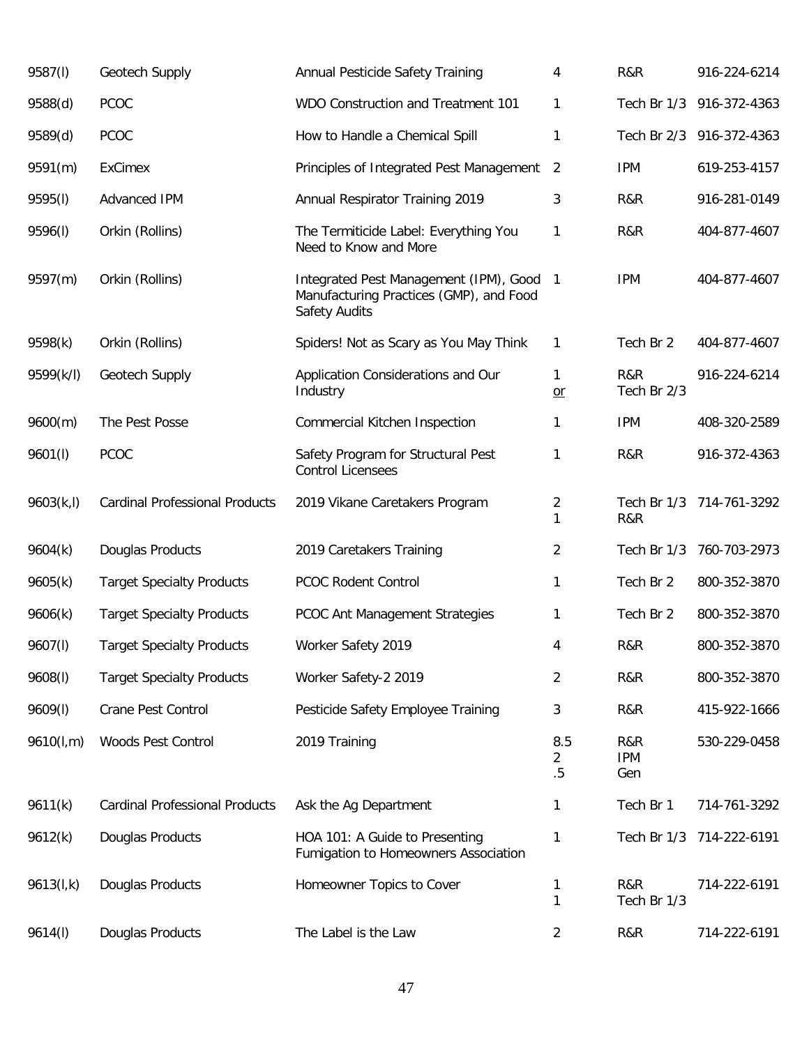| | | | | | |
|---|---|---|---|---|---|
| 9587(l) | Geotech Supply | Annual Pesticide Safety Training | 4 | R&R | 916-224-6214 |
| 9588(d) | PCOC | WDO Construction and Treatment 101 | 1 | Tech Br 1/3 | 916-372-4363 |
| 9589(d) | PCOC | How to Handle a Chemical Spill | 1 | Tech Br 2/3 | 916-372-4363 |
| 9591(m) | ExCimex | Principles of Integrated Pest Management | 2 | IPM | 619-253-4157 |
| 9595(l) | Advanced IPM | Annual Respirator Training 2019 | 3 | R&R | 916-281-0149 |
| 9596(l) | Orkin (Rollins) | The Termiticide Label: Everything You Need to Know and More | 1 | R&R | 404-877-4607 |
| 9597(m) | Orkin (Rollins) | Integrated Pest Management (IPM), Good Manufacturing Practices (GMP), and Food Safety Audits | 1 | IPM | 404-877-4607 |
| 9598(k) | Orkin (Rollins) | Spiders! Not as Scary as You May Think | 1 | Tech Br 2 | 404-877-4607 |
| 9599(k/l) | Geotech Supply | Application Considerations and Our Industry | 1<br>or | R&R<br>Tech Br 2/3 | 916-224-6214 |
| 9600(m) | The Pest Posse | Commercial Kitchen Inspection | 1 | IPM | 408-320-2589 |
| 9601(l) | PCOC | Safety Program for Structural Pest Control Licensees | 1 | R&R | 916-372-4363 |
| 9603(k,l) | Cardinal Professional Products | 2019 Vikane Caretakers Program | 2<br>1 | Tech Br 1/3<br>R&R | 714-761-3292 |
| 9604(k) | Douglas Products | 2019 Caretakers Training | 2 | Tech Br 1/3 | 760-703-2973 |
| 9605(k) | Target Specialty Products | PCOC Rodent Control | 1 | Tech Br 2 | 800-352-3870 |
| 9606(k) | Target Specialty Products | PCOC Ant Management Strategies | 1 | Tech Br 2 | 800-352-3870 |
| 9607(l) | Target Specialty Products | Worker Safety 2019 | 4 | R&R | 800-352-3870 |
| 9608(l) | Target Specialty Products | Worker Safety-2 2019 | 2 | R&R | 800-352-3870 |
| 9609(l) | Crane Pest Control | Pesticide Safety Employee Training | 3 | R&R | 415-922-1666 |
| 9610(l,m) | Woods Pest Control | 2019 Training | 8.5<br>2<br>.5 | R&R<br>IPM<br>Gen | 530-229-0458 |
| 9611(k) | Cardinal Professional Products | Ask the Ag Department | 1 | Tech Br 1 | 714-761-3292 |
| 9612(k) | Douglas Products | HOA 101: A Guide to Presenting Fumigation to Homeowners Association | 1 | Tech Br 1/3 | 714-222-6191 |
| 9613(l,k) | Douglas Products | Homeowner Topics to Cover | 1<br>1 | R&R<br>Tech Br 1/3 | 714-222-6191 |
| 9614(l) | Douglas Products | The Label is the Law | 2 | R&R | 714-222-6191 |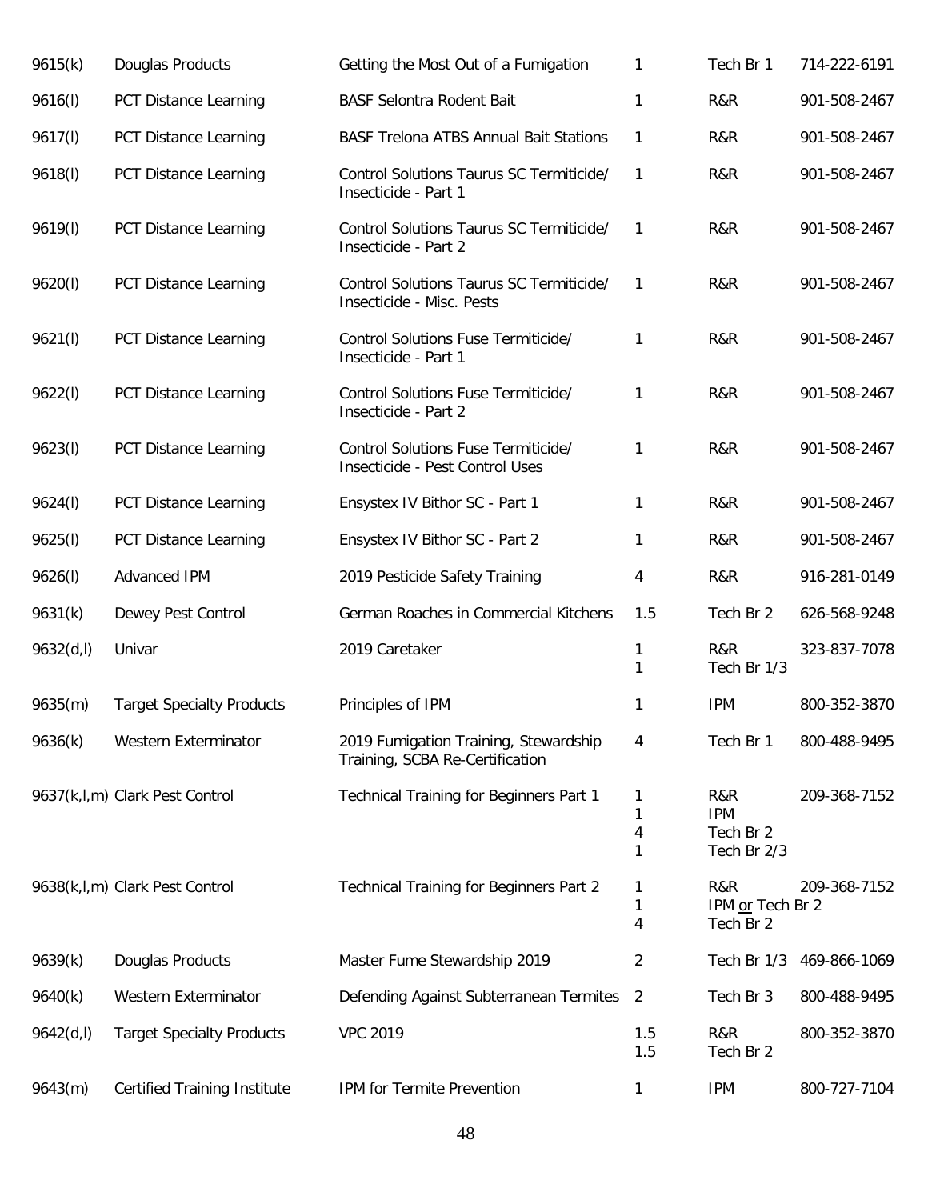| | | | | | |
|---|---|---|---|---|---|
| 9615(k) | Douglas Products | Getting the Most Out of a Fumigation | 1 | Tech Br 1 | 714-222-6191 |
| 9616(l) | PCT Distance Learning | BASF Selontra Rodent Bait | 1 | R&R | 901-508-2467 |
| 9617(l) | PCT Distance Learning | BASF Trelona ATBS Annual Bait Stations | 1 | R&R | 901-508-2467 |
| 9618(l) | PCT Distance Learning | Control Solutions Taurus SC Termiticide/ Insecticide - Part 1 | 1 | R&R | 901-508-2467 |
| 9619(l) | PCT Distance Learning | Control Solutions Taurus SC Termiticide/ Insecticide - Part 2 | 1 | R&R | 901-508-2467 |
| 9620(l) | PCT Distance Learning | Control Solutions Taurus SC Termiticide/ Insecticide - Misc. Pests | 1 | R&R | 901-508-2467 |
| 9621(l) | PCT Distance Learning | Control Solutions Fuse Termiticide/ Insecticide - Part 1 | 1 | R&R | 901-508-2467 |
| 9622(l) | PCT Distance Learning | Control Solutions Fuse Termiticide/ Insecticide - Part 2 | 1 | R&R | 901-508-2467 |
| 9623(l) | PCT Distance Learning | Control Solutions Fuse Termiticide/ Insecticide - Pest Control Uses | 1 | R&R | 901-508-2467 |
| 9624(l) | PCT Distance Learning | Ensystex IV Bithor SC - Part 1 | 1 | R&R | 901-508-2467 |
| 9625(l) | PCT Distance Learning | Ensystex IV Bithor SC - Part 2 | 1 | R&R | 901-508-2467 |
| 9626(l) | Advanced IPM | 2019 Pesticide Safety Training | 4 | R&R | 916-281-0149 |
| 9631(k) | Dewey Pest Control | German Roaches in Commercial Kitchens | 1.5 | Tech Br 2 | 626-568-9248 |
| 9632(d,l) | Univar | 2019 Caretaker | 1<br>1 | R&R<br>Tech Br 1/3 | 323-837-7078 |
| 9635(m) | Target Specialty Products | Principles of IPM | 1 | IPM | 800-352-3870 |
| 9636(k) | Western Exterminator | 2019 Fumigation Training, Stewardship Training, SCBA Re-Certification | 4 | Tech Br 1 | 800-488-9495 |
| 9637(k,l,m) | Clark Pest Control | Technical Training for Beginners Part 1 | 1<br>1<br>4<br>1 | R&R<br>IPM<br>Tech Br 2<br>Tech Br 2/3 | 209-368-7152 |
| 9638(k,l,m) | Clark Pest Control | Technical Training for Beginners Part 2 | 1<br>1<br>4 | R&R<br>IPM or Tech Br 2<br>Tech Br 2 | 209-368-7152 |
| 9639(k) | Douglas Products | Master Fume Stewardship 2019 | 2 | Tech Br 1/3 | 469-866-1069 |
| 9640(k) | Western Exterminator | Defending Against Subterranean Termites | 2 | Tech Br 3 | 800-488-9495 |
| 9642(d,l) | Target Specialty Products | VPC 2019 | 1.5<br>1.5 | R&R<br>Tech Br 2 | 800-352-3870 |
| 9643(m) | Certified Training Institute | IPM for Termite Prevention | 1 | IPM | 800-727-7104 |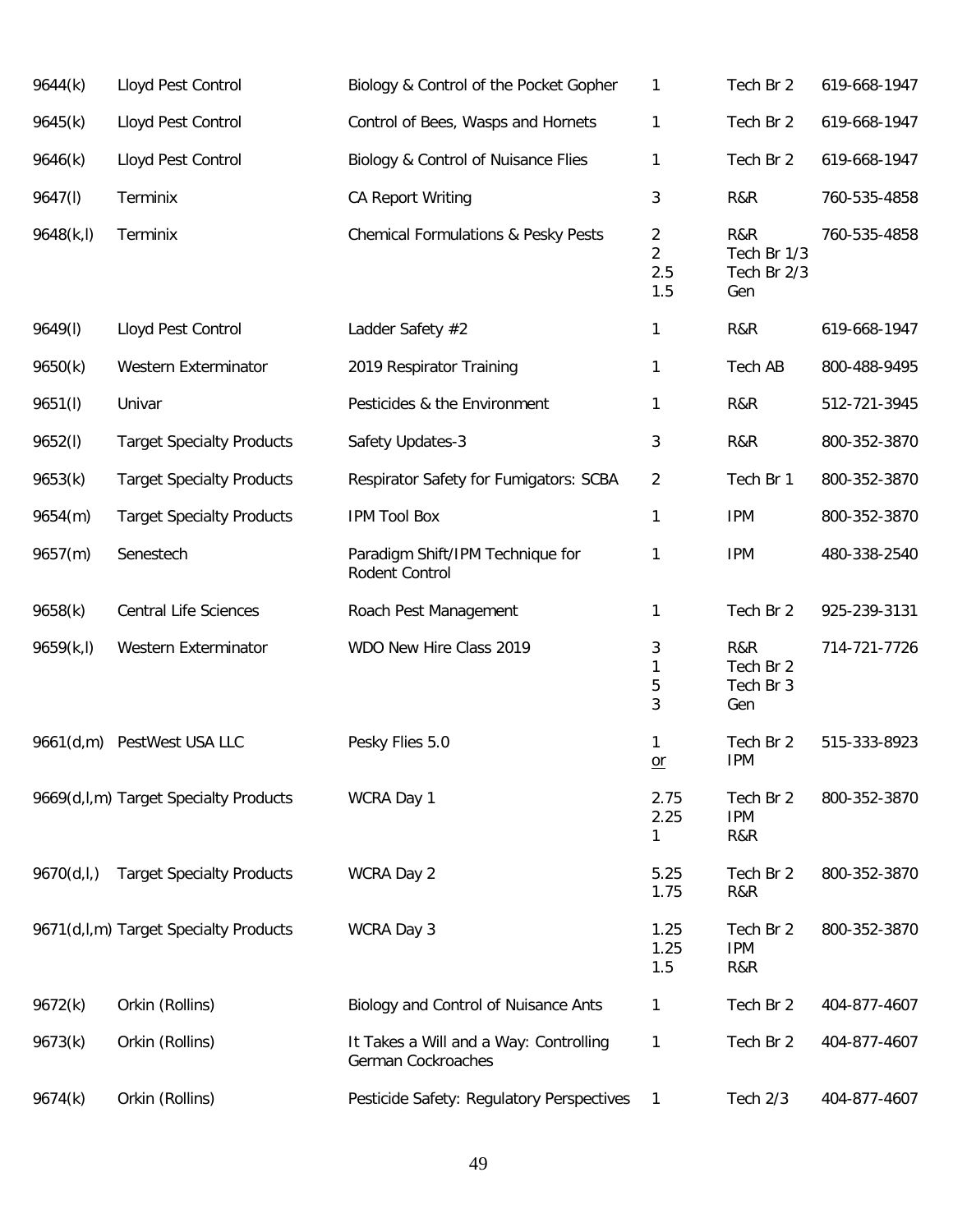| | | | | | |
|---|---|---|---|---|---|
| 9644(k) | Lloyd Pest Control | Biology & Control of the Pocket Gopher | 1 | Tech Br 2 | 619-668-1947 |
| 9645(k) | Lloyd Pest Control | Control of Bees, Wasps and Hornets | 1 | Tech Br 2 | 619-668-1947 |
| 9646(k) | Lloyd Pest Control | Biology & Control of Nuisance Flies | 1 | Tech Br 2 | 619-668-1947 |
| 9647(l) | Terminix | CA Report Writing | 3 | R&R | 760-535-4858 |
| 9648(k,l) | Terminix | Chemical Formulations & Pesky Pests | 2<br>2<br>2.5<br>1.5 | R&R<br>Tech Br 1/3<br>Tech Br 2/3<br>Gen | 760-535-4858 |
| 9649(l) | Lloyd Pest Control | Ladder Safety #2 | 1 | R&R | 619-668-1947 |
| 9650(k) | Western Exterminator | 2019 Respirator Training | 1 | Tech AB | 800-488-9495 |
| 9651(l) | Univar | Pesticides & the Environment | 1 | R&R | 512-721-3945 |
| 9652(l) | Target Specialty Products | Safety Updates-3 | 3 | R&R | 800-352-3870 |
| 9653(k) | Target Specialty Products | Respirator Safety for Fumigators: SCBA | 2 | Tech Br 1 | 800-352-3870 |
| 9654(m) | Target Specialty Products | IPM Tool Box | 1 | IPM | 800-352-3870 |
| 9657(m) | Senestech | Paradigm Shift/IPM Technique for Rodent Control | 1 | IPM | 480-338-2540 |
| 9658(k) | Central Life Sciences | Roach Pest Management | 1 | Tech Br 2 | 925-239-3131 |
| 9659(k,l) | Western Exterminator | WDO New Hire Class 2019 | 3<br>1<br>5<br>3 | R&R<br>Tech Br 2<br>Tech Br 3<br>Gen | 714-721-7726 |
| 9661(d,m) | PestWest USA LLC | Pesky Flies 5.0 | 1<br>or | Tech Br 2<br>IPM | 515-333-8923 |
| 9669(d,l,m) | Target Specialty Products | WCRA Day 1 | 2.75<br>2.25<br>1 | Tech Br 2<br>IPM<br>R&R | 800-352-3870 |
| 9670(d,l,) | Target Specialty Products | WCRA Day 2 | 5.25<br>1.75 | Tech Br 2<br>R&R | 800-352-3870 |
| 9671(d,l,m) | Target Specialty Products | WCRA Day 3 | 1.25<br>1.25<br>1.5 | Tech Br 2<br>IPM<br>R&R | 800-352-3870 |
| 9672(k) | Orkin (Rollins) | Biology and Control of Nuisance Ants | 1 | Tech Br 2 | 404-877-4607 |
| 9673(k) | Orkin (Rollins) | It Takes a Will and a Way: Controlling German Cockroaches | 1 | Tech Br 2 | 404-877-4607 |
| 9674(k) | Orkin (Rollins) | Pesticide Safety: Regulatory Perspectives | 1 | Tech 2/3 | 404-877-4607 |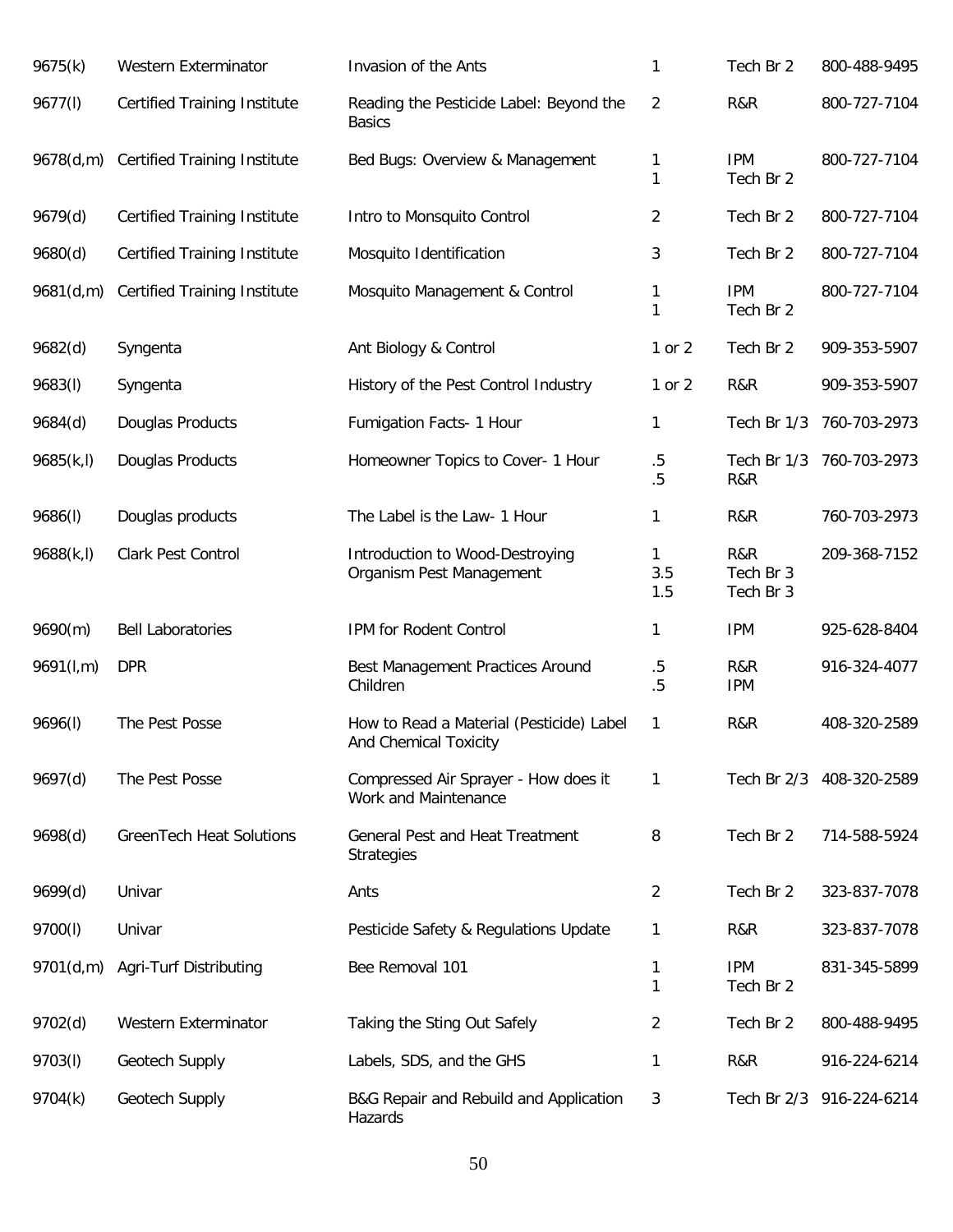| | | | | | |
|---|---|---|---|---|---|
| 9675(k) | Western Exterminator | Invasion of the Ants | 1 | Tech Br 2 | 800-488-9495 |
| 9677(l) | Certified Training Institute | Reading the Pesticide Label: Beyond the Basics | 2 | R&R | 800-727-7104 |
| 9678(d,m) | Certified Training Institute | Bed Bugs: Overview & Management | 1<br>1 | IPM<br>Tech Br 2 | 800-727-7104 |
| 9679(d) | Certified Training Institute | Intro to Monsquito Control | 2 | Tech Br 2 | 800-727-7104 |
| 9680(d) | Certified Training Institute | Mosquito Identification | 3 | Tech Br 2 | 800-727-7104 |
| 9681(d,m) | Certified Training Institute | Mosquito Management & Control | 1<br>1 | IPM<br>Tech Br 2 | 800-727-7104 |
| 9682(d) | Syngenta | Ant Biology & Control | 1 or 2 | Tech Br 2 | 909-353-5907 |
| 9683(l) | Syngenta | History of the Pest Control Industry | 1 or 2 | R&R | 909-353-5907 |
| 9684(d) | Douglas Products | Fumigation Facts- 1 Hour | 1 | Tech Br 1/3 | 760-703-2973 |
| 9685(k,l) | Douglas Products | Homeowner Topics to Cover- 1 Hour | .5<br>.5 | Tech Br 1/3<br>R&R | 760-703-2973 |
| 9686(l) | Douglas products | The Label is the Law- 1 Hour | 1 | R&R | 760-703-2973 |
| 9688(k,l) | Clark Pest Control | Introduction to Wood-Destroying Organism Pest Management | 1<br>3.5<br>1.5 | R&R<br>Tech Br 3<br>Tech Br 3 | 209-368-7152 |
| 9690(m) | Bell Laboratories | IPM for Rodent Control | 1 | IPM | 925-628-8404 |
| 9691(l,m) | DPR | Best Management Practices Around Children | .5<br>.5 | R&R<br>IPM | 916-324-4077 |
| 9696(l) | The Pest Posse | How to Read a Material (Pesticide) Label And Chemical Toxicity | 1 | R&R | 408-320-2589 |
| 9697(d) | The Pest Posse | Compressed Air Sprayer - How does it Work and Maintenance | 1 | Tech Br 2/3 | 408-320-2589 |
| 9698(d) | GreenTech Heat Solutions | General Pest and Heat Treatment Strategies | 8 | Tech Br 2 | 714-588-5924 |
| 9699(d) | Univar | Ants | 2 | Tech Br 2 | 323-837-7078 |
| 9700(l) | Univar | Pesticide Safety & Regulations Update | 1 | R&R | 323-837-7078 |
| 9701(d,m) | Agri-Turf Distributing | Bee Removal 101 | 1<br>1 | IPM<br>Tech Br 2 | 831-345-5899 |
| 9702(d) | Western Exterminator | Taking the Sting Out Safely | 2 | Tech Br 2 | 800-488-9495 |
| 9703(l) | Geotech Supply | Labels, SDS, and the GHS | 1 | R&R | 916-224-6214 |
| 9704(k) | Geotech Supply | B&G Repair and Rebuild and Application Hazards | 3 | Tech Br 2/3 | 916-224-6214 |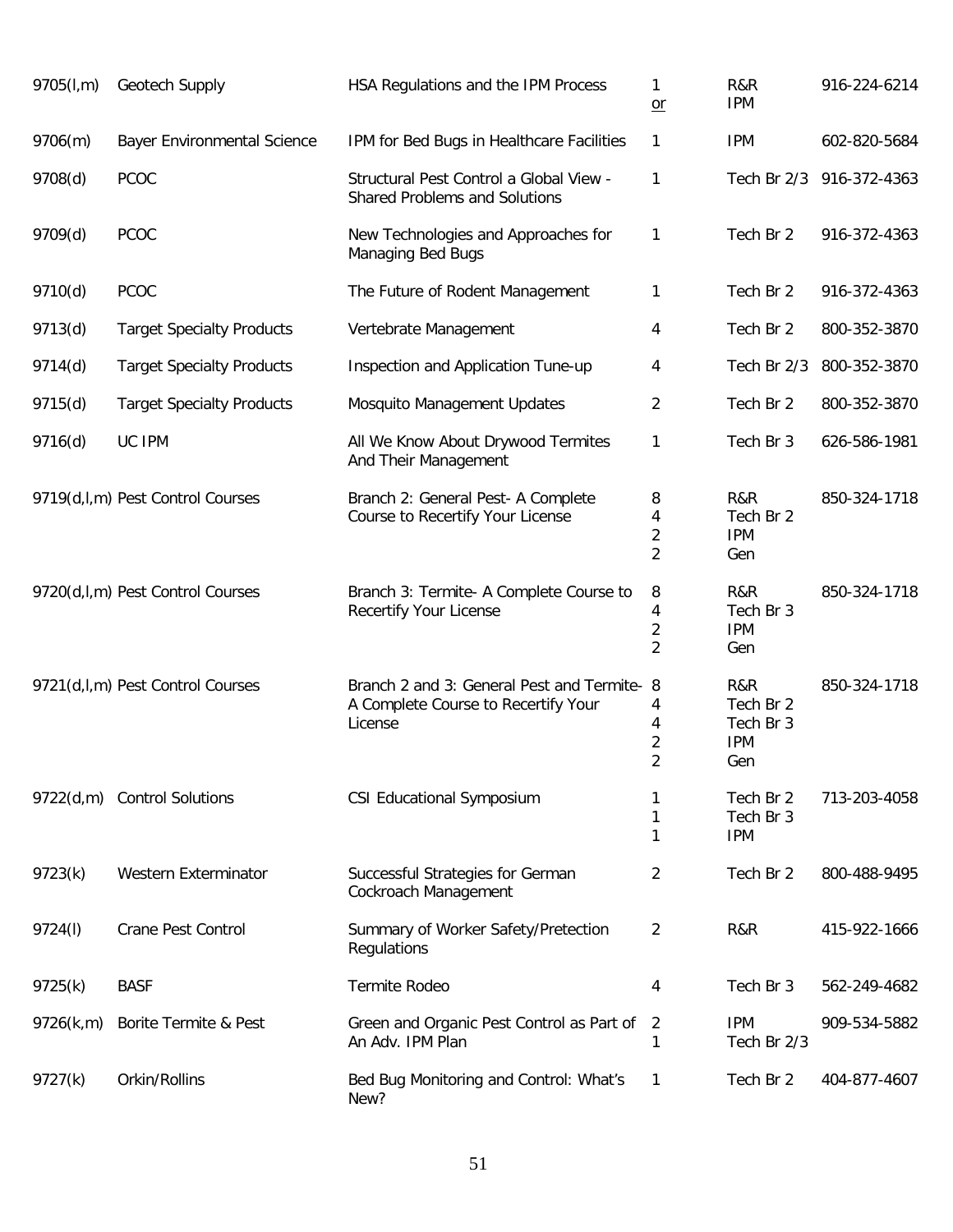| | | | | | |
|---|---|---|---|---|---|
| 9705(l,m) | Geotech Supply | HSA Regulations and the IPM Process | 1<br>or | R&R<br>IPM | 916-224-6214 |
| 9706(m) | Bayer Environmental Science | IPM for Bed Bugs in Healthcare Facilities | 1 | IPM | 602-820-5684 |
| 9708(d) | PCOC | Structural Pest Control a Global View - Shared Problems and Solutions | 1 | Tech Br 2/3 | 916-372-4363 |
| 9709(d) | PCOC | New Technologies and Approaches for Managing Bed Bugs | 1 | Tech Br 2 | 916-372-4363 |
| 9710(d) | PCOC | The Future of Rodent Management | 1 | Tech Br 2 | 916-372-4363 |
| 9713(d) | Target Specialty Products | Vertebrate Management | 4 | Tech Br 2 | 800-352-3870 |
| 9714(d) | Target Specialty Products | Inspection and Application Tune-up | 4 | Tech Br 2/3 | 800-352-3870 |
| 9715(d) | Target Specialty Products | Mosquito Management Updates | 2 | Tech Br 2 | 800-352-3870 |
| 9716(d) | UC IPM | All We Know About Drywood Termites And Their Management | 1 | Tech Br 3 | 626-586-1981 |
| 9719(d,l,m) | Pest Control Courses | Branch 2: General Pest- A Complete Course to Recertify Your License | 8<br>4<br>2<br>2 | R&R<br>Tech Br 2<br>IPM<br>Gen | 850-324-1718 |
| 9720(d,l,m) | Pest Control Courses | Branch 3: Termite- A Complete Course to Recertify Your License | 8<br>4<br>2<br>2 | R&R<br>Tech Br 3<br>IPM<br>Gen | 850-324-1718 |
| 9721(d,l,m) | Pest Control Courses | Branch 2 and 3: General Pest and Termite- A Complete Course to Recertify Your License | 8<br>4<br>4<br>2<br>2 | R&R<br>Tech Br 2<br>Tech Br 3<br>IPM<br>Gen | 850-324-1718 |
| 9722(d,m) | Control Solutions | CSI Educational Symposium | 1<br>1<br>1 | Tech Br 2<br>Tech Br 3<br>IPM | 713-203-4058 |
| 9723(k) | Western Exterminator | Successful Strategies for German Cockroach Management | 2 | Tech Br 2 | 800-488-9495 |
| 9724(l) | Crane Pest Control | Summary of Worker Safety/Pretection Regulations | 2 | R&R | 415-922-1666 |
| 9725(k) | BASF | Termite Rodeo | 4 | Tech Br 3 | 562-249-4682 |
| 9726(k,m) | Borite Termite & Pest | Green and Organic Pest Control as Part of An Adv. IPM Plan | 2<br>1 | IPM<br>Tech Br 2/3 | 909-534-5882 |
| 9727(k) | Orkin/Rollins | Bed Bug Monitoring and Control: What's New? | 1 | Tech Br 2 | 404-877-4607 |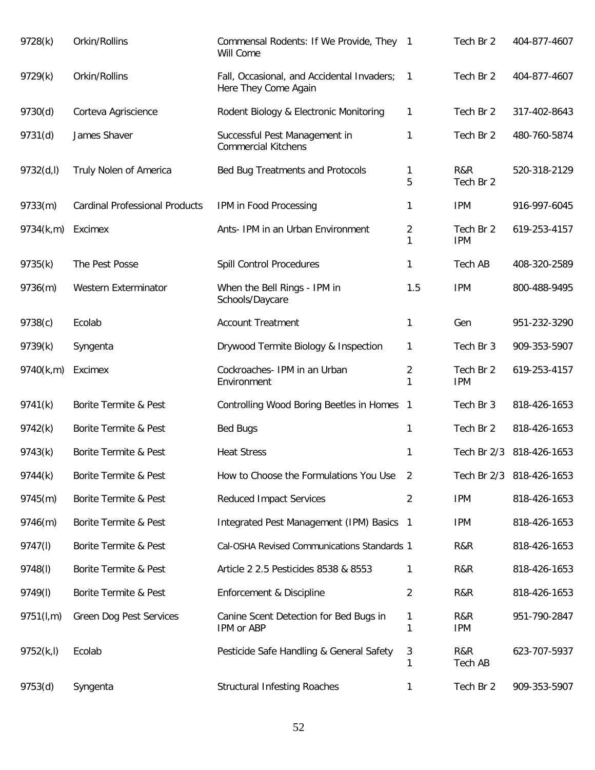| | | | | | |
|---|---|---|---|---|---|
| 9728(k) | Orkin/Rollins | Commensal Rodents: If We Provide, They Will Come | 1 | Tech Br 2 | 404-877-4607 |
| 9729(k) | Orkin/Rollins | Fall, Occasional, and Accidental Invaders; Here They Come Again | 1 | Tech Br 2 | 404-877-4607 |
| 9730(d) | Corteva Agriscience | Rodent Biology & Electronic Monitoring | 1 | Tech Br 2 | 317-402-8643 |
| 9731(d) | James Shaver | Successful Pest Management in Commercial Kitchens | 1 | Tech Br 2 | 480-760-5874 |
| 9732(d,l) | Truly Nolen of America | Bed Bug Treatments and Protocols | 1<br>5 | R&R<br>Tech Br 2 | 520-318-2129 |
| 9733(m) | Cardinal Professional Products | IPM in Food Processing | 1 | IPM | 916-997-6045 |
| 9734(k,m) | Excimex | Ants- IPM in an Urban Environment | 2<br>1 | Tech Br 2<br>IPM | 619-253-4157 |
| 9735(k) | The Pest Posse | Spill Control Procedures | 1 | Tech AB | 408-320-2589 |
| 9736(m) | Western Exterminator | When the Bell Rings - IPM in Schools/Daycare | 1.5 | IPM | 800-488-9495 |
| 9738(c) | Ecolab | Account Treatment | 1 | Gen | 951-232-3290 |
| 9739(k) | Syngenta | Drywood Termite Biology & Inspection | 1 | Tech Br 3 | 909-353-5907 |
| 9740(k,m) | Excimex | Cockroaches- IPM in an Urban Environment | 2<br>1 | Tech Br 2<br>IPM | 619-253-4157 |
| 9741(k) | Borite Termite & Pest | Controlling Wood Boring Beetles in Homes | 1 | Tech Br 3 | 818-426-1653 |
| 9742(k) | Borite Termite & Pest | Bed Bugs | 1 | Tech Br 2 | 818-426-1653 |
| 9743(k) | Borite Termite & Pest | Heat Stress | 1 | Tech Br 2/3 | 818-426-1653 |
| 9744(k) | Borite Termite & Pest | How to Choose the Formulations You Use | 2 | Tech Br 2/3 | 818-426-1653 |
| 9745(m) | Borite Termite & Pest | Reduced Impact Services | 2 | IPM | 818-426-1653 |
| 9746(m) | Borite Termite & Pest | Integrated Pest Management (IPM) Basics | 1 | IPM | 818-426-1653 |
| 9747(l) | Borite Termite & Pest | Cal-OSHA Revised Communications Standards | 1 | R&R | 818-426-1653 |
| 9748(l) | Borite Termite & Pest | Article 2 2.5 Pesticides 8538 & 8553 | 1 | R&R | 818-426-1653 |
| 9749(l) | Borite Termite & Pest | Enforcement & Discipline | 2 | R&R | 818-426-1653 |
| 9751(l,m) | Green Dog Pest Services | Canine Scent Detection for Bed Bugs in IPM or ABP | 1<br>1 | R&R<br>IPM | 951-790-2847 |
| 9752(k,l) | Ecolab | Pesticide Safe Handling & General Safety | 3<br>1 | R&R<br>Tech AB | 623-707-5937 |
| 9753(d) | Syngenta | Structural Infesting Roaches | 1 | Tech Br 2 | 909-353-5907 |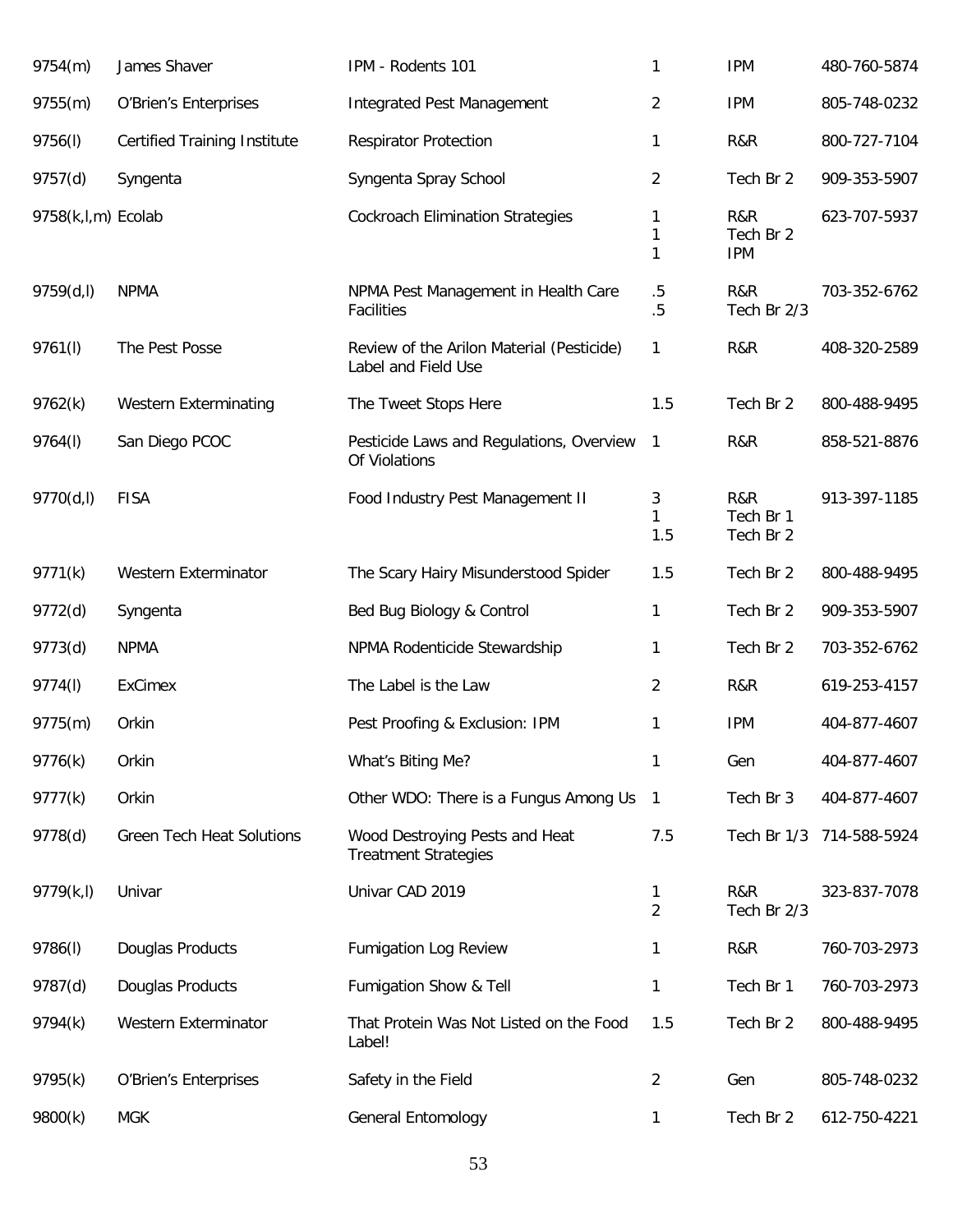| | | | | | |
|---|---|---|---|---|---|
| 9754(m) | James Shaver | IPM - Rodents 101 | 1 | IPM | 480-760-5874 |
| 9755(m) | O'Brien's Enterprises | Integrated Pest Management | 2 | IPM | 805-748-0232 |
| 9756(l) | Certified Training Institute | Respirator Protection | 1 | R&R | 800-727-7104 |
| 9757(d) | Syngenta | Syngenta Spray School | 2 | Tech Br 2 | 909-353-5907 |
| 9758(k,l,m) | Ecolab | Cockroach Elimination Strategies | 1<br>1<br>1 | R&R<br>Tech Br 2<br>IPM | 623-707-5937 |
| 9759(d,l) | NPMA | NPMA Pest Management in Health Care Facilities | .5<br>.5 | R&R<br>Tech Br 2/3 | 703-352-6762 |
| 9761(l) | The Pest Posse | Review of the Arilon Material (Pesticide) Label and Field Use | 1 | R&R | 408-320-2589 |
| 9762(k) | Western Exterminating | The Tweet Stops Here | 1.5 | Tech Br 2 | 800-488-9495 |
| 9764(l) | San Diego PCOC | Pesticide Laws and Regulations, Overview Of Violations | 1 | R&R | 858-521-8876 |
| 9770(d,l) | FISA | Food Industry Pest Management II | 3<br>1<br>1.5 | R&R<br>Tech Br 1<br>Tech Br 2 | 913-397-1185 |
| 9771(k) | Western Exterminator | The Scary Hairy Misunderstood Spider | 1.5 | Tech Br 2 | 800-488-9495 |
| 9772(d) | Syngenta | Bed Bug Biology & Control | 1 | Tech Br 2 | 909-353-5907 |
| 9773(d) | NPMA | NPMA Rodenticide Stewardship | 1 | Tech Br 2 | 703-352-6762 |
| 9774(l) | ExCimex | The Label is the Law | 2 | R&R | 619-253-4157 |
| 9775(m) | Orkin | Pest Proofing & Exclusion: IPM | 1 | IPM | 404-877-4607 |
| 9776(k) | Orkin | What's Biting Me? | 1 | Gen | 404-877-4607 |
| 9777(k) | Orkin | Other WDO: There is a Fungus Among Us | 1 | Tech Br 3 | 404-877-4607 |
| 9778(d) | Green Tech Heat Solutions | Wood Destroying Pests and Heat Treatment Strategies | 7.5 | Tech Br 1/3 | 714-588-5924 |
| 9779(k,l) | Univar | Univar CAD 2019 | 1<br>2 | R&R<br>Tech Br 2/3 | 323-837-7078 |
| 9786(l) | Douglas Products | Fumigation Log Review | 1 | R&R | 760-703-2973 |
| 9787(d) | Douglas Products | Fumigation Show & Tell | 1 | Tech Br 1 | 760-703-2973 |
| 9794(k) | Western Exterminator | That Protein Was Not Listed on the Food Label! | 1.5 | Tech Br 2 | 800-488-9495 |
| 9795(k) | O'Brien's Enterprises | Safety in the Field | 2 | Gen | 805-748-0232 |
| 9800(k) | MGK | General Entomology | 1 | Tech Br 2 | 612-750-4221 |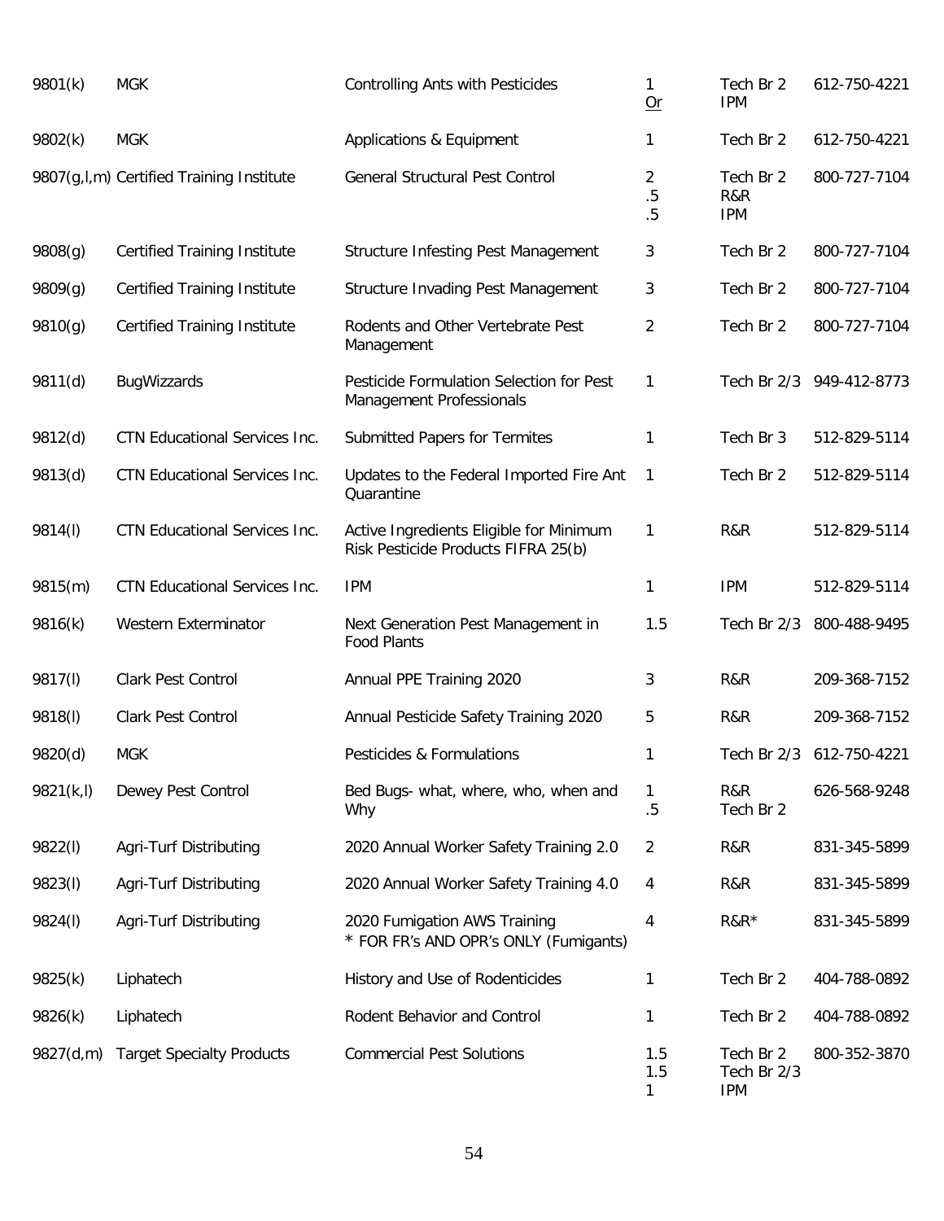| | | | | | |
|---|---|---|---|---|---|
| 9801(k) | MGK | Controlling Ants with Pesticides | 1<br>Or | Tech Br 2<br>IPM | 612-750-4221 |
| 9802(k) | MGK | Applications & Equipment | 1 | Tech Br 2 | 612-750-4221 |
| 9807(g,l,m) | Certified Training Institute | General Structural Pest Control | 2<br>.5<br>.5 | Tech Br 2<br>R&R<br>IPM | 800-727-7104 |
| 9808(g) | Certified Training Institute | Structure Infesting Pest Management | 3 | Tech Br 2 | 800-727-7104 |
| 9809(g) | Certified Training Institute | Structure Invading Pest Management | 3 | Tech Br 2 | 800-727-7104 |
| 9810(g) | Certified Training Institute | Rodents and Other Vertebrate Pest Management | 2 | Tech Br 2 | 800-727-7104 |
| 9811(d) | BugWizzards | Pesticide Formulation Selection for Pest Management Professionals | 1 | Tech Br 2/3 | 949-412-8773 |
| 9812(d) | CTN Educational Services Inc. | Submitted Papers for Termites | 1 | Tech Br 3 | 512-829-5114 |
| 9813(d) | CTN Educational Services Inc. | Updates to the Federal Imported Fire Ant Quarantine | 1 | Tech Br 2 | 512-829-5114 |
| 9814(l) | CTN Educational Services Inc. | Active Ingredients Eligible for Minimum Risk Pesticide Products FIFRA 25(b) | 1 | R&R | 512-829-5114 |
| 9815(m) | CTN Educational Services Inc. | IPM | 1 | IPM | 512-829-5114 |
| 9816(k) | Western Exterminator | Next Generation Pest Management in Food Plants | 1.5 | Tech Br 2/3 | 800-488-9495 |
| 9817(l) | Clark Pest Control | Annual PPE Training 2020 | 3 | R&R | 209-368-7152 |
| 9818(l) | Clark Pest Control | Annual Pesticide Safety Training 2020 | 5 | R&R | 209-368-7152 |
| 9820(d) | MGK | Pesticides & Formulations | 1 | Tech Br 2/3 | 612-750-4221 |
| 9821(k,l) | Dewey Pest Control | Bed Bugs- what, where, who, when and Why | 1<br>.5 | R&R<br>Tech Br 2 | 626-568-9248 |
| 9822(l) | Agri-Turf Distributing | 2020 Annual Worker Safety Training 2.0 | 2 | R&R | 831-345-5899 |
| 9823(l) | Agri-Turf Distributing | 2020 Annual Worker Safety Training 4.0 | 4 | R&R | 831-345-5899 |
| 9824(l) | Agri-Turf Distributing | 2020 Fumigation AWS Training<br>* FOR FR's AND OPR's ONLY (Fumigants) | 4 | R&R* | 831-345-5899 |
| 9825(k) | Liphatech | History and Use of Rodenticides | 1 | Tech Br 2 | 404-788-0892 |
| 9826(k) | Liphatech | Rodent Behavior and Control | 1 | Tech Br 2 | 404-788-0892 |
| 9827(d,m) | Target Specialty Products | Commercial Pest Solutions | 1.5<br>1.5<br>1 | Tech Br 2<br>Tech Br 2/3<br>IPM | 800-352-3870 |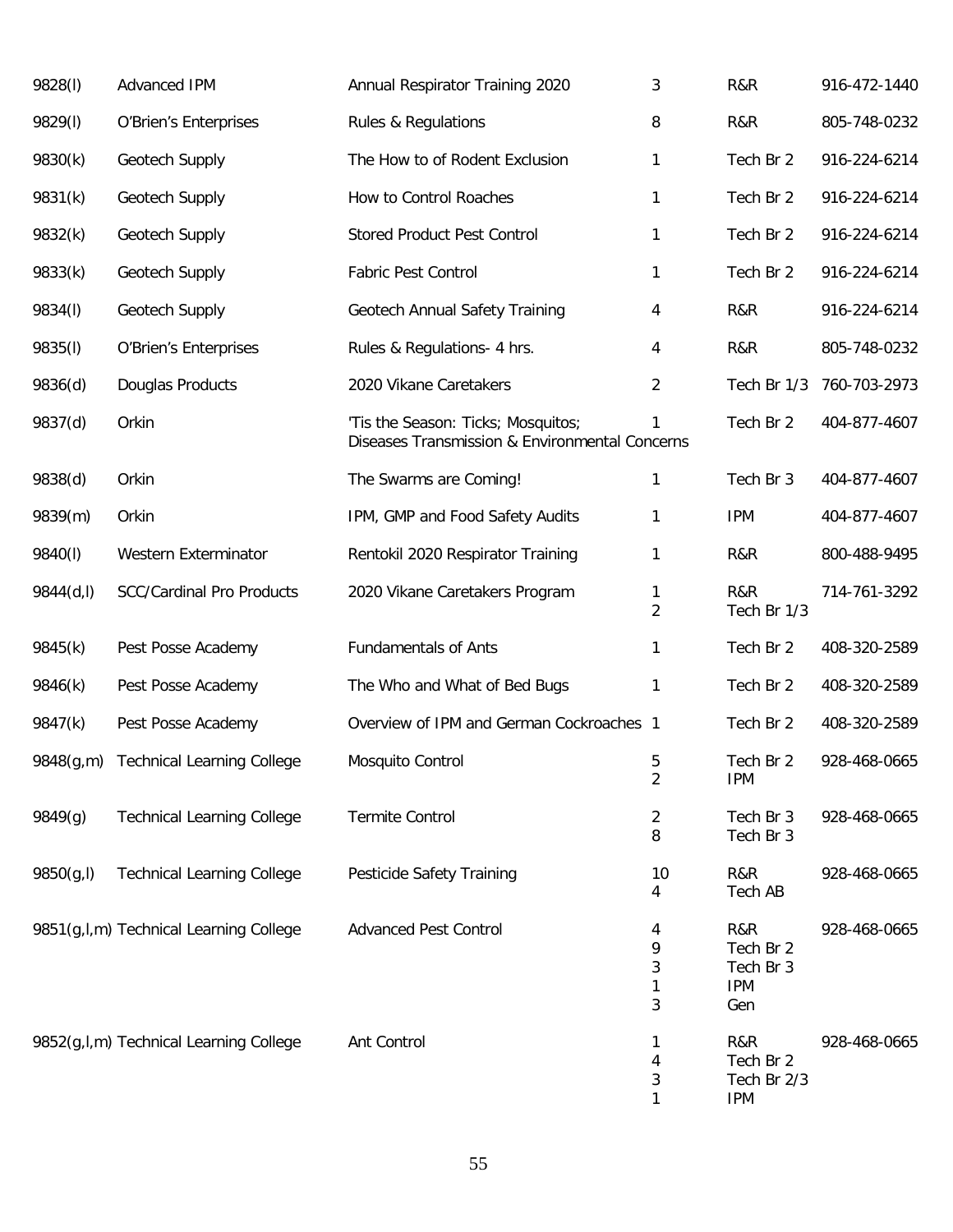| | | | | | |
|---|---|---|---|---|---|
| 9828(l) | Advanced IPM | Annual Respirator Training 2020 | 3 | R&R | 916-472-1440 |
| 9829(l) | O'Brien's Enterprises | Rules & Regulations | 8 | R&R | 805-748-0232 |
| 9830(k) | Geotech Supply | The How to of Rodent Exclusion | 1 | Tech Br 2 | 916-224-6214 |
| 9831(k) | Geotech Supply | How to Control Roaches | 1 | Tech Br 2 | 916-224-6214 |
| 9832(k) | Geotech Supply | Stored Product Pest Control | 1 | Tech Br 2 | 916-224-6214 |
| 9833(k) | Geotech Supply | Fabric Pest Control | 1 | Tech Br 2 | 916-224-6214 |
| 9834(l) | Geotech Supply | Geotech Annual Safety Training | 4 | R&R | 916-224-6214 |
| 9835(l) | O'Brien's Enterprises | Rules & Regulations- 4 hrs. | 4 | R&R | 805-748-0232 |
| 9836(d) | Douglas Products | 2020 Vikane Caretakers | 2 | Tech Br 1/3 | 760-703-2973 |
| 9837(d) | Orkin | 'Tis the Season: Ticks; Mosquitos; Diseases Transmission & Environmental Concerns | 1 | Tech Br 2 | 404-877-4607 |
| 9838(d) | Orkin | The Swarms are Coming! | 1 | Tech Br 3 | 404-877-4607 |
| 9839(m) | Orkin | IPM, GMP and Food Safety Audits | 1 | IPM | 404-877-4607 |
| 9840(l) | Western Exterminator | Rentokil 2020 Respirator Training | 1 | R&R | 800-488-9495 |
| 9844(d,l) | SCC/Cardinal Pro Products | 2020 Vikane Caretakers Program | 1<br>2 | R&R<br>Tech Br 1/3 | 714-761-3292 |
| 9845(k) | Pest Posse Academy | Fundamentals of Ants | 1 | Tech Br 2 | 408-320-2589 |
| 9846(k) | Pest Posse Academy | The Who and What of Bed Bugs | 1 | Tech Br 2 | 408-320-2589 |
| 9847(k) | Pest Posse Academy | Overview of IPM and German Cockroaches | 1 | Tech Br 2 | 408-320-2589 |
| 9848(g,m) | Technical Learning College | Mosquito Control | 5<br>2 | Tech Br 2<br>IPM | 928-468-0665 |
| 9849(g) | Technical Learning College | Termite Control | 2<br>8 | Tech Br 3<br>Tech Br 3 | 928-468-0665 |
| 9850(g,l) | Technical Learning College | Pesticide Safety Training | 10<br>4 | R&R<br>Tech AB | 928-468-0665 |
| 9851(g,l,m) | Technical Learning College | Advanced Pest Control | 4<br>9<br>3<br>1<br>3 | R&R<br>Tech Br 2<br>Tech Br 3<br>IPM<br>Gen | 928-468-0665 |
| 9852(g,l,m) | Technical Learning College | Ant Control | 1<br>4<br>3<br>1 | R&R<br>Tech Br 2<br>Tech Br 2/3<br>IPM | 928-468-0665 |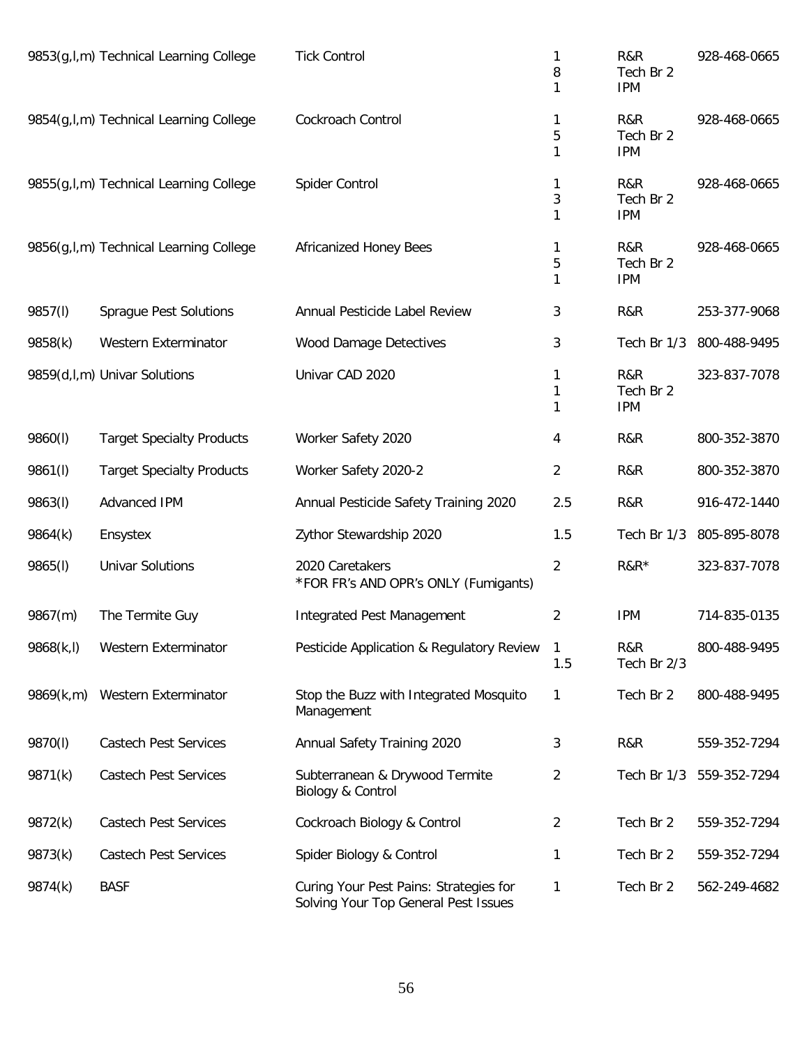| | | | | | |
|---|---|---|---|---|---|
| 9853(g,l,m) | Technical Learning College | Tick Control | 1<br>8<br>1 | R&R<br>Tech Br 2<br>IPM | 928-468-0665 |
| 9854(g,l,m) | Technical Learning College | Cockroach Control | 1<br>5<br>1 | R&R<br>Tech Br 2<br>IPM | 928-468-0665 |
| 9855(g,l,m) | Technical Learning College | Spider Control | 1<br>3<br>1 | R&R<br>Tech Br 2<br>IPM | 928-468-0665 |
| 9856(g,l,m) | Technical Learning College | Africanized Honey Bees | 1<br>5<br>1 | R&R<br>Tech Br 2<br>IPM | 928-468-0665 |
| 9857(l) | Sprague Pest Solutions | Annual Pesticide Label Review | 3 | R&R | 253-377-9068 |
| 9858(k) | Western Exterminator | Wood Damage Detectives | 3 | Tech Br 1/3 | 800-488-9495 |
| 9859(d,l,m) | Univar Solutions | Univar CAD 2020 | 1<br>1<br>1 | R&R<br>Tech Br 2<br>IPM | 323-837-7078 |
| 9860(l) | Target Specialty Products | Worker Safety 2020 | 4 | R&R | 800-352-3870 |
| 9861(l) | Target Specialty Products | Worker Safety 2020-2 | 2 | R&R | 800-352-3870 |
| 9863(l) | Advanced IPM | Annual Pesticide Safety Training 2020 | 2.5 | R&R | 916-472-1440 |
| 9864(k) | Ensystex | Zythor Stewardship 2020 | 1.5 | Tech Br 1/3 | 805-895-8078 |
| 9865(l) | Univar Solutions | 2020 Caretakers<br>*FOR FR's AND OPR's ONLY (Fumigants) | 2 | R&R* | 323-837-7078 |
| 9867(m) | The Termite Guy | Integrated Pest Management | 2 | IPM | 714-835-0135 |
| 9868(k,l) | Western Exterminator | Pesticide Application & Regulatory Review | 1<br>1.5 | R&R<br>Tech Br 2/3 | 800-488-9495 |
| 9869(k,m) | Western Exterminator | Stop the Buzz with Integrated Mosquito Management | 1 | Tech Br 2 | 800-488-9495 |
| 9870(l) | Castech Pest Services | Annual Safety Training 2020 | 3 | R&R | 559-352-7294 |
| 9871(k) | Castech Pest Services | Subterranean & Drywood Termite Biology & Control | 2 | Tech Br 1/3 | 559-352-7294 |
| 9872(k) | Castech Pest Services | Cockroach Biology & Control | 2 | Tech Br 2 | 559-352-7294 |
| 9873(k) | Castech Pest Services | Spider Biology & Control | 1 | Tech Br 2 | 559-352-7294 |
| 9874(k) | BASF | Curing Your Pest Pains: Strategies for Solving Your Top General Pest Issues | 1 | Tech Br 2 | 562-249-4682 |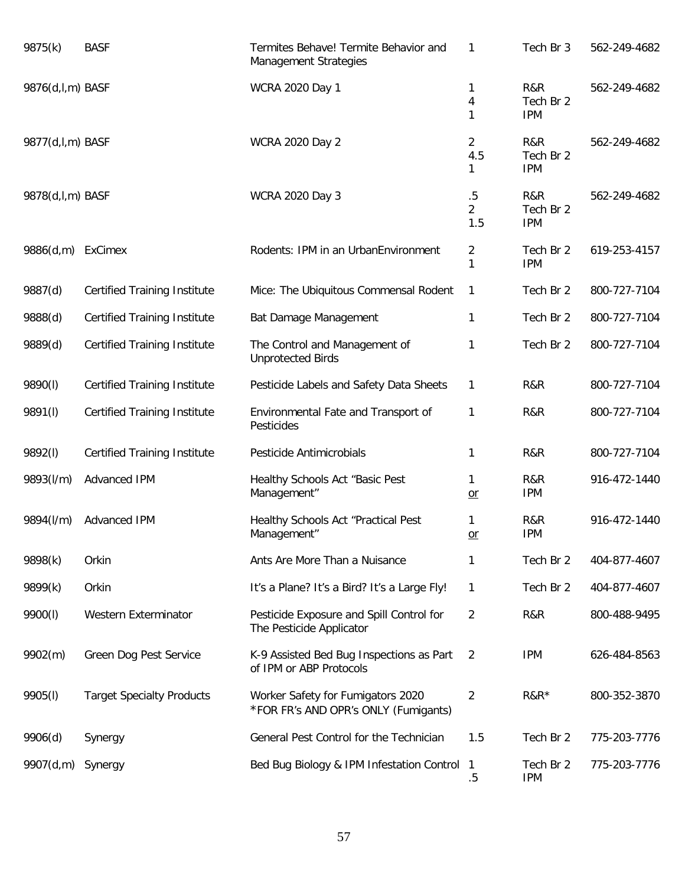| | | | | | |
|---|---|---|---|---|---|
| 9875(k) | BASF | Termites Behave! Termite Behavior and Management Strategies | 1 | Tech Br 3 | 562-249-4682 |
| 9876(d,l,m) | BASF | WCRA 2020 Day 1 | 1<br>4<br>1 | R&R<br>Tech Br 2<br>IPM | 562-249-4682 |
| 9877(d,l,m) | BASF | WCRA 2020 Day 2 | 2<br>4.5<br>1 | R&R<br>Tech Br 2<br>IPM | 562-249-4682 |
| 9878(d,l,m) | BASF | WCRA 2020 Day 3 | .5<br>2<br>1.5 | R&R<br>Tech Br 2<br>IPM | 562-249-4682 |
| 9886(d,m) | ExCimex | Rodents: IPM in an UrbanEnvironment | 2<br>1 | Tech Br 2<br>IPM | 619-253-4157 |
| 9887(d) | Certified Training Institute | Mice: The Ubiquitous Commensal Rodent | 1 | Tech Br 2 | 800-727-7104 |
| 9888(d) | Certified Training Institute | Bat Damage Management | 1 | Tech Br 2 | 800-727-7104 |
| 9889(d) | Certified Training Institute | The Control and Management of Unprotected Birds | 1 | Tech Br 2 | 800-727-7104 |
| 9890(l) | Certified Training Institute | Pesticide Labels and Safety Data Sheets | 1 | R&R | 800-727-7104 |
| 9891(l) | Certified Training Institute | Environmental Fate and Transport of Pesticides | 1 | R&R | 800-727-7104 |
| 9892(l) | Certified Training Institute | Pesticide Antimicrobials | 1 | R&R | 800-727-7104 |
| 9893(l/m) | Advanced IPM | Healthy Schools Act "Basic Pest Management" | 1<br>or | R&R<br>IPM | 916-472-1440 |
| 9894(l/m) | Advanced IPM | Healthy Schools Act "Practical Pest Management" | 1<br>or | R&R<br>IPM | 916-472-1440 |
| 9898(k) | Orkin | Ants Are More Than a Nuisance | 1 | Tech Br 2 | 404-877-4607 |
| 9899(k) | Orkin | It's a Plane? It's a Bird? It's a Large Fly! | 1 | Tech Br 2 | 404-877-4607 |
| 9900(l) | Western Exterminator | Pesticide Exposure and Spill Control for The Pesticide Applicator | 2 | R&R | 800-488-9495 |
| 9902(m) | Green Dog Pest Service | K-9 Assisted Bed Bug Inspections as Part of IPM or ABP Protocols | 2 | IPM | 626-484-8563 |
| 9905(l) | Target Specialty Products | Worker Safety for Fumigators 2020<br>*FOR FR's AND OPR's ONLY (Fumigants) | 2 | R&R* | 800-352-3870 |
| 9906(d) | Synergy | General Pest Control for the Technician | 1.5 | Tech Br 2 | 775-203-7776 |
| 9907(d,m) | Synergy | Bed Bug Biology & IPM Infestation Control | 1<br>.5 | Tech Br 2<br>IPM | 775-203-7776 |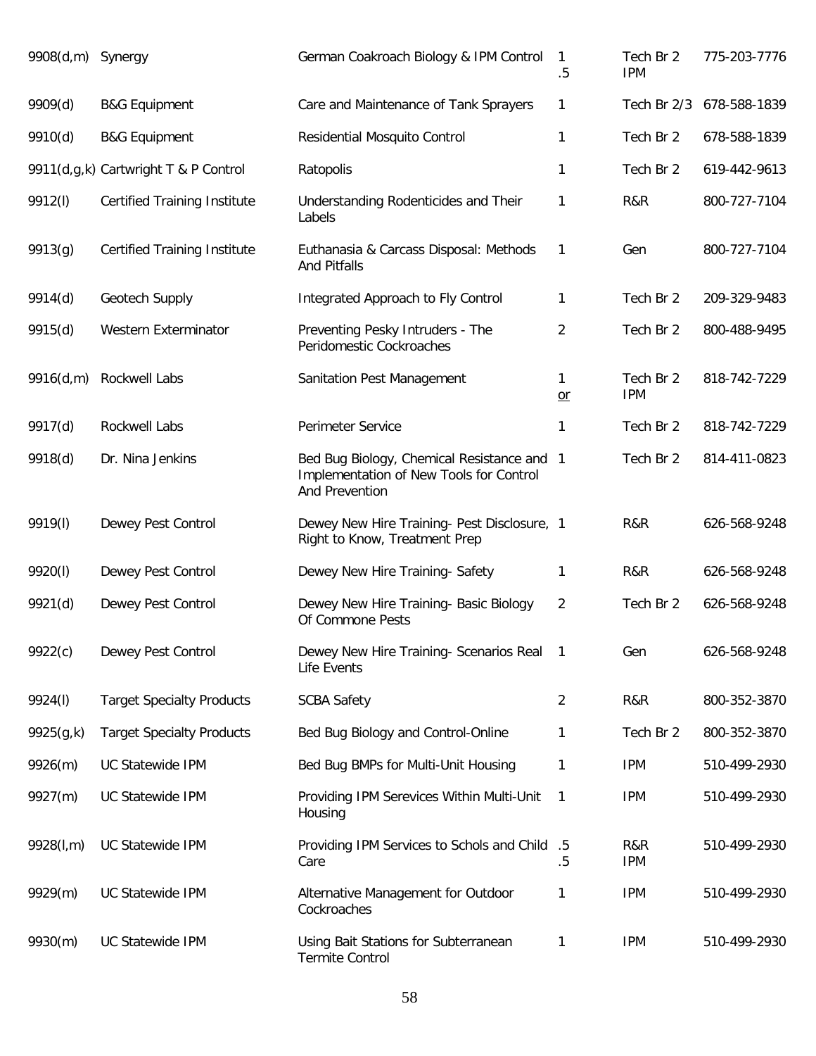| | | | | | |
|---|---|---|---|---|---|
| 9908(d,m) | Synergy | German Coakroach Biology & IPM Control | 1<br>.5 | Tech Br 2<br>IPM | 775-203-7776 |
| 9909(d) | B&G Equipment | Care and Maintenance of Tank Sprayers | 1 | Tech Br 2/3 | 678-588-1839 |
| 9910(d) | B&G Equipment | Residential Mosquito Control | 1 | Tech Br 2 | 678-588-1839 |
| 9911(d,g,k) | Cartwright T & P Control | Ratopolis | 1 | Tech Br 2 | 619-442-9613 |
| 9912(l) | Certified Training Institute | Understanding Rodenticides and Their Labels | 1 | R&R | 800-727-7104 |
| 9913(g) | Certified Training Institute | Euthanasia & Carcass Disposal: Methods And Pitfalls | 1 | Gen | 800-727-7104 |
| 9914(d) | Geotech Supply | Integrated Approach to Fly Control | 1 | Tech Br 2 | 209-329-9483 |
| 9915(d) | Western Exterminator | Preventing Pesky Intruders - The Peridomestic Cockroaches | 2 | Tech Br 2 | 800-488-9495 |
| 9916(d,m) | Rockwell Labs | Sanitation Pest Management | 1<br>or | Tech Br 2<br>IPM | 818-742-7229 |
| 9917(d) | Rockwell Labs | Perimeter Service | 1 | Tech Br 2 | 818-742-7229 |
| 9918(d) | Dr. Nina Jenkins | Bed Bug Biology, Chemical Resistance and Implementation of New Tools for Control And Prevention | 1 | Tech Br 2 | 814-411-0823 |
| 9919(l) | Dewey Pest Control | Dewey New Hire Training- Pest Disclosure, Right to Know, Treatment Prep | 1 | R&R | 626-568-9248 |
| 9920(l) | Dewey Pest Control | Dewey New Hire Training- Safety | 1 | R&R | 626-568-9248 |
| 9921(d) | Dewey Pest Control | Dewey New Hire Training- Basic Biology Of Commone Pests | 2 | Tech Br 2 | 626-568-9248 |
| 9922(c) | Dewey Pest Control | Dewey New Hire Training- Scenarios Real Life Events | 1 | Gen | 626-568-9248 |
| 9924(l) | Target Specialty Products | SCBA Safety | 2 | R&R | 800-352-3870 |
| 9925(g,k) | Target Specialty Products | Bed Bug Biology and Control-Online | 1 | Tech Br 2 | 800-352-3870 |
| 9926(m) | UC Statewide IPM | Bed Bug BMPs for Multi-Unit Housing | 1 | IPM | 510-499-2930 |
| 9927(m) | UC Statewide IPM | Providing IPM Serevices Within Multi-Unit Housing | 1 | IPM | 510-499-2930 |
| 9928(l,m) | UC Statewide IPM | Providing IPM Services to Schols and Child Care | .5<br>.5 | R&R<br>IPM | 510-499-2930 |
| 9929(m) | UC Statewide IPM | Alternative Management for Outdoor Cockroaches | 1 | IPM | 510-499-2930 |
| 9930(m) | UC Statewide IPM | Using Bait Stations for Subterranean Termite Control | 1 | IPM | 510-499-2930 |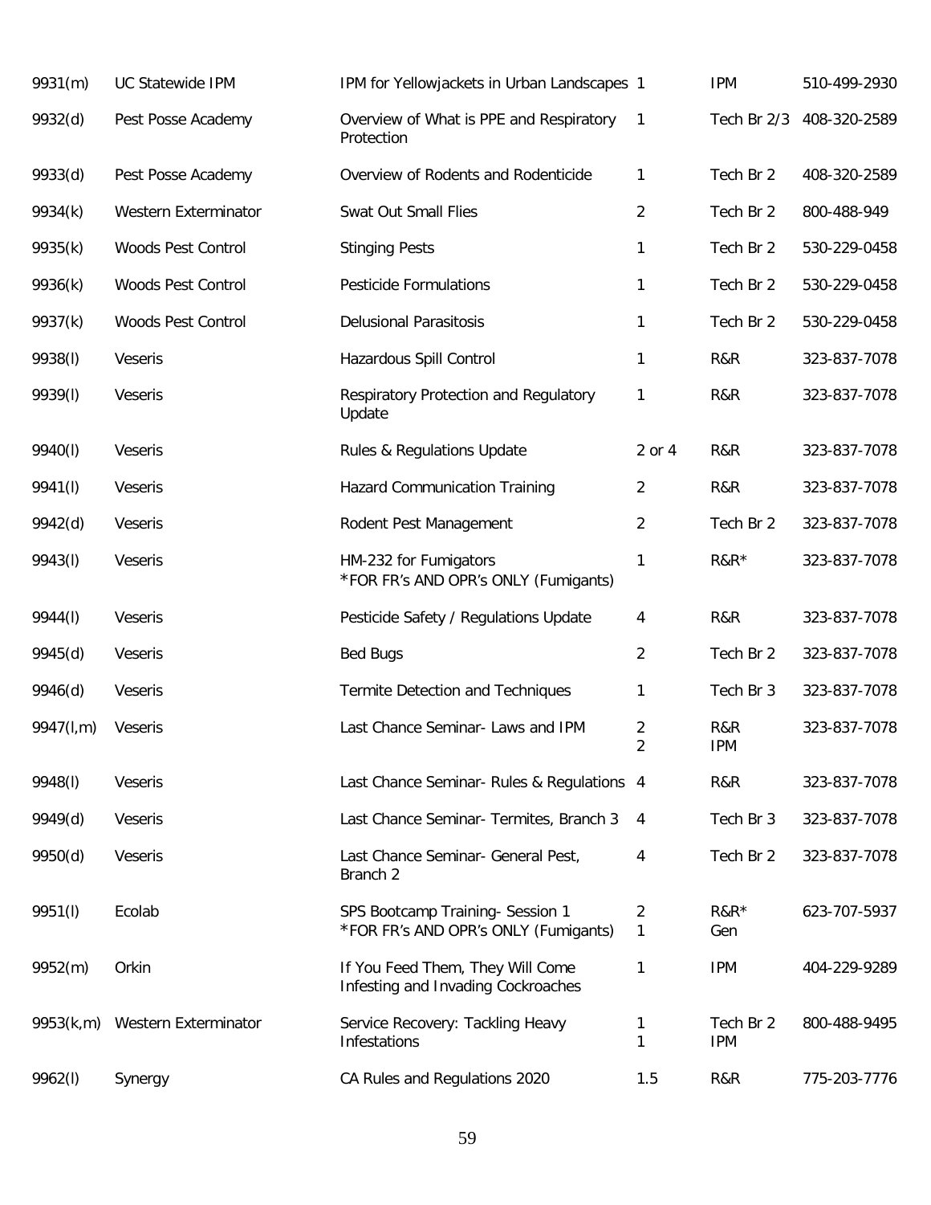| | | | | | |
|---|---|---|---|---|---|
| 9931(m) | UC Statewide IPM | IPM for Yellowjackets in Urban Landscapes | 1 | IPM | 510-499-2930 |
| 9932(d) | Pest Posse Academy | Overview of What is PPE and Respiratory Protection | 1 | Tech Br 2/3 | 408-320-2589 |
| 9933(d) | Pest Posse Academy | Overview of Rodents and Rodenticide | 1 | Tech Br 2 | 408-320-2589 |
| 9934(k) | Western Exterminator | Swat Out Small Flies | 2 | Tech Br 2 | 800-488-949 |
| 9935(k) | Woods Pest Control | Stinging Pests | 1 | Tech Br 2 | 530-229-0458 |
| 9936(k) | Woods Pest Control | Pesticide Formulations | 1 | Tech Br 2 | 530-229-0458 |
| 9937(k) | Woods Pest Control | Delusional Parasitosis | 1 | Tech Br 2 | 530-229-0458 |
| 9938(l) | Veseris | Hazardous Spill Control | 1 | R&R | 323-837-7078 |
| 9939(l) | Veseris | Respiratory Protection and Regulatory Update | 1 | R&R | 323-837-7078 |
| 9940(l) | Veseris | Rules & Regulations Update | 2 or 4 | R&R | 323-837-7078 |
| 9941(l) | Veseris | Hazard Communication Training | 2 | R&R | 323-837-7078 |
| 9942(d) | Veseris | Rodent Pest Management | 2 | Tech Br 2 | 323-837-7078 |
| 9943(l) | Veseris | HM-232 for Fumigators *FOR FR's AND OPR's ONLY (Fumigants) | 1 | R&R* | 323-837-7078 |
| 9944(l) | Veseris | Pesticide Safety / Regulations Update | 4 | R&R | 323-837-7078 |
| 9945(d) | Veseris | Bed Bugs | 2 | Tech Br 2 | 323-837-7078 |
| 9946(d) | Veseris | Termite Detection and Techniques | 1 | Tech Br 3 | 323-837-7078 |
| 9947(l,m) | Veseris | Last Chance Seminar- Laws and IPM | 2<br>2 | R&R<br>IPM | 323-837-7078 |
| 9948(l) | Veseris | Last Chance Seminar- Rules & Regulations | 4 | R&R | 323-837-7078 |
| 9949(d) | Veseris | Last Chance Seminar- Termites, Branch 3 | 4 | Tech Br 3 | 323-837-7078 |
| 9950(d) | Veseris | Last Chance Seminar- General Pest, Branch 2 | 4 | Tech Br 2 | 323-837-7078 |
| 9951(l) | Ecolab | SPS Bootcamp Training- Session 1 *FOR FR's AND OPR's ONLY (Fumigants) | 2<br>1 | R&R*<br>Gen | 623-707-5937 |
| 9952(m) | Orkin | If You Feed Them, They Will Come Infesting and Invading Cockroaches | 1 | IPM | 404-229-9289 |
| 9953(k,m) | Western Exterminator | Service Recovery: Tackling Heavy Infestations | 1<br>1 | Tech Br 2<br>IPM | 800-488-9495 |
| 9962(l) | Synergy | CA Rules and Regulations 2020 | 1.5 | R&R | 775-203-7776 |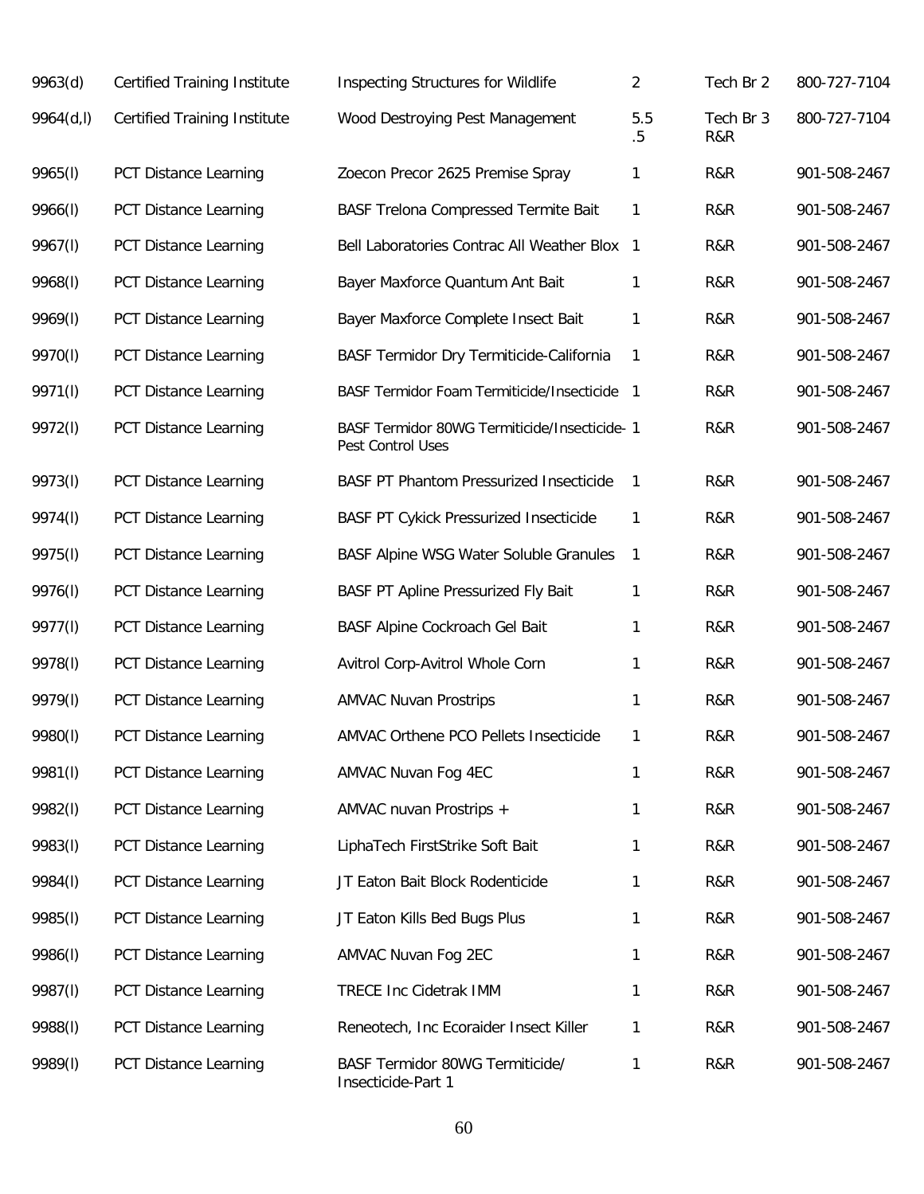| | | | | | |
|---|---|---|---|---|---|
| 9963(d) | Certified Training Institute | Inspecting Structures for Wildlife | 2 | Tech Br 2 | 800-727-7104 |
| 9964(d,l) | Certified Training Institute | Wood Destroying Pest Management | 5.5 .5 | Tech Br 3 R&R | 800-727-7104 |
| 9965(l) | PCT Distance Learning | Zoecon Precor 2625 Premise Spray | 1 | R&R | 901-508-2467 |
| 9966(l) | PCT Distance Learning | BASF Trelona Compressed Termite Bait | 1 | R&R | 901-508-2467 |
| 9967(l) | PCT Distance Learning | Bell Laboratories Contrac All Weather Blox | 1 | R&R | 901-508-2467 |
| 9968(l) | PCT Distance Learning | Bayer Maxforce Quantum Ant Bait | 1 | R&R | 901-508-2467 |
| 9969(l) | PCT Distance Learning | Bayer Maxforce Complete Insect Bait | 1 | R&R | 901-508-2467 |
| 9970(l) | PCT Distance Learning | BASF Termidor Dry Termiticide-California | 1 | R&R | 901-508-2467 |
| 9971(l) | PCT Distance Learning | BASF Termidor Foam Termiticide/Insecticide | 1 | R&R | 901-508-2467 |
| 9972(l) | PCT Distance Learning | BASF Termidor 80WG Termiticide/Insecticide-Pest Control Uses | 1 | R&R | 901-508-2467 |
| 9973(l) | PCT Distance Learning | BASF PT Phantom Pressurized Insecticide | 1 | R&R | 901-508-2467 |
| 9974(l) | PCT Distance Learning | BASF PT Cykick Pressurized Insecticide | 1 | R&R | 901-508-2467 |
| 9975(l) | PCT Distance Learning | BASF Alpine WSG Water Soluble Granules | 1 | R&R | 901-508-2467 |
| 9976(l) | PCT Distance Learning | BASF PT Apline Pressurized Fly Bait | 1 | R&R | 901-508-2467 |
| 9977(l) | PCT Distance Learning | BASF Alpine Cockroach Gel Bait | 1 | R&R | 901-508-2467 |
| 9978(l) | PCT Distance Learning | Avitrol Corp-Avitrol Whole Corn | 1 | R&R | 901-508-2467 |
| 9979(l) | PCT Distance Learning | AMVAC Nuvan Prostrips | 1 | R&R | 901-508-2467 |
| 9980(l) | PCT Distance Learning | AMVAC Orthene PCO Pellets Insecticide | 1 | R&R | 901-508-2467 |
| 9981(l) | PCT Distance Learning | AMVAC Nuvan Fog 4EC | 1 | R&R | 901-508-2467 |
| 9982(l) | PCT Distance Learning | AMVAC nuvan Prostrips + | 1 | R&R | 901-508-2467 |
| 9983(l) | PCT Distance Learning | LiphaTech FirstStrike Soft Bait | 1 | R&R | 901-508-2467 |
| 9984(l) | PCT Distance Learning | JT Eaton Bait Block Rodenticide | 1 | R&R | 901-508-2467 |
| 9985(l) | PCT Distance Learning | JT Eaton Kills Bed Bugs Plus | 1 | R&R | 901-508-2467 |
| 9986(l) | PCT Distance Learning | AMVAC Nuvan Fog 2EC | 1 | R&R | 901-508-2467 |
| 9987(l) | PCT Distance Learning | TRECE Inc Cidetrak IMM | 1 | R&R | 901-508-2467 |
| 9988(l) | PCT Distance Learning | Reneotech, Inc Ecoraider Insect Killer | 1 | R&R | 901-508-2467 |
| 9989(l) | PCT Distance Learning | BASF Termidor 80WG Termiticide/ Insecticide-Part 1 | 1 | R&R | 901-508-2467 |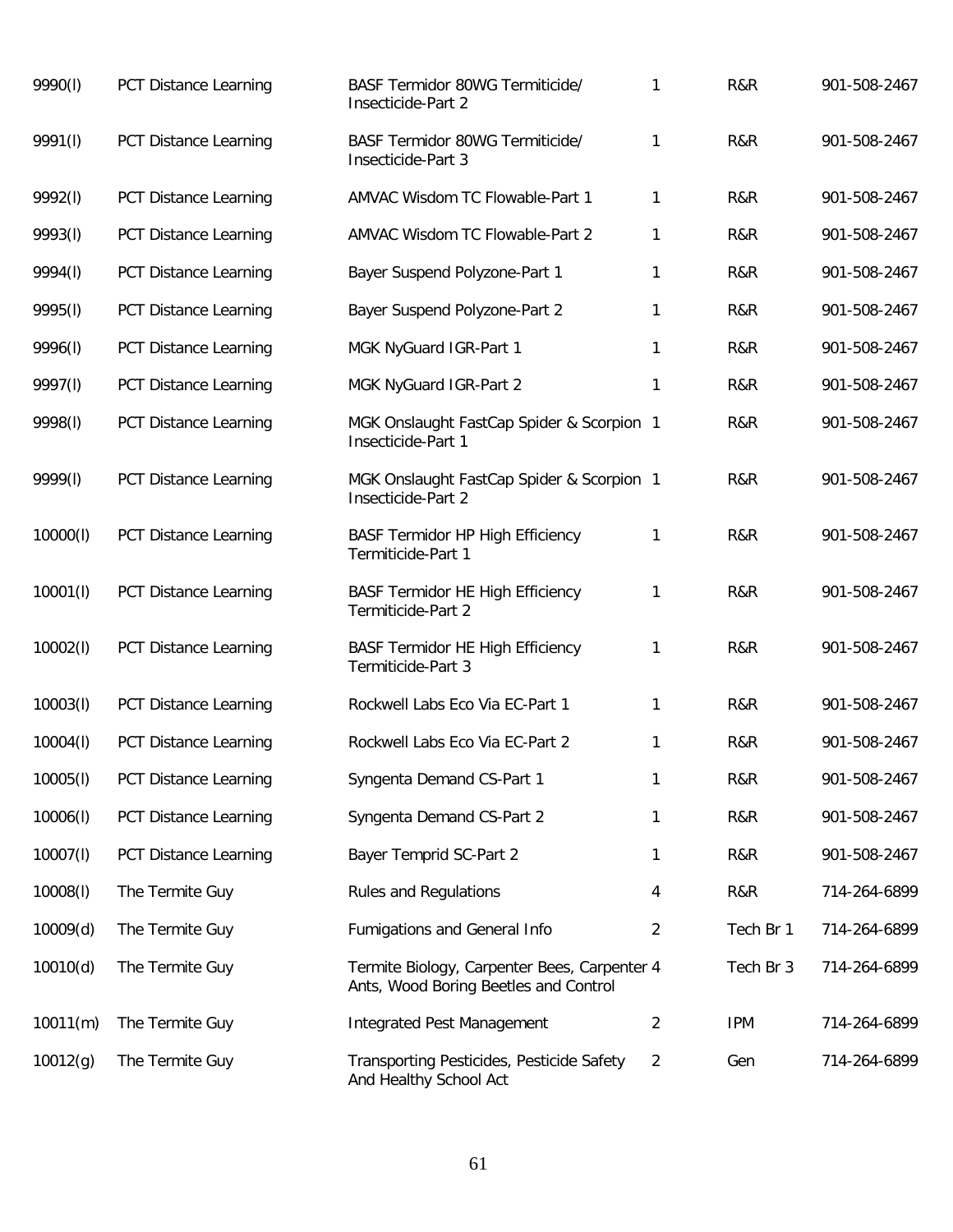| | | | | | |
|---|---|---|---|---|---|
| 9990(l) | PCT Distance Learning | BASF Termidor 80WG Termiticide/ Insecticide-Part 2 | 1 | R&R | 901-508-2467 |
| 9991(l) | PCT Distance Learning | BASF Termidor 80WG Termiticide/ Insecticide-Part 3 | 1 | R&R | 901-508-2467 |
| 9992(l) | PCT Distance Learning | AMVAC Wisdom TC Flowable-Part 1 | 1 | R&R | 901-508-2467 |
| 9993(l) | PCT Distance Learning | AMVAC Wisdom TC Flowable-Part 2 | 1 | R&R | 901-508-2467 |
| 9994(l) | PCT Distance Learning | Bayer Suspend Polyzone-Part 1 | 1 | R&R | 901-508-2467 |
| 9995(l) | PCT Distance Learning | Bayer Suspend Polyzone-Part 2 | 1 | R&R | 901-508-2467 |
| 9996(l) | PCT Distance Learning | MGK NyGuard IGR-Part 1 | 1 | R&R | 901-508-2467 |
| 9997(l) | PCT Distance Learning | MGK NyGuard IGR-Part 2 | 1 | R&R | 901-508-2467 |
| 9998(l) | PCT Distance Learning | MGK Onslaught FastCap Spider & Scorpion Insecticide-Part 1 | 1 | R&R | 901-508-2467 |
| 9999(l) | PCT Distance Learning | MGK Onslaught FastCap Spider & Scorpion Insecticide-Part 2 | 1 | R&R | 901-508-2467 |
| 10000(l) | PCT Distance Learning | BASF Termidor HP High Efficiency Termiticide-Part 1 | 1 | R&R | 901-508-2467 |
| 10001(l) | PCT Distance Learning | BASF Termidor HE High Efficiency Termiticide-Part 2 | 1 | R&R | 901-508-2467 |
| 10002(l) | PCT Distance Learning | BASF Termidor HE High Efficiency Termiticide-Part 3 | 1 | R&R | 901-508-2467 |
| 10003(l) | PCT Distance Learning | Rockwell Labs Eco Via EC-Part 1 | 1 | R&R | 901-508-2467 |
| 10004(l) | PCT Distance Learning | Rockwell Labs Eco Via EC-Part 2 | 1 | R&R | 901-508-2467 |
| 10005(l) | PCT Distance Learning | Syngenta Demand CS-Part 1 | 1 | R&R | 901-508-2467 |
| 10006(l) | PCT Distance Learning | Syngenta Demand CS-Part 2 | 1 | R&R | 901-508-2467 |
| 10007(l) | PCT Distance Learning | Bayer Temprid SC-Part 2 | 1 | R&R | 901-508-2467 |
| 10008(l) | The Termite Guy | Rules and Regulations | 4 | R&R | 714-264-6899 |
| 10009(d) | The Termite Guy | Fumigations and General Info | 2 | Tech Br 1 | 714-264-6899 |
| 10010(d) | The Termite Guy | Termite Biology, Carpenter Bees, Carpenter Ants, Wood Boring Beetles and Control | 4 | Tech Br 3 | 714-264-6899 |
| 10011(m) | The Termite Guy | Integrated Pest Management | 2 | IPM | 714-264-6899 |
| 10012(g) | The Termite Guy | Transporting Pesticides, Pesticide Safety And Healthy School Act | 2 | Gen | 714-264-6899 |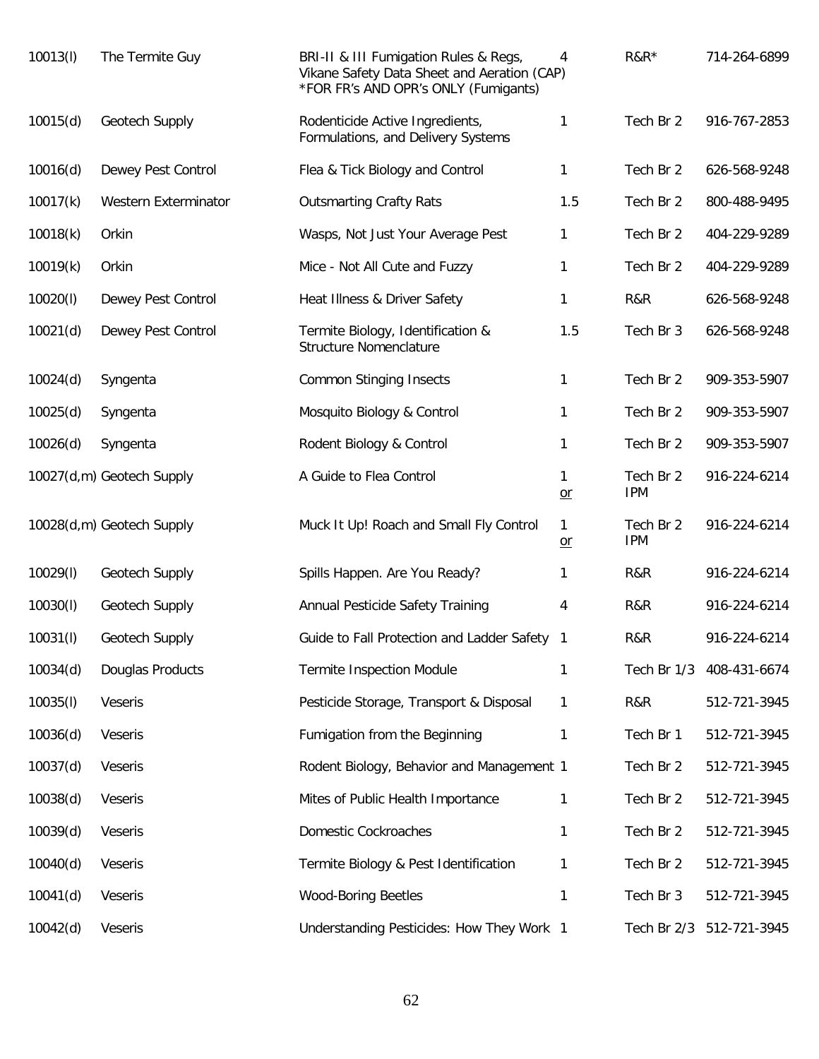| | | | | | |
|---|---|---|---|---|---|
| 10013(l) | The Termite Guy | BRI-II & III Fumigation Rules & Regs, Vikane Safety Data Sheet and Aeration (CAP) *FOR FR's AND OPR's ONLY (Fumigants) | 4 | R&R* | 714-264-6899 |
| 10015(d) | Geotech Supply | Rodenticide Active Ingredients, Formulations, and Delivery Systems | 1 | Tech Br 2 | 916-767-2853 |
| 10016(d) | Dewey Pest Control | Flea & Tick Biology and Control | 1 | Tech Br 2 | 626-568-9248 |
| 10017(k) | Western Exterminator | Outsmarting Crafty Rats | 1.5 | Tech Br 2 | 800-488-9495 |
| 10018(k) | Orkin | Wasps, Not Just Your Average Pest | 1 | Tech Br 2 | 404-229-9289 |
| 10019(k) | Orkin | Mice - Not All Cute and Fuzzy | 1 | Tech Br 2 | 404-229-9289 |
| 10020(l) | Dewey Pest Control | Heat Illness & Driver Safety | 1 | R&R | 626-568-9248 |
| 10021(d) | Dewey Pest Control | Termite Biology, Identification & Structure Nomenclature | 1.5 | Tech Br 3 | 626-568-9248 |
| 10024(d) | Syngenta | Common Stinging Insects | 1 | Tech Br 2 | 909-353-5907 |
| 10025(d) | Syngenta | Mosquito Biology & Control | 1 | Tech Br 2 | 909-353-5907 |
| 10026(d) | Syngenta | Rodent Biology & Control | 1 | Tech Br 2 | 909-353-5907 |
| 10027(d,m) | Geotech Supply | A Guide to Flea Control | 1 or | Tech Br 2 IPM | 916-224-6214 |
| 10028(d,m) | Geotech Supply | Muck It Up! Roach and Small Fly Control | 1 or | Tech Br 2 IPM | 916-224-6214 |
| 10029(l) | Geotech Supply | Spills Happen. Are You Ready? | 1 | R&R | 916-224-6214 |
| 10030(l) | Geotech Supply | Annual Pesticide Safety Training | 4 | R&R | 916-224-6214 |
| 10031(l) | Geotech Supply | Guide to Fall Protection and Ladder Safety | 1 | R&R | 916-224-6214 |
| 10034(d) | Douglas Products | Termite Inspection Module | 1 | Tech Br 1/3 | 408-431-6674 |
| 10035(l) | Veseris | Pesticide Storage, Transport & Disposal | 1 | R&R | 512-721-3945 |
| 10036(d) | Veseris | Fumigation from the Beginning | 1 | Tech Br 1 | 512-721-3945 |
| 10037(d) | Veseris | Rodent Biology, Behavior and Management | 1 | Tech Br 2 | 512-721-3945 |
| 10038(d) | Veseris | Mites of Public Health Importance | 1 | Tech Br 2 | 512-721-3945 |
| 10039(d) | Veseris | Domestic Cockroaches | 1 | Tech Br 2 | 512-721-3945 |
| 10040(d) | Veseris | Termite Biology & Pest Identification | 1 | Tech Br 2 | 512-721-3945 |
| 10041(d) | Veseris | Wood-Boring Beetles | 1 | Tech Br 3 | 512-721-3945 |
| 10042(d) | Veseris | Understanding Pesticides: How They Work | 1 | Tech Br 2/3 | 512-721-3945 |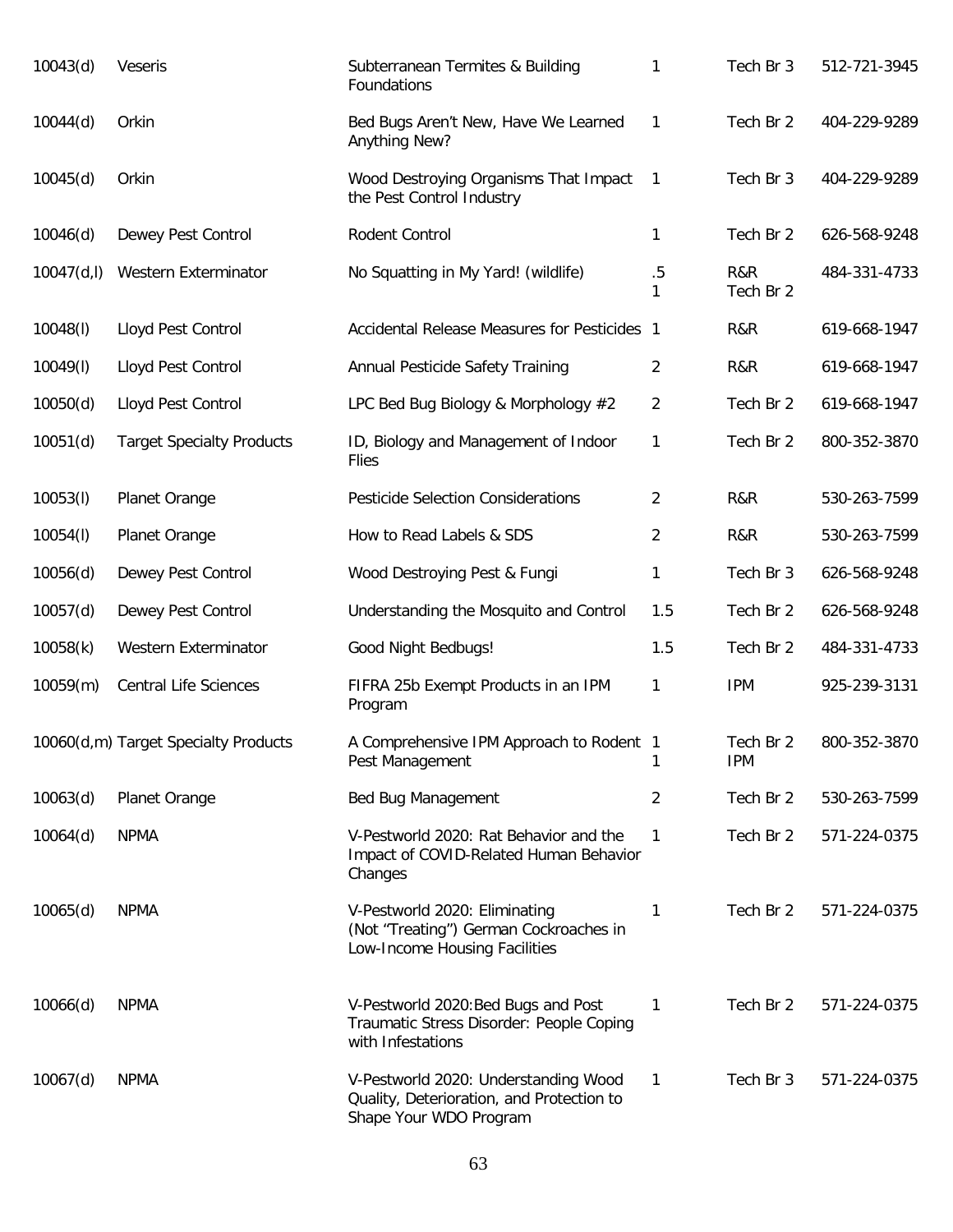| | | | | | |
|---|---|---|---|---|---|
| 10043(d) | Veseris | Subterranean Termites & Building Foundations | 1 | Tech Br 3 | 512-721-3945 |
| 10044(d) | Orkin | Bed Bugs Aren't New, Have We Learned Anything New? | 1 | Tech Br 2 | 404-229-9289 |
| 10045(d) | Orkin | Wood Destroying Organisms That Impact the Pest Control Industry | 1 | Tech Br 3 | 404-229-9289 |
| 10046(d) | Dewey Pest Control | Rodent Control | 1 | Tech Br 2 | 626-568-9248 |
| 10047(d,l) | Western Exterminator | No Squatting in My Yard! (wildlife) | .5<br>1 | R&R<br>Tech Br 2 | 484-331-4733 |
| 10048(l) | Lloyd Pest Control | Accidental Release Measures for Pesticides | 1 | R&R | 619-668-1947 |
| 10049(l) | Lloyd Pest Control | Annual Pesticide Safety Training | 2 | R&R | 619-668-1947 |
| 10050(d) | Lloyd Pest Control | LPC Bed Bug Biology & Morphology #2 | 2 | Tech Br 2 | 619-668-1947 |
| 10051(d) | Target Specialty Products | ID, Biology and Management of Indoor Flies | 1 | Tech Br 2 | 800-352-3870 |
| 10053(l) | Planet Orange | Pesticide Selection Considerations | 2 | R&R | 530-263-7599 |
| 10054(l) | Planet Orange | How to Read Labels & SDS | 2 | R&R | 530-263-7599 |
| 10056(d) | Dewey Pest Control | Wood Destroying Pest & Fungi | 1 | Tech Br 3 | 626-568-9248 |
| 10057(d) | Dewey Pest Control | Understanding the Mosquito and Control | 1.5 | Tech Br 2 | 626-568-9248 |
| 10058(k) | Western Exterminator | Good Night Bedbugs! | 1.5 | Tech Br 2 | 484-331-4733 |
| 10059(m) | Central Life Sciences | FIFRA 25b Exempt Products in an IPM Program | 1 | IPM | 925-239-3131 |
| 10060(d,m) | Target Specialty Products | A Comprehensive IPM Approach to Rodent Pest Management | 1<br>1 | Tech Br 2<br>IPM | 800-352-3870 |
| 10063(d) | Planet Orange | Bed Bug Management | 2 | Tech Br 2 | 530-263-7599 |
| 10064(d) | NPMA | V-Pestworld 2020: Rat Behavior and the Impact of COVID-Related Human Behavior Changes | 1 | Tech Br 2 | 571-224-0375 |
| 10065(d) | NPMA | V-Pestworld 2020: Eliminating (Not "Treating") German Cockroaches in Low-Income Housing Facilities | 1 | Tech Br 2 | 571-224-0375 |
| 10066(d) | NPMA | V-Pestworld 2020:Bed Bugs and Post Traumatic Stress Disorder: People Coping with Infestations | 1 | Tech Br 2 | 571-224-0375 |
| 10067(d) | NPMA | V-Pestworld 2020: Understanding Wood Quality, Deterioration, and Protection to Shape Your WDO Program | 1 | Tech Br 3 | 571-224-0375 |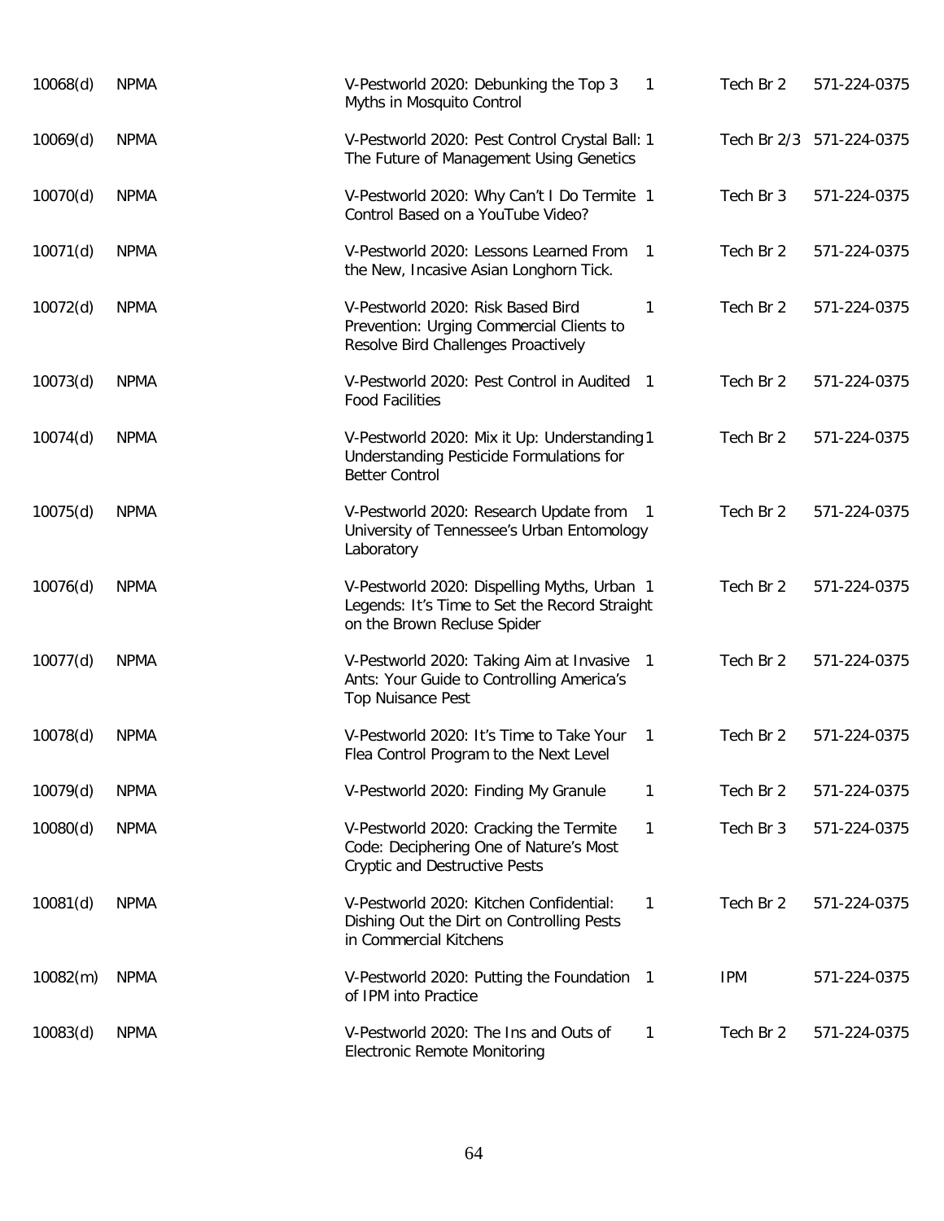| | | | | | |
|---|---|---|---|---|---|
| 10068(d) | NPMA | V-Pestworld 2020: Debunking the Top 3 Myths in Mosquito Control | 1 | Tech Br 2 | 571-224-0375 |
| 10069(d) | NPMA | V-Pestworld 2020: Pest Control Crystal Ball: The Future of Management Using Genetics | 1 | Tech Br 2/3 | 571-224-0375 |
| 10070(d) | NPMA | V-Pestworld 2020: Why Can't I Do Termite Control Based on a YouTube Video? | 1 | Tech Br 3 | 571-224-0375 |
| 10071(d) | NPMA | V-Pestworld 2020: Lessons Learned From the New, Incasive Asian Longhorn Tick. | 1 | Tech Br 2 | 571-224-0375 |
| 10072(d) | NPMA | V-Pestworld 2020: Risk Based Bird Prevention: Urging Commercial Clients to Resolve Bird Challenges Proactively | 1 | Tech Br 2 | 571-224-0375 |
| 10073(d) | NPMA | V-Pestworld 2020: Pest Control in Audited Food Facilities | 1 | Tech Br 2 | 571-224-0375 |
| 10074(d) | NPMA | V-Pestworld 2020: Mix it Up: Understanding Understanding Pesticide Formulations for Better Control | 1 | Tech Br 2 | 571-224-0375 |
| 10075(d) | NPMA | V-Pestworld 2020: Research Update from University of Tennessee's Urban Entomology Laboratory | 1 | Tech Br 2 | 571-224-0375 |
| 10076(d) | NPMA | V-Pestworld 2020: Dispelling Myths, Urban Legends: It's Time to Set the Record Straight on the Brown Recluse Spider | 1 | Tech Br 2 | 571-224-0375 |
| 10077(d) | NPMA | V-Pestworld 2020: Taking Aim at Invasive Ants: Your Guide to Controlling America's Top Nuisance Pest | 1 | Tech Br 2 | 571-224-0375 |
| 10078(d) | NPMA | V-Pestworld 2020: It's Time to Take Your Flea Control Program to the Next Level | 1 | Tech Br 2 | 571-224-0375 |
| 10079(d) | NPMA | V-Pestworld 2020: Finding My Granule | 1 | Tech Br 2 | 571-224-0375 |
| 10080(d) | NPMA | V-Pestworld 2020: Cracking the Termite Code: Deciphering One of Nature's Most Cryptic and Destructive Pests | 1 | Tech Br 3 | 571-224-0375 |
| 10081(d) | NPMA | V-Pestworld 2020: Kitchen Confidential: Dishing Out the Dirt on Controlling Pests in Commercial Kitchens | 1 | Tech Br 2 | 571-224-0375 |
| 10082(m) | NPMA | V-Pestworld 2020: Putting the Foundation of IPM into Practice | 1 | IPM | 571-224-0375 |
| 10083(d) | NPMA | V-Pestworld 2020: The Ins and Outs of Electronic Remote Monitoring | 1 | Tech Br 2 | 571-224-0375 |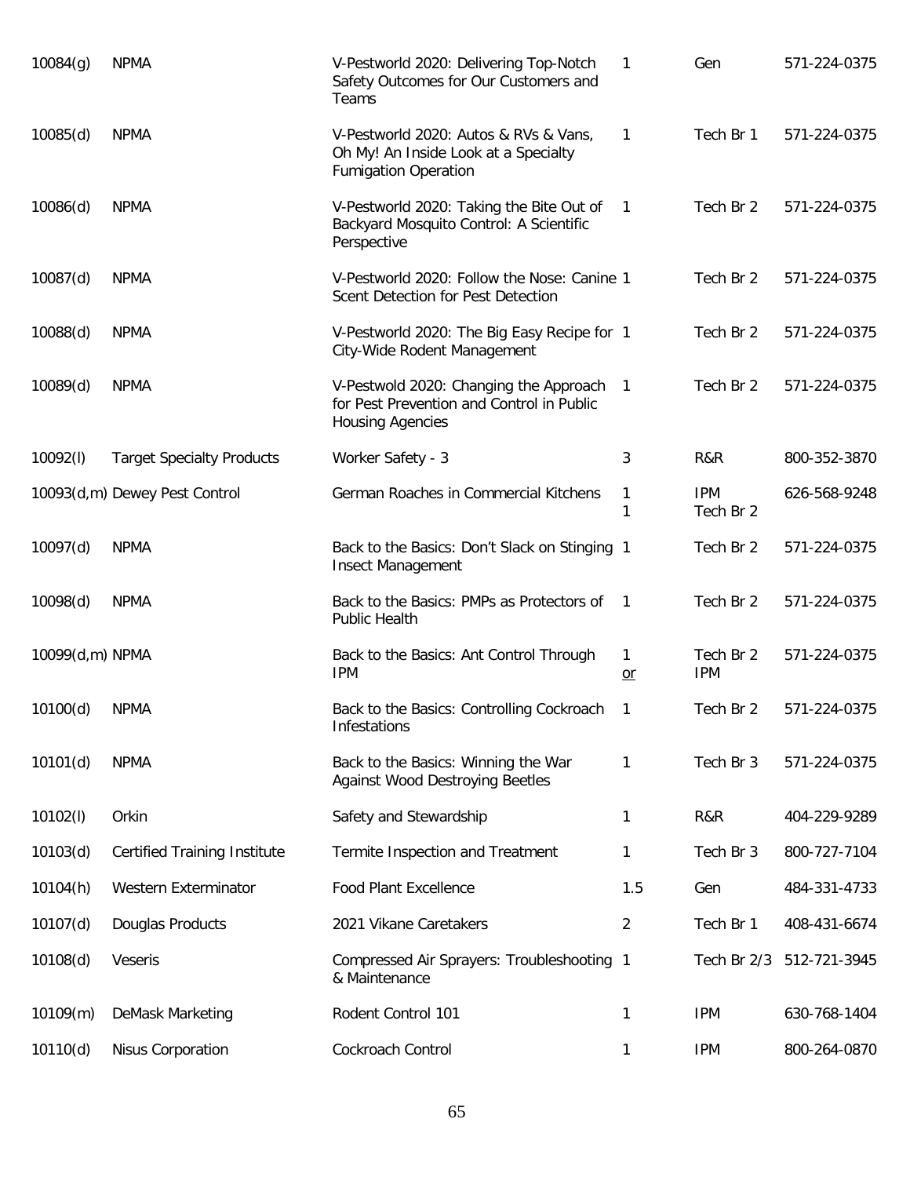| | | | | | |
|---|---|---|---|---|---|
| 10084(g) | NPMA | V-Pestworld 2020: Delivering Top-Notch Safety Outcomes for Our Customers and Teams | 1 | Gen | 571-224-0375 |
| 10085(d) | NPMA | V-Pestworld 2020: Autos & RVs & Vans, Oh My! An Inside Look at a Specialty Fumigation Operation | 1 | Tech Br 1 | 571-224-0375 |
| 10086(d) | NPMA | V-Pestworld 2020: Taking the Bite Out of Backyard Mosquito Control: A Scientific Perspective | 1 | Tech Br 2 | 571-224-0375 |
| 10087(d) | NPMA | V-Pestworld 2020: Follow the Nose: Canine Scent Detection for Pest Detection | 1 | Tech Br 2 | 571-224-0375 |
| 10088(d) | NPMA | V-Pestworld 2020: The Big Easy Recipe for City-Wide Rodent Management | 1 | Tech Br 2 | 571-224-0375 |
| 10089(d) | NPMA | V-Pestwold 2020: Changing the Approach for Pest Prevention and Control in Public Housing Agencies | 1 | Tech Br 2 | 571-224-0375 |
| 10092(l) | Target Specialty Products | Worker Safety - 3 | 3 | R&R | 800-352-3870 |
| 10093(d,m) | Dewey Pest Control | German Roaches in Commercial Kitchens | 1<br>1 | IPM<br>Tech Br 2 | 626-568-9248 |
| 10097(d) | NPMA | Back to the Basics: Don't Slack on Stinging Insect Management | 1 | Tech Br 2 | 571-224-0375 |
| 10098(d) | NPMA | Back to the Basics: PMPs as Protectors of Public Health | 1 | Tech Br 2 | 571-224-0375 |
| 10099(d,m) | NPMA | Back to the Basics: Ant Control Through IPM | 1<br>or | Tech Br 2<br>IPM | 571-224-0375 |
| 10100(d) | NPMA | Back to the Basics: Controlling Cockroach Infestations | 1 | Tech Br 2 | 571-224-0375 |
| 10101(d) | NPMA | Back to the Basics: Winning the War Against Wood Destroying Beetles | 1 | Tech Br 3 | 571-224-0375 |
| 10102(l) | Orkin | Safety and Stewardship | 1 | R&R | 404-229-9289 |
| 10103(d) | Certified Training Institute | Termite Inspection and Treatment | 1 | Tech Br 3 | 800-727-7104 |
| 10104(h) | Western Exterminator | Food Plant Excellence | 1.5 | Gen | 484-331-4733 |
| 10107(d) | Douglas Products | 2021 Vikane Caretakers | 2 | Tech Br 1 | 408-431-6674 |
| 10108(d) | Veseris | Compressed Air Sprayers: Troubleshooting & Maintenance | 1 | Tech Br 2/3 | 512-721-3945 |
| 10109(m) | DeMask Marketing | Rodent Control 101 | 1 | IPM | 630-768-1404 |
| 10110(d) | Nisus Corporation | Cockroach Control | 1 | IPM | 800-264-0870 |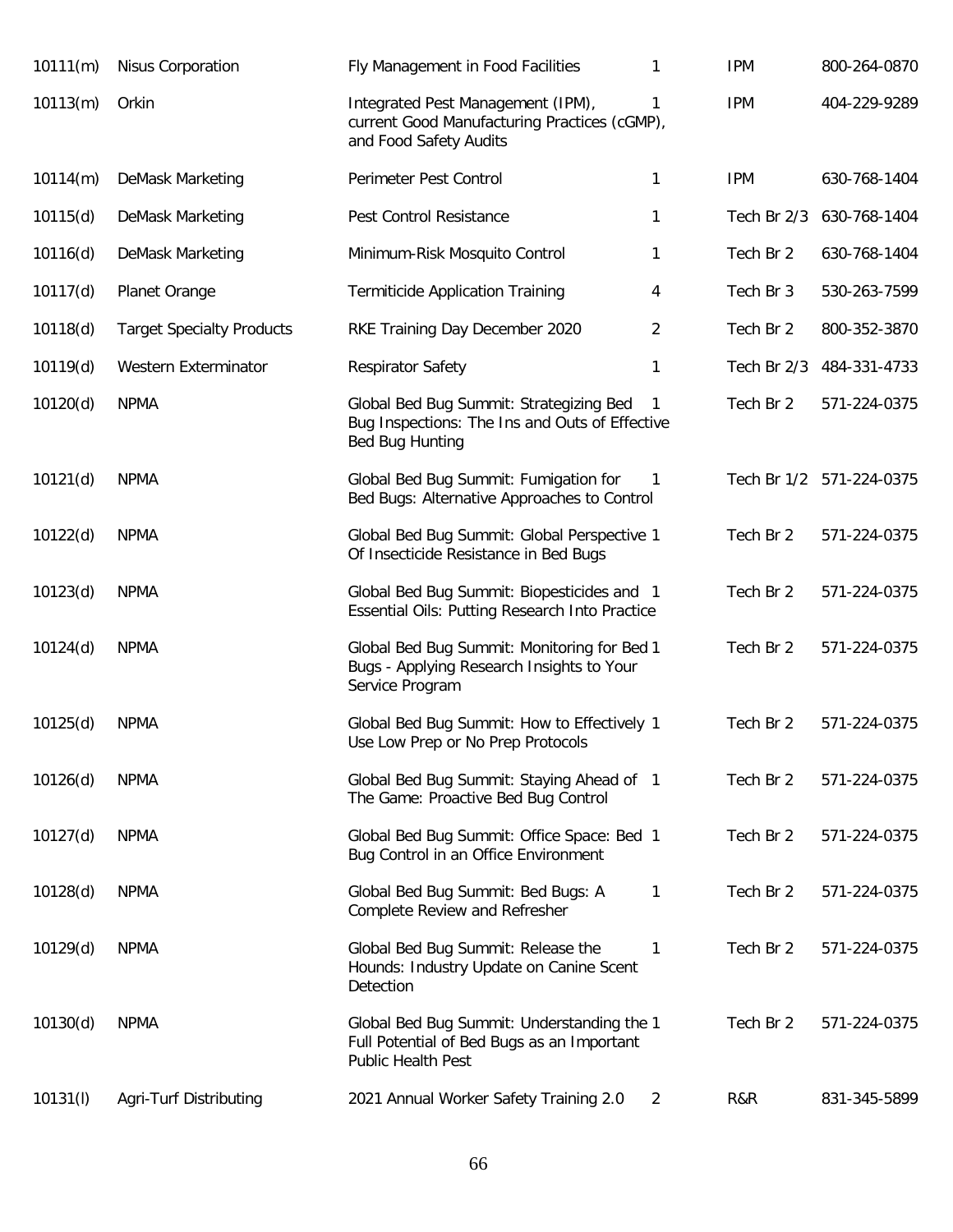| | | | | | |
|---|---|---|---|---|---|
| 10111(m) | Nisus Corporation | Fly Management in Food Facilities | 1 | IPM | 800-264-0870 |
| 10113(m) | Orkin | Integrated Pest Management (IPM), current Good Manufacturing Practices (cGMP), and Food Safety Audits | 1 | IPM | 404-229-9289 |
| 10114(m) | DeMask Marketing | Perimeter Pest Control | 1 | IPM | 630-768-1404 |
| 10115(d) | DeMask Marketing | Pest Control Resistance | 1 | Tech Br 2/3 | 630-768-1404 |
| 10116(d) | DeMask Marketing | Minimum-Risk Mosquito Control | 1 | Tech Br 2 | 630-768-1404 |
| 10117(d) | Planet Orange | Termiticide Application Training | 4 | Tech Br 3 | 530-263-7599 |
| 10118(d) | Target Specialty Products | RKE Training Day December 2020 | 2 | Tech Br 2 | 800-352-3870 |
| 10119(d) | Western Exterminator | Respirator Safety | 1 | Tech Br 2/3 | 484-331-4733 |
| 10120(d) | NPMA | Global Bed Bug Summit: Strategizing Bed Bug Inspections: The Ins and Outs of Effective Bed Bug Hunting | 1 | Tech Br 2 | 571-224-0375 |
| 10121(d) | NPMA | Global Bed Bug Summit: Fumigation for Bed Bugs: Alternative Approaches to Control | 1 | Tech Br 1/2 | 571-224-0375 |
| 10122(d) | NPMA | Global Bed Bug Summit: Global Perspective Of Insecticide Resistance in Bed Bugs | 1 | Tech Br 2 | 571-224-0375 |
| 10123(d) | NPMA | Global Bed Bug Summit: Biopesticides and Essential Oils: Putting Research Into Practice | 1 | Tech Br 2 | 571-224-0375 |
| 10124(d) | NPMA | Global Bed Bug Summit: Monitoring for Bed Bugs - Applying Research Insights to Your Service Program | 1 | Tech Br 2 | 571-224-0375 |
| 10125(d) | NPMA | Global Bed Bug Summit: How to Effectively Use Low Prep or No Prep Protocols | 1 | Tech Br 2 | 571-224-0375 |
| 10126(d) | NPMA | Global Bed Bug Summit: Staying Ahead of The Game: Proactive Bed Bug Control | 1 | Tech Br 2 | 571-224-0375 |
| 10127(d) | NPMA | Global Bed Bug Summit: Office Space: Bed Bug Control in an Office Environment | 1 | Tech Br 2 | 571-224-0375 |
| 10128(d) | NPMA | Global Bed Bug Summit: Bed Bugs: A Complete Review and Refresher | 1 | Tech Br 2 | 571-224-0375 |
| 10129(d) | NPMA | Global Bed Bug Summit: Release the Hounds: Industry Update on Canine Scent Detection | 1 | Tech Br 2 | 571-224-0375 |
| 10130(d) | NPMA | Global Bed Bug Summit: Understanding the Full Potential of Bed Bugs as an Important Public Health Pest | 1 | Tech Br 2 | 571-224-0375 |
| 10131(l) | Agri-Turf Distributing | 2021 Annual Worker Safety Training 2.0 | 2 | R&R | 831-345-5899 |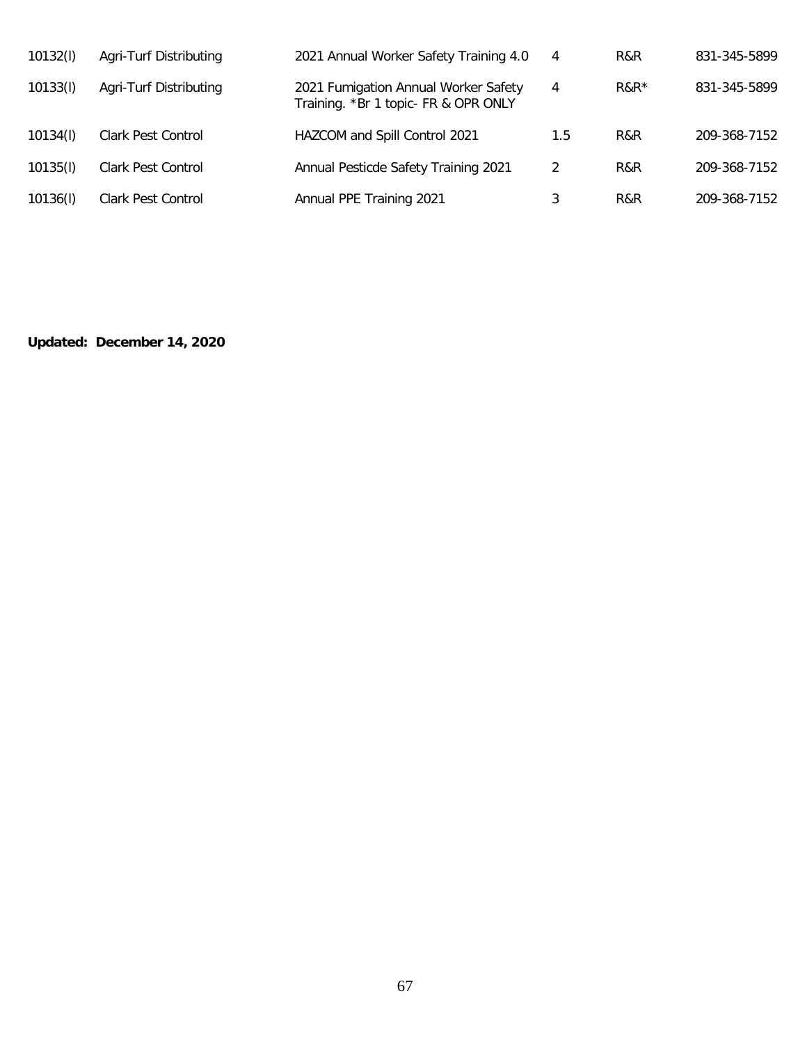| | | | | | |
|---|---|---|---|---|---|
| 10132(l) | Agri-Turf Distributing | 2021 Annual Worker Safety Training 4.0 | 4 | R&R | 831-345-5899 |
| 10133(l) | Agri-Turf Distributing | 2021 Fumigation Annual Worker Safety Training. *Br 1 topic- FR & OPR ONLY | 4 | R&R* | 831-345-5899 |
| 10134(l) | Clark Pest Control | HAZCOM and Spill Control 2021 | 1.5 | R&R | 209-368-7152 |
| 10135(l) | Clark Pest Control | Annual Pesticde Safety Training 2021 | 2 | R&R | 209-368-7152 |
| 10136(l) | Clark Pest Control | Annual PPE Training 2021 | 3 | R&R | 209-368-7152 |

**Updated: December 14, 2020**